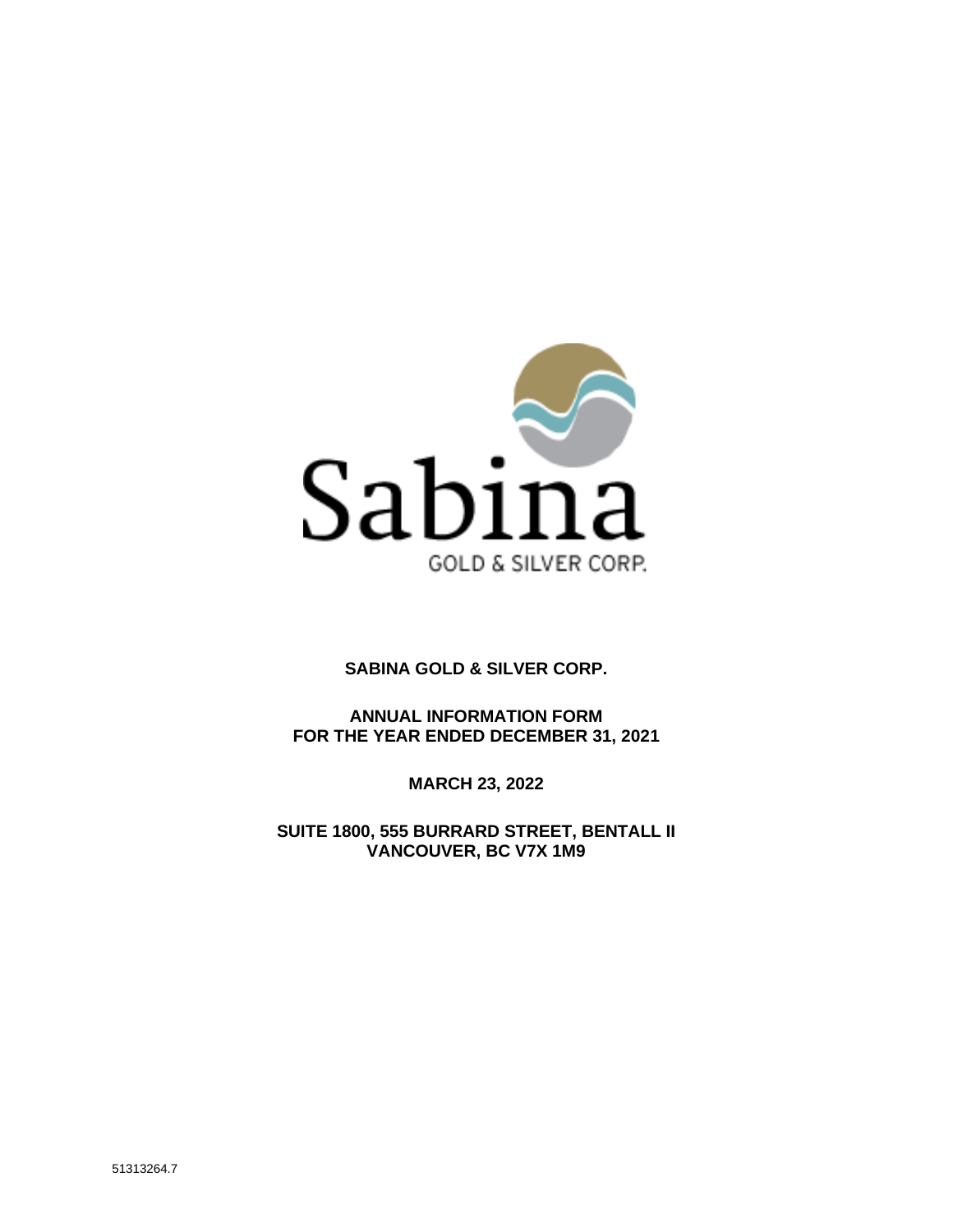Sabina

GOLD & SILVER CORP.

**SABINA GOLD & SILVER CORP.**

**ANNUAL INFORMATION FORM**
**FOR THE YEAR ENDED DECEMBER 31, 2021**

**MARCH 23, 2022**

**SUITE 1800, 555 BURRARD STREET, BENTALL II**
**VANCOUVER, BC V7X 1M9**

51313264.7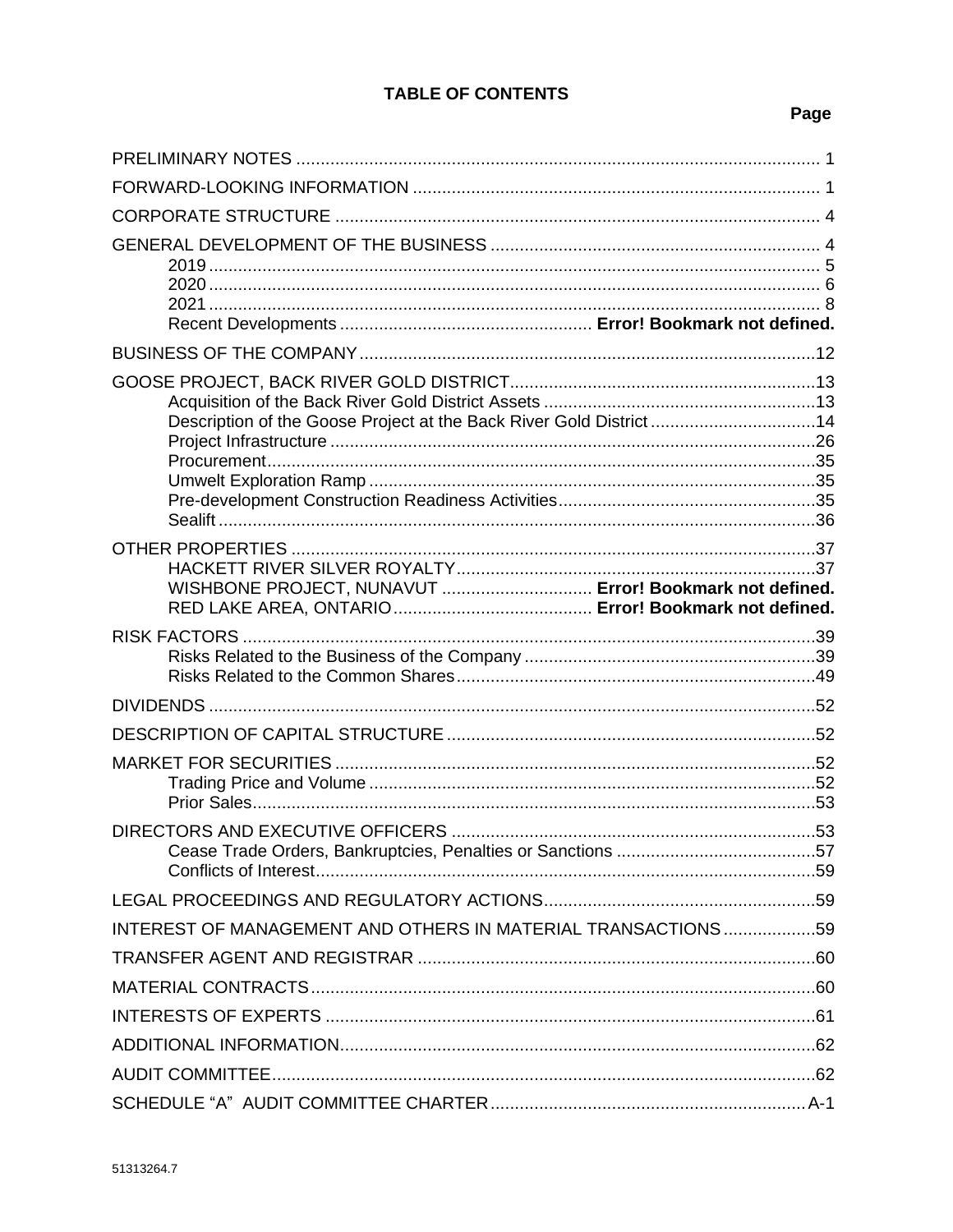**TABLE OF CONTENTS**

| | Page |
|---|---|
| PRELIMINARY NOTES | 1 |
| FORWARD-LOOKING INFORMATION | 1 |
| CORPORATE STRUCTURE | 4 |
| GENERAL DEVELOPMENT OF THE BUSINESS | 4 |
| 2019 | 5 |
| 2020 | 6 |
| 2021 | 8 |
| Recent Developments | **Error! Bookmark not defined.** |
| BUSINESS OF THE COMPANY | 12 |
| GOOSE PROJECT, BACK RIVER GOLD DISTRICT | 13 |
| Acquisition of the Back River Gold District Assets | 13 |
| Description of the Goose Project at the Back River Gold District | 14 |
| Project Infrastructure | 26 |
| Procurement | 35 |
| Umwelt Exploration Ramp | 35 |
| Pre-development Construction Readiness Activities | 35 |
| Sealift | 36 |
| OTHER PROPERTIES | 37 |
| HACKETT RIVER SILVER ROYALTY | 37 |
| WISHBONE PROJECT, NUNAVUT | **Error! Bookmark not defined.** |
| RED LAKE AREA, ONTARIO | **Error! Bookmark not defined.** |
| RISK FACTORS | 39 |
| Risks Related to the Business of the Company | 39 |
| Risks Related to the Common Shares | 49 |
| DIVIDENDS | 52 |
| DESCRIPTION OF CAPITAL STRUCTURE | 52 |
| MARKET FOR SECURITIES | 52 |
| Trading Price and Volume | 52 |
| Prior Sales | 53 |
| DIRECTORS AND EXECUTIVE OFFICERS | 53 |
| Cease Trade Orders, Bankruptcies, Penalties or Sanctions | 57 |
| Conflicts of Interest | 59 |
| LEGAL PROCEEDINGS AND REGULATORY ACTIONS | 59 |
| INTEREST OF MANAGEMENT AND OTHERS IN MATERIAL TRANSACTIONS | 59 |
| TRANSFER AGENT AND REGISTRAR | 60 |
| MATERIAL CONTRACTS | 60 |
| INTERESTS OF EXPERTS | 61 |
| ADDITIONAL INFORMATION | 62 |
| AUDIT COMMITTEE | 62 |
| SCHEDULE "A" AUDIT COMMITTEE CHARTER | A-1 |

51313264.7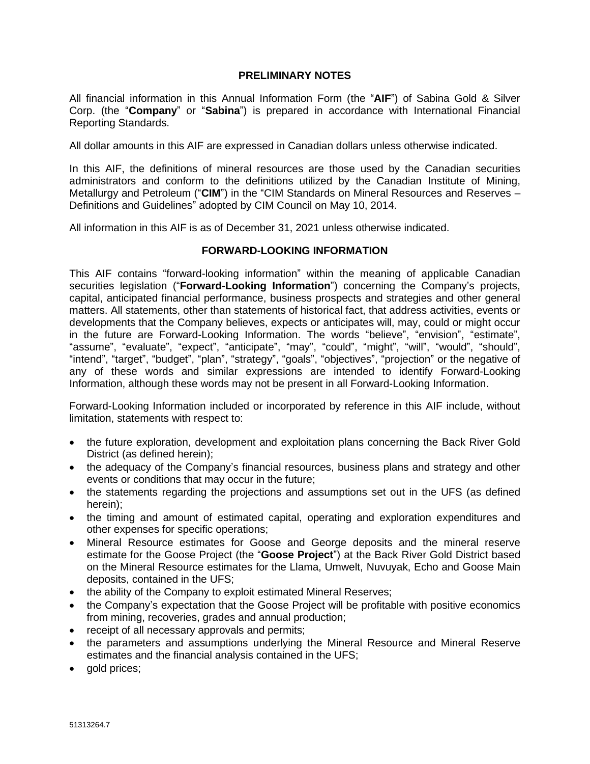## PRELIMINARY NOTES

All financial information in this Annual Information Form (the "**AIF**") of Sabina Gold & Silver Corp. (the "**Company**" or "**Sabina**") is prepared in accordance with International Financial Reporting Standards.

All dollar amounts in this AIF are expressed in Canadian dollars unless otherwise indicated.

In this AIF, the definitions of mineral resources are those used by the Canadian securities administrators and conform to the definitions utilized by the Canadian Institute of Mining, Metallurgy and Petroleum ("**CIM**") in the "CIM Standards on Mineral Resources and Reserves – Definitions and Guidelines" adopted by CIM Council on May 10, 2014.

All information in this AIF is as of December 31, 2021 unless otherwise indicated.

## FORWARD-LOOKING INFORMATION

This AIF contains "forward-looking information" within the meaning of applicable Canadian securities legislation ("**Forward-Looking Information**") concerning the Company's projects, capital, anticipated financial performance, business prospects and strategies and other general matters. All statements, other than statements of historical fact, that address activities, events or developments that the Company believes, expects or anticipates will, may, could or might occur in the future are Forward-Looking Information. The words "believe", "envision", "estimate", "assume", "evaluate", "expect", "anticipate", "may", "could", "might", "will", "would", "should", "intend", "target", "budget", "plan", "strategy", "goals", "objectives", "projection" or the negative of any of these words and similar expressions are intended to identify Forward-Looking Information, although these words may not be present in all Forward-Looking Information.

Forward-Looking Information included or incorporated by reference in this AIF include, without limitation, statements with respect to:

- the future exploration, development and exploitation plans concerning the Back River Gold District (as defined herein);
- the adequacy of the Company's financial resources, business plans and strategy and other events or conditions that may occur in the future;
- the statements regarding the projections and assumptions set out in the UFS (as defined herein);
- the timing and amount of estimated capital, operating and exploration expenditures and other expenses for specific operations;
- Mineral Resource estimates for Goose and George deposits and the mineral reserve estimate for the Goose Project (the "**Goose Project**") at the Back River Gold District based on the Mineral Resource estimates for the Llama, Umwelt, Nuvuyak, Echo and Goose Main deposits, contained in the UFS;
- the ability of the Company to exploit estimated Mineral Reserves;
- the Company's expectation that the Goose Project will be profitable with positive economics from mining, recoveries, grades and annual production;
- receipt of all necessary approvals and permits;
- the parameters and assumptions underlying the Mineral Resource and Mineral Reserve estimates and the financial analysis contained in the UFS;
- gold prices;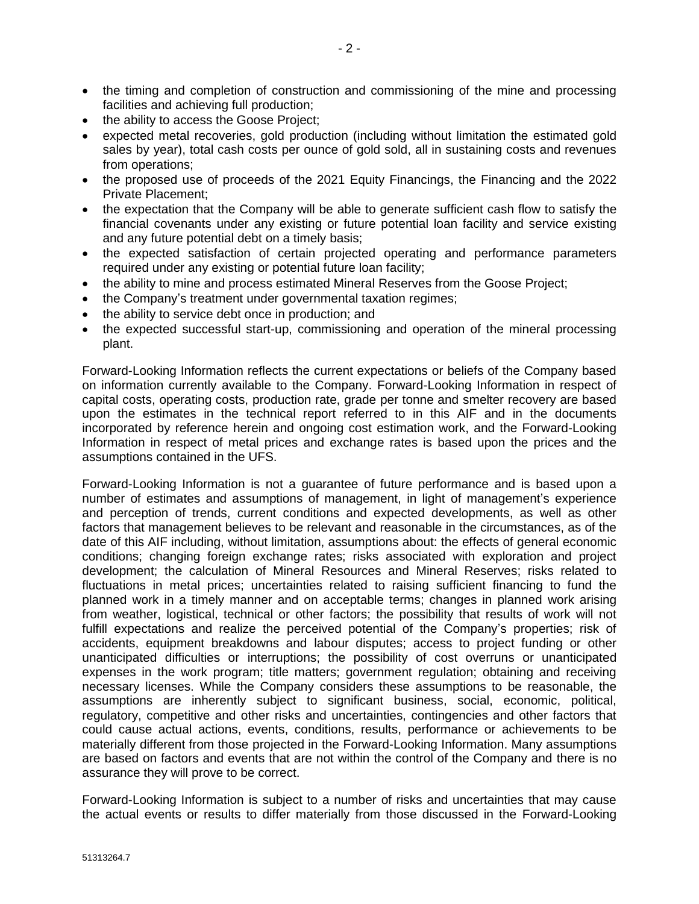- the timing and completion of construction and commissioning of the mine and processing facilities and achieving full production;
- the ability to access the Goose Project;
- expected metal recoveries, gold production (including without limitation the estimated gold sales by year), total cash costs per ounce of gold sold, all in sustaining costs and revenues from operations;
- the proposed use of proceeds of the 2021 Equity Financings, the Financing and the 2022 Private Placement;
- the expectation that the Company will be able to generate sufficient cash flow to satisfy the financial covenants under any existing or future potential loan facility and service existing and any future potential debt on a timely basis;
- the expected satisfaction of certain projected operating and performance parameters required under any existing or potential future loan facility;
- the ability to mine and process estimated Mineral Reserves from the Goose Project;
- the Company's treatment under governmental taxation regimes;
- the ability to service debt once in production; and
- the expected successful start-up, commissioning and operation of the mineral processing plant.

Forward-Looking Information reflects the current expectations or beliefs of the Company based on information currently available to the Company. Forward-Looking Information in respect of capital costs, operating costs, production rate, grade per tonne and smelter recovery are based upon the estimates in the technical report referred to in this AIF and in the documents incorporated by reference herein and ongoing cost estimation work, and the Forward-Looking Information in respect of metal prices and exchange rates is based upon the prices and the assumptions contained in the UFS.

Forward-Looking Information is not a guarantee of future performance and is based upon a number of estimates and assumptions of management, in light of management's experience and perception of trends, current conditions and expected developments, as well as other factors that management believes to be relevant and reasonable in the circumstances, as of the date of this AIF including, without limitation, assumptions about: the effects of general economic conditions; changing foreign exchange rates; risks associated with exploration and project development; the calculation of Mineral Resources and Mineral Reserves; risks related to fluctuations in metal prices; uncertainties related to raising sufficient financing to fund the planned work in a timely manner and on acceptable terms; changes in planned work arising from weather, logistical, technical or other factors; the possibility that results of work will not fulfill expectations and realize the perceived potential of the Company's properties; risk of accidents, equipment breakdowns and labour disputes; access to project funding or other unanticipated difficulties or interruptions; the possibility of cost overruns or unanticipated expenses in the work program; title matters; government regulation; obtaining and receiving necessary licenses. While the Company considers these assumptions to be reasonable, the assumptions are inherently subject to significant business, social, economic, political, regulatory, competitive and other risks and uncertainties, contingencies and other factors that could cause actual actions, events, conditions, results, performance or achievements to be materially different from those projected in the Forward-Looking Information. Many assumptions are based on factors and events that are not within the control of the Company and there is no assurance they will prove to be correct.

Forward-Looking Information is subject to a number of risks and uncertainties that may cause the actual events or results to differ materially from those discussed in the Forward-Looking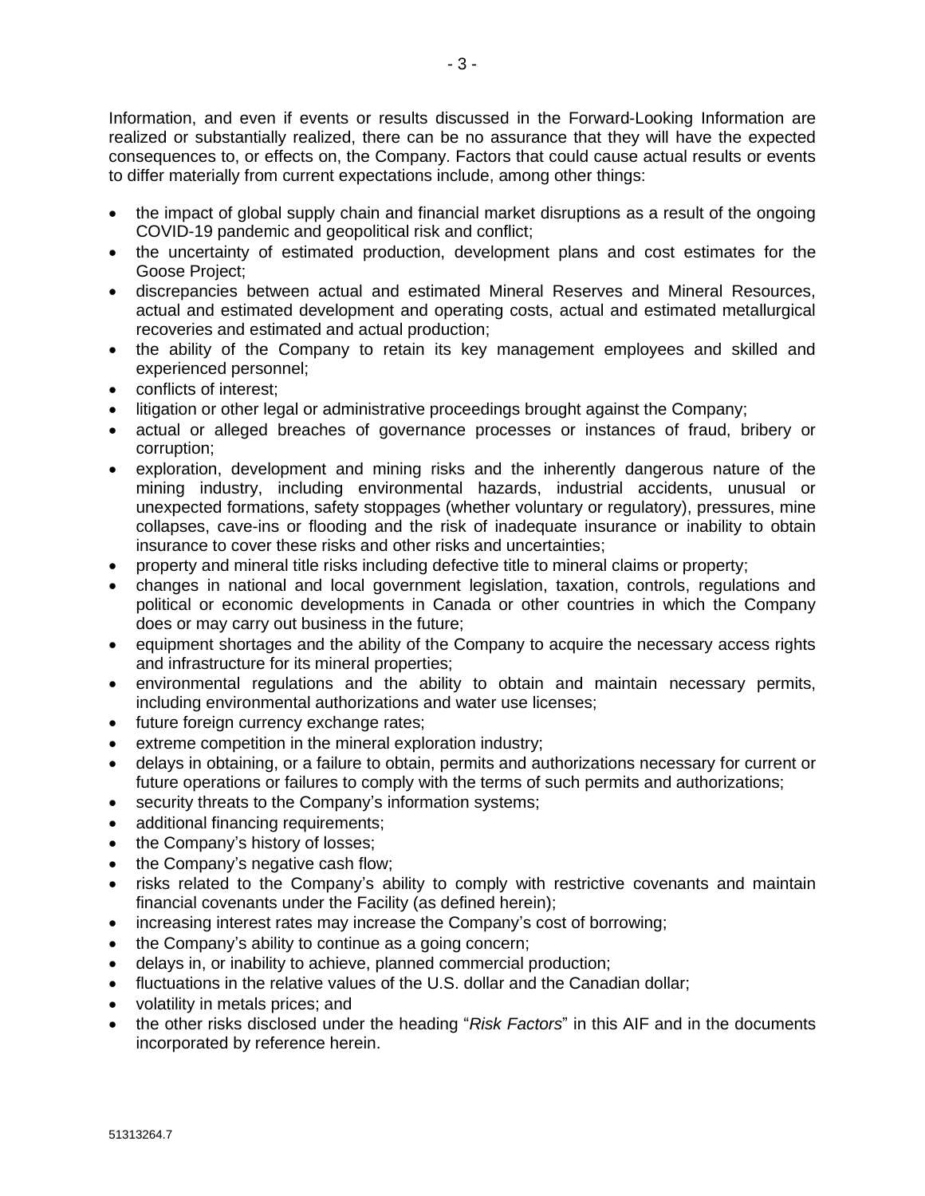Information, and even if events or results discussed in the Forward-Looking Information are realized or substantially realized, there can be no assurance that they will have the expected consequences to, or effects on, the Company. Factors that could cause actual results or events to differ materially from current expectations include, among other things:

- the impact of global supply chain and financial market disruptions as a result of the ongoing COVID-19 pandemic and geopolitical risk and conflict;
- the uncertainty of estimated production, development plans and cost estimates for the Goose Project;
- discrepancies between actual and estimated Mineral Reserves and Mineral Resources, actual and estimated development and operating costs, actual and estimated metallurgical recoveries and estimated and actual production;
- the ability of the Company to retain its key management employees and skilled and experienced personnel;
- conflicts of interest;
- litigation or other legal or administrative proceedings brought against the Company;
- actual or alleged breaches of governance processes or instances of fraud, bribery or corruption;
- exploration, development and mining risks and the inherently dangerous nature of the mining industry, including environmental hazards, industrial accidents, unusual or unexpected formations, safety stoppages (whether voluntary or regulatory), pressures, mine collapses, cave-ins or flooding and the risk of inadequate insurance or inability to obtain insurance to cover these risks and other risks and uncertainties;
- property and mineral title risks including defective title to mineral claims or property;
- changes in national and local government legislation, taxation, controls, regulations and political or economic developments in Canada or other countries in which the Company does or may carry out business in the future;
- equipment shortages and the ability of the Company to acquire the necessary access rights and infrastructure for its mineral properties;
- environmental regulations and the ability to obtain and maintain necessary permits, including environmental authorizations and water use licenses;
- future foreign currency exchange rates;
- extreme competition in the mineral exploration industry;
- delays in obtaining, or a failure to obtain, permits and authorizations necessary for current or future operations or failures to comply with the terms of such permits and authorizations;
- security threats to the Company's information systems;
- additional financing requirements;
- the Company's history of losses;
- the Company's negative cash flow;
- risks related to the Company's ability to comply with restrictive covenants and maintain financial covenants under the Facility (as defined herein);
- increasing interest rates may increase the Company's cost of borrowing;
- the Company's ability to continue as a going concern;
- delays in, or inability to achieve, planned commercial production;
- fluctuations in the relative values of the U.S. dollar and the Canadian dollar;
- volatility in metals prices; and
- the other risks disclosed under the heading "*Risk Factors*" in this AIF and in the documents incorporated by reference herein.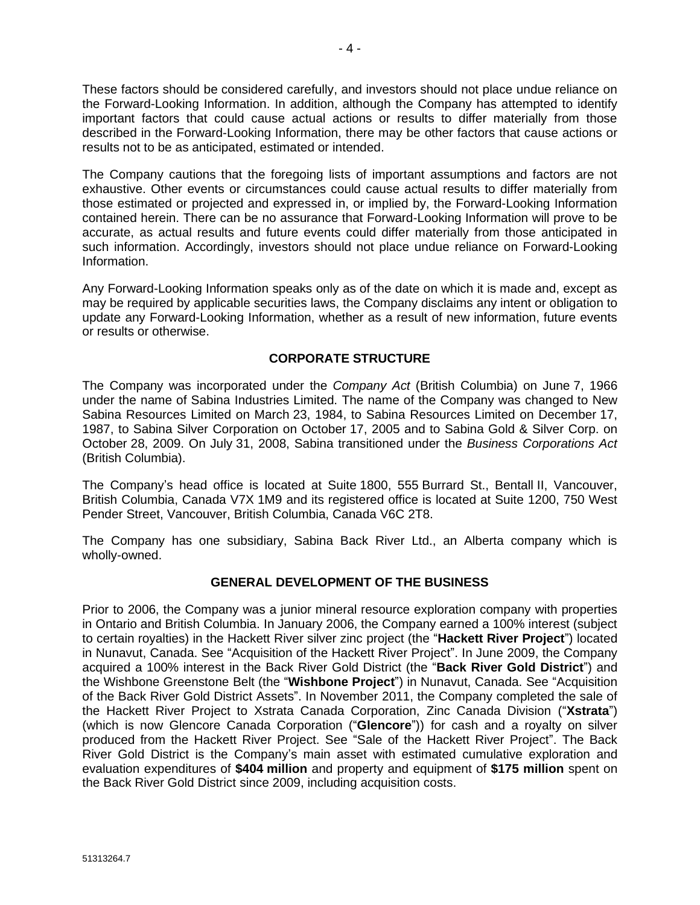These factors should be considered carefully, and investors should not place undue reliance on the Forward-Looking Information. In addition, although the Company has attempted to identify important factors that could cause actual actions or results to differ materially from those described in the Forward-Looking Information, there may be other factors that cause actions or results not to be as anticipated, estimated or intended.

The Company cautions that the foregoing lists of important assumptions and factors are not exhaustive. Other events or circumstances could cause actual results to differ materially from those estimated or projected and expressed in, or implied by, the Forward-Looking Information contained herein. There can be no assurance that Forward-Looking Information will prove to be accurate, as actual results and future events could differ materially from those anticipated in such information. Accordingly, investors should not place undue reliance on Forward-Looking Information.

Any Forward-Looking Information speaks only as of the date on which it is made and, except as may be required by applicable securities laws, the Company disclaims any intent or obligation to update any Forward-Looking Information, whether as a result of new information, future events or results or otherwise.

## CORPORATE STRUCTURE

The Company was incorporated under the *Company Act* (British Columbia) on June 7, 1966 under the name of Sabina Industries Limited. The name of the Company was changed to New Sabina Resources Limited on March 23, 1984, to Sabina Resources Limited on December 17, 1987, to Sabina Silver Corporation on October 17, 2005 and to Sabina Gold & Silver Corp. on October 28, 2009. On July 31, 2008, Sabina transitioned under the *Business Corporations Act* (British Columbia).

The Company's head office is located at Suite 1800, 555 Burrard St., Bentall II, Vancouver, British Columbia, Canada V7X 1M9 and its registered office is located at Suite 1200, 750 West Pender Street, Vancouver, British Columbia, Canada V6C 2T8.

The Company has one subsidiary, Sabina Back River Ltd., an Alberta company which is wholly-owned.

## GENERAL DEVELOPMENT OF THE BUSINESS

Prior to 2006, the Company was a junior mineral resource exploration company with properties in Ontario and British Columbia. In January 2006, the Company earned a 100% interest (subject to certain royalties) in the Hackett River silver zinc project (the "**Hackett River Project**") located in Nunavut, Canada. See "Acquisition of the Hackett River Project". In June 2009, the Company acquired a 100% interest in the Back River Gold District (the "**Back River Gold District**") and the Wishbone Greenstone Belt (the "**Wishbone Project**") in Nunavut, Canada. See "Acquisition of the Back River Gold District Assets". In November 2011, the Company completed the sale of the Hackett River Project to Xstrata Canada Corporation, Zinc Canada Division ("**Xstrata**") (which is now Glencore Canada Corporation ("**Glencore**")) for cash and a royalty on silver produced from the Hackett River Project. See "Sale of the Hackett River Project". The Back River Gold District is the Company's main asset with estimated cumulative exploration and evaluation expenditures of **$404 million** and property and equipment of **$175 million** spent on the Back River Gold District since 2009, including acquisition costs.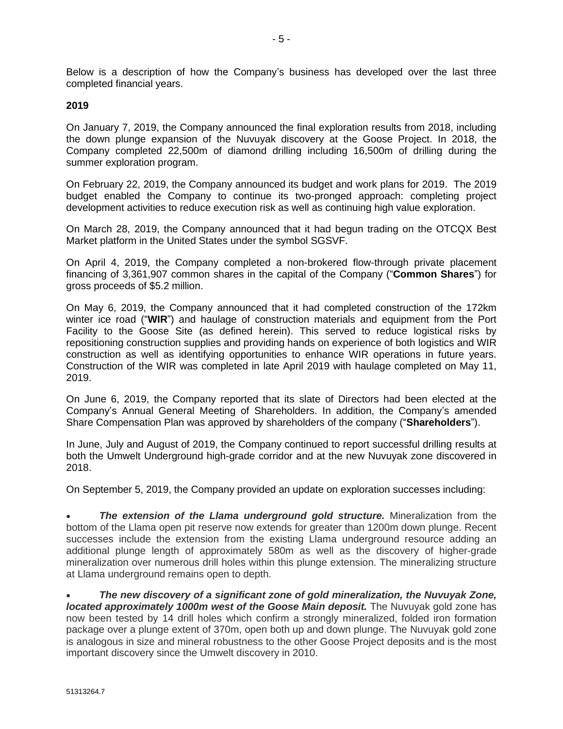Below is a description of how the Company's business has developed over the last three completed financial years.

**2019**

On January 7, 2019, the Company announced the final exploration results from 2018, including the down plunge expansion of the Nuvuyak discovery at the Goose Project. In 2018, the Company completed 22,500m of diamond drilling including 16,500m of drilling during the summer exploration program.

On February 22, 2019, the Company announced its budget and work plans for 2019. The 2019 budget enabled the Company to continue its two-pronged approach: completing project development activities to reduce execution risk as well as continuing high value exploration.

On March 28, 2019, the Company announced that it had begun trading on the OTCQX Best Market platform in the United States under the symbol SGSVF.

On April 4, 2019, the Company completed a non-brokered flow-through private placement financing of 3,361,907 common shares in the capital of the Company ("**Common Shares**") for gross proceeds of $5.2 million.

On May 6, 2019, the Company announced that it had completed construction of the 172km winter ice road ("**WIR**") and haulage of construction materials and equipment from the Port Facility to the Goose Site (as defined herein). This served to reduce logistical risks by repositioning construction supplies and providing hands on experience of both logistics and WIR construction as well as identifying opportunities to enhance WIR operations in future years. Construction of the WIR was completed in late April 2019 with haulage completed on May 11, 2019.

On June 6, 2019, the Company reported that its slate of Directors had been elected at the Company's Annual General Meeting of Shareholders. In addition, the Company's amended Share Compensation Plan was approved by shareholders of the company ("**Shareholders**").

In June, July and August of 2019, the Company continued to report successful drilling results at both the Umwelt Underground high-grade corridor and at the new Nuvuyak zone discovered in 2018.

On September 5, 2019, the Company provided an update on exploration successes including:

- ***The extension of the Llama underground gold structure.*** Mineralization from the bottom of the Llama open pit reserve now extends for greater than 1200m down plunge. Recent successes include the extension from the existing Llama underground resource adding an additional plunge length of approximately 580m as well as the discovery of higher-grade mineralization over numerous drill holes within this plunge extension. The mineralizing structure at Llama underground remains open to depth.

- ***The new discovery of a significant zone of gold mineralization, the Nuvuyak Zone, located approximately 1000m west of the Goose Main deposit.*** The Nuvuyak gold zone has now been tested by 14 drill holes which confirm a strongly mineralized, folded iron formation package over a plunge extent of 370m, open both up and down plunge. The Nuvuyak gold zone is analogous in size and mineral robustness to the other Goose Project deposits and is the most important discovery since the Umwelt discovery in 2010.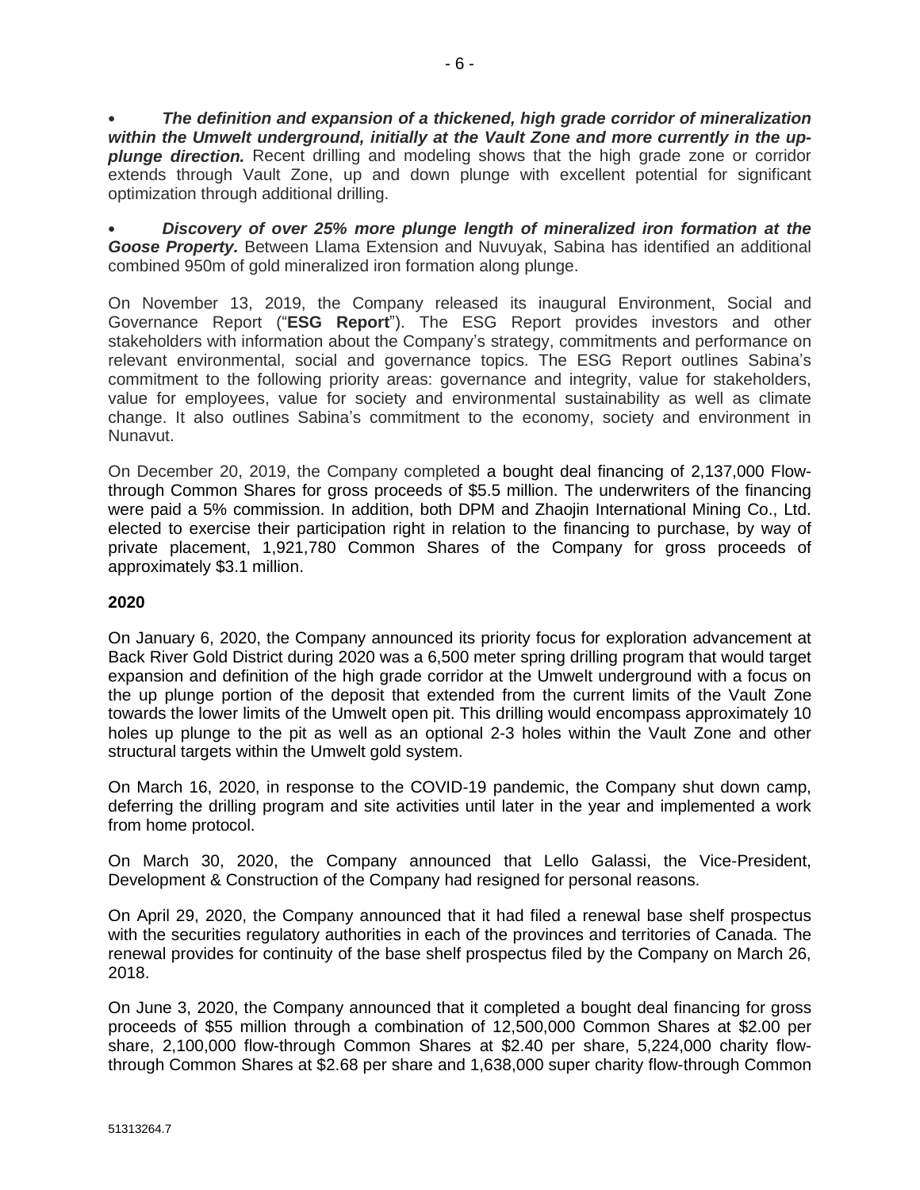- ***The definition and expansion of a thickened, high grade corridor of mineralization within the Umwelt underground, initially at the Vault Zone and more currently in the up-plunge direction.*** Recent drilling and modeling shows that the high grade zone or corridor extends through Vault Zone, up and down plunge with excellent potential for significant optimization through additional drilling.

- ***Discovery of over 25% more plunge length of mineralized iron formation at the Goose Property.*** Between Llama Extension and Nuvuyak, Sabina has identified an additional combined 950m of gold mineralized iron formation along plunge.

On November 13, 2019, the Company released its inaugural Environment, Social and Governance Report ("**ESG Report**"). The ESG Report provides investors and other stakeholders with information about the Company's strategy, commitments and performance on relevant environmental, social and governance topics. The ESG Report outlines Sabina's commitment to the following priority areas: governance and integrity, value for stakeholders, value for employees, value for society and environmental sustainability as well as climate change. It also outlines Sabina's commitment to the economy, society and environment in Nunavut.

On December 20, 2019, the Company completed a bought deal financing of 2,137,000 Flow-through Common Shares for gross proceeds of $5.5 million. The underwriters of the financing were paid a 5% commission. In addition, both DPM and Zhaojin International Mining Co., Ltd. elected to exercise their participation right in relation to the financing to purchase, by way of private placement, 1,921,780 Common Shares of the Company for gross proceeds of approximately $3.1 million.

**2020**

On January 6, 2020, the Company announced its priority focus for exploration advancement at Back River Gold District during 2020 was a 6,500 meter spring drilling program that would target expansion and definition of the high grade corridor at the Umwelt underground with a focus on the up plunge portion of the deposit that extended from the current limits of the Vault Zone towards the lower limits of the Umwelt open pit. This drilling would encompass approximately 10 holes up plunge to the pit as well as an optional 2-3 holes within the Vault Zone and other structural targets within the Umwelt gold system.

On March 16, 2020, in response to the COVID-19 pandemic, the Company shut down camp, deferring the drilling program and site activities until later in the year and implemented a work from home protocol.

On March 30, 2020, the Company announced that Lello Galassi, the Vice-President, Development & Construction of the Company had resigned for personal reasons.

On April 29, 2020, the Company announced that it had filed a renewal base shelf prospectus with the securities regulatory authorities in each of the provinces and territories of Canada. The renewal provides for continuity of the base shelf prospectus filed by the Company on March 26, 2018.

On June 3, 2020, the Company announced that it completed a bought deal financing for gross proceeds of $55 million through a combination of 12,500,000 Common Shares at $2.00 per share, 2,100,000 flow-through Common Shares at $2.40 per share, 5,224,000 charity flow-through Common Shares at $2.68 per share and 1,638,000 super charity flow-through Common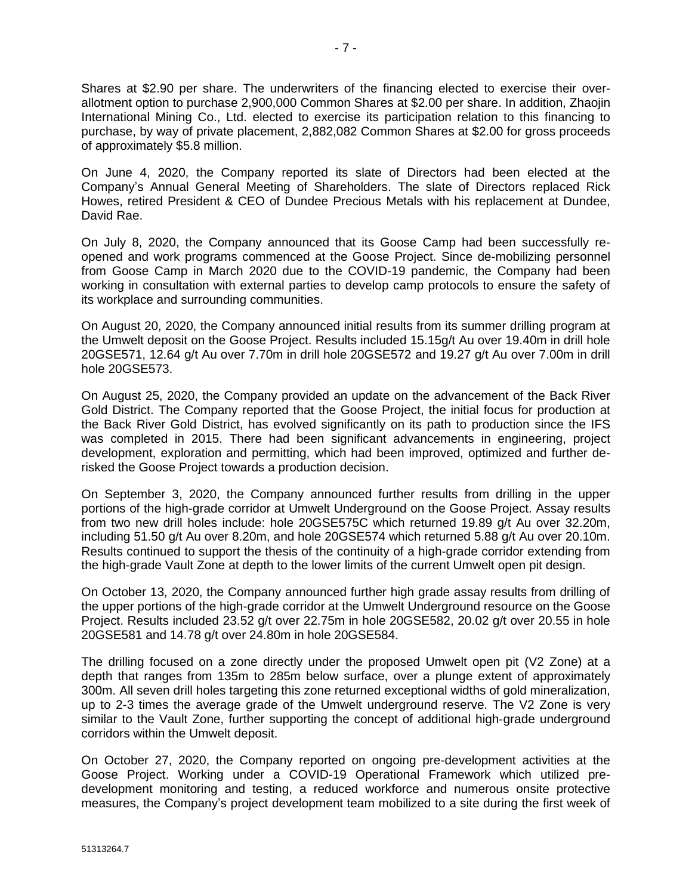Shares at $2.90 per share. The underwriters of the financing elected to exercise their over-allotment option to purchase 2,900,000 Common Shares at $2.00 per share. In addition, Zhaojin International Mining Co., Ltd. elected to exercise its participation relation to this financing to purchase, by way of private placement, 2,882,082 Common Shares at $2.00 for gross proceeds of approximately $5.8 million.

On June 4, 2020, the Company reported its slate of Directors had been elected at the Company's Annual General Meeting of Shareholders. The slate of Directors replaced Rick Howes, retired President & CEO of Dundee Precious Metals with his replacement at Dundee, David Rae.

On July 8, 2020, the Company announced that its Goose Camp had been successfully re-opened and work programs commenced at the Goose Project. Since de-mobilizing personnel from Goose Camp in March 2020 due to the COVID-19 pandemic, the Company had been working in consultation with external parties to develop camp protocols to ensure the safety of its workplace and surrounding communities.

On August 20, 2020, the Company announced initial results from its summer drilling program at the Umwelt deposit on the Goose Project. Results included 15.15g/t Au over 19.40m in drill hole 20GSE571, 12.64 g/t Au over 7.70m in drill hole 20GSE572 and 19.27 g/t Au over 7.00m in drill hole 20GSE573.

On August 25, 2020, the Company provided an update on the advancement of the Back River Gold District. The Company reported that the Goose Project, the initial focus for production at the Back River Gold District, has evolved significantly on its path to production since the IFS was completed in 2015. There had been significant advancements in engineering, project development, exploration and permitting, which had been improved, optimized and further de-risked the Goose Project towards a production decision.

On September 3, 2020, the Company announced further results from drilling in the upper portions of the high-grade corridor at Umwelt Underground on the Goose Project. Assay results from two new drill holes include: hole 20GSE575C which returned 19.89 g/t Au over 32.20m, including 51.50 g/t Au over 8.20m, and hole 20GSE574 which returned 5.88 g/t Au over 20.10m. Results continued to support the thesis of the continuity of a high-grade corridor extending from the high-grade Vault Zone at depth to the lower limits of the current Umwelt open pit design.

On October 13, 2020, the Company announced further high grade assay results from drilling of the upper portions of the high-grade corridor at the Umwelt Underground resource on the Goose Project. Results included 23.52 g/t over 22.75m in hole 20GSE582, 20.02 g/t over 20.55 in hole 20GSE581 and 14.78 g/t over 24.80m in hole 20GSE584.

The drilling focused on a zone directly under the proposed Umwelt open pit (V2 Zone) at a depth that ranges from 135m to 285m below surface, over a plunge extent of approximately 300m. All seven drill holes targeting this zone returned exceptional widths of gold mineralization, up to 2-3 times the average grade of the Umwelt underground reserve. The V2 Zone is very similar to the Vault Zone, further supporting the concept of additional high-grade underground corridors within the Umwelt deposit.

On October 27, 2020, the Company reported on ongoing pre-development activities at the Goose Project. Working under a COVID-19 Operational Framework which utilized pre-development monitoring and testing, a reduced workforce and numerous onsite protective measures, the Company's project development team mobilized to a site during the first week of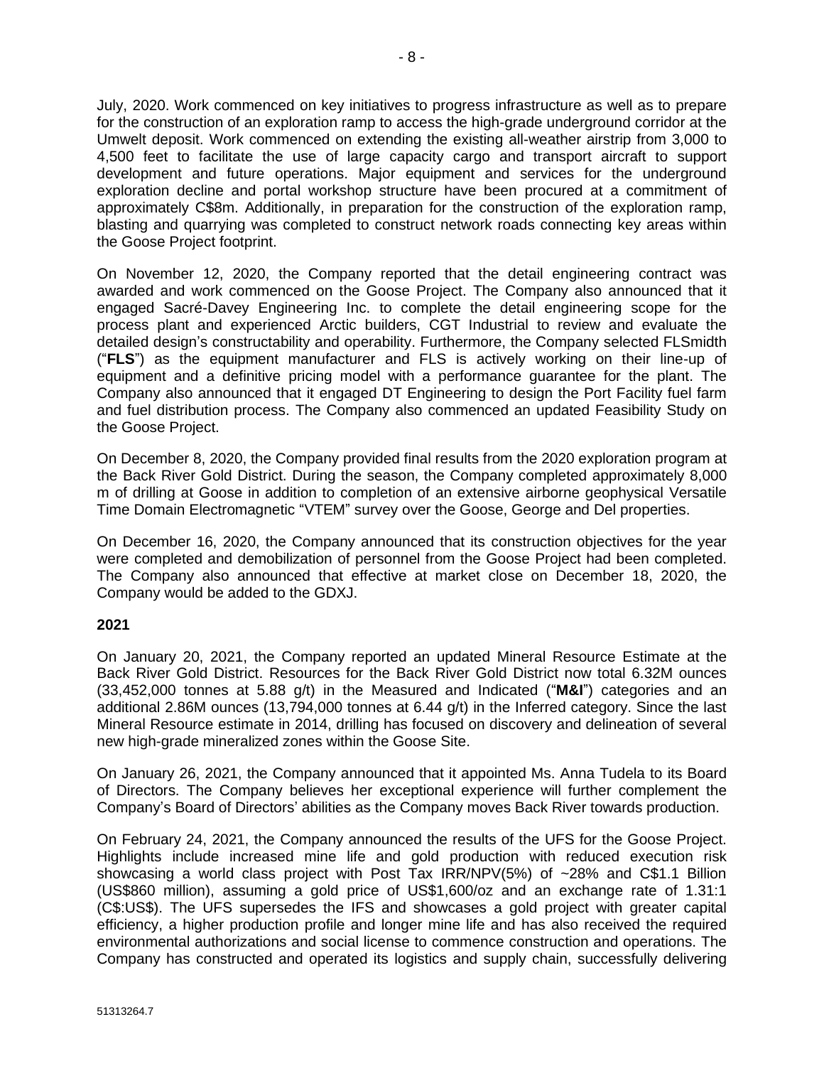July, 2020. Work commenced on key initiatives to progress infrastructure as well as to prepare for the construction of an exploration ramp to access the high-grade underground corridor at the Umwelt deposit. Work commenced on extending the existing all-weather airstrip from 3,000 to 4,500 feet to facilitate the use of large capacity cargo and transport aircraft to support development and future operations. Major equipment and services for the underground exploration decline and portal workshop structure have been procured at a commitment of approximately C$8m. Additionally, in preparation for the construction of the exploration ramp, blasting and quarrying was completed to construct network roads connecting key areas within the Goose Project footprint.

On November 12, 2020, the Company reported that the detail engineering contract was awarded and work commenced on the Goose Project. The Company also announced that it engaged Sacré-Davey Engineering Inc. to complete the detail engineering scope for the process plant and experienced Arctic builders, CGT Industrial to review and evaluate the detailed design's constructability and operability. Furthermore, the Company selected FLSmidth ("**FLS**") as the equipment manufacturer and FLS is actively working on their line-up of equipment and a definitive pricing model with a performance guarantee for the plant. The Company also announced that it engaged DT Engineering to design the Port Facility fuel farm and fuel distribution process. The Company also commenced an updated Feasibility Study on the Goose Project.

On December 8, 2020, the Company provided final results from the 2020 exploration program at the Back River Gold District. During the season, the Company completed approximately 8,000 m of drilling at Goose in addition to completion of an extensive airborne geophysical Versatile Time Domain Electromagnetic "VTEM" survey over the Goose, George and Del properties.

On December 16, 2020, the Company announced that its construction objectives for the year were completed and demobilization of personnel from the Goose Project had been completed. The Company also announced that effective at market close on December 18, 2020, the Company would be added to the GDXJ.

**2021**

On January 20, 2021, the Company reported an updated Mineral Resource Estimate at the Back River Gold District. Resources for the Back River Gold District now total 6.32M ounces (33,452,000 tonnes at 5.88 g/t) in the Measured and Indicated ("**M&I**") categories and an additional 2.86M ounces (13,794,000 tonnes at 6.44 g/t) in the Inferred category. Since the last Mineral Resource estimate in 2014, drilling has focused on discovery and delineation of several new high-grade mineralized zones within the Goose Site.

On January 26, 2021, the Company announced that it appointed Ms. Anna Tudela to its Board of Directors. The Company believes her exceptional experience will further complement the Company's Board of Directors' abilities as the Company moves Back River towards production.

On February 24, 2021, the Company announced the results of the UFS for the Goose Project. Highlights include increased mine life and gold production with reduced execution risk showcasing a world class project with Post Tax IRR/NPV(5%) of ~28% and C$1.1 Billion (US$860 million), assuming a gold price of US$1,600/oz and an exchange rate of 1.31:1 (C$:US$). The UFS supersedes the IFS and showcases a gold project with greater capital efficiency, a higher production profile and longer mine life and has also received the required environmental authorizations and social license to commence construction and operations. The Company has constructed and operated its logistics and supply chain, successfully delivering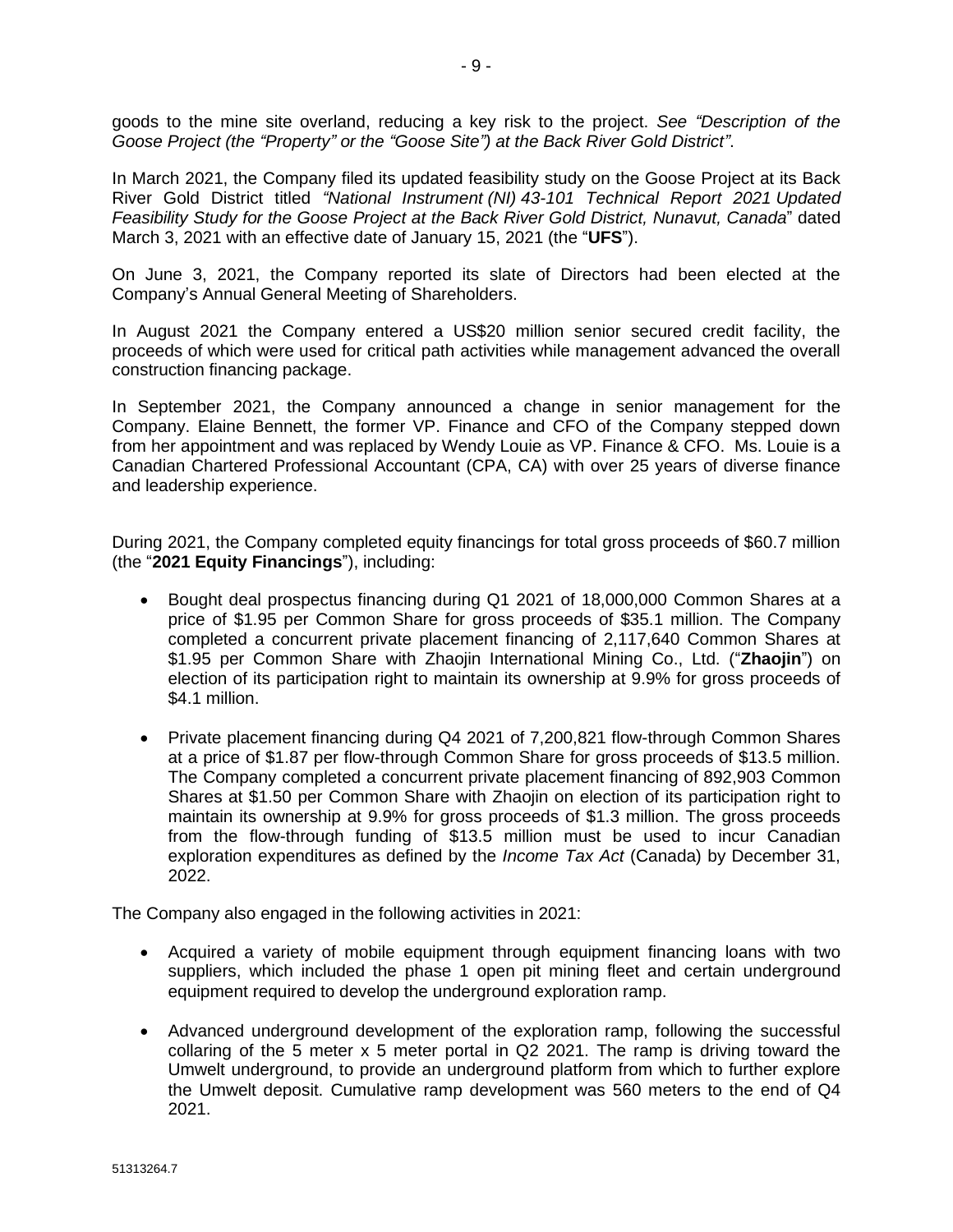goods to the mine site overland, reducing a key risk to the project. *See "Description of the Goose Project (the "Property" or the "Goose Site") at the Back River Gold District"*.

In March 2021, the Company filed its updated feasibility study on the Goose Project at its Back River Gold District titled *"National Instrument (NI) 43-101 Technical Report 2021 Updated Feasibility Study for the Goose Project at the Back River Gold District, Nunavut, Canada*" dated March 3, 2021 with an effective date of January 15, 2021 (the "**UFS**").

On June 3, 2021, the Company reported its slate of Directors had been elected at the Company's Annual General Meeting of Shareholders.

In August 2021 the Company entered a US$20 million senior secured credit facility, the proceeds of which were used for critical path activities while management advanced the overall construction financing package.

In September 2021, the Company announced a change in senior management for the Company. Elaine Bennett, the former VP. Finance and CFO of the Company stepped down from her appointment and was replaced by Wendy Louie as VP. Finance & CFO. Ms. Louie is a Canadian Chartered Professional Accountant (CPA, CA) with over 25 years of diverse finance and leadership experience.

During 2021, the Company completed equity financings for total gross proceeds of $60.7 million (the "**2021 Equity Financings**"), including:

- Bought deal prospectus financing during Q1 2021 of 18,000,000 Common Shares at a price of $1.95 per Common Share for gross proceeds of $35.1 million. The Company completed a concurrent private placement financing of 2,117,640 Common Shares at $1.95 per Common Share with Zhaojin International Mining Co., Ltd. ("**Zhaojin**") on election of its participation right to maintain its ownership at 9.9% for gross proceeds of $4.1 million.
- Private placement financing during Q4 2021 of 7,200,821 flow-through Common Shares at a price of $1.87 per flow-through Common Share for gross proceeds of $13.5 million. The Company completed a concurrent private placement financing of 892,903 Common Shares at $1.50 per Common Share with Zhaojin on election of its participation right to maintain its ownership at 9.9% for gross proceeds of $1.3 million. The gross proceeds from the flow-through funding of $13.5 million must be used to incur Canadian exploration expenditures as defined by the *Income Tax Act* (Canada) by December 31, 2022.

The Company also engaged in the following activities in 2021:

- Acquired a variety of mobile equipment through equipment financing loans with two suppliers, which included the phase 1 open pit mining fleet and certain underground equipment required to develop the underground exploration ramp.
- Advanced underground development of the exploration ramp, following the successful collaring of the 5 meter x 5 meter portal in Q2 2021. The ramp is driving toward the Umwelt underground, to provide an underground platform from which to further explore the Umwelt deposit. Cumulative ramp development was 560 meters to the end of Q4 2021.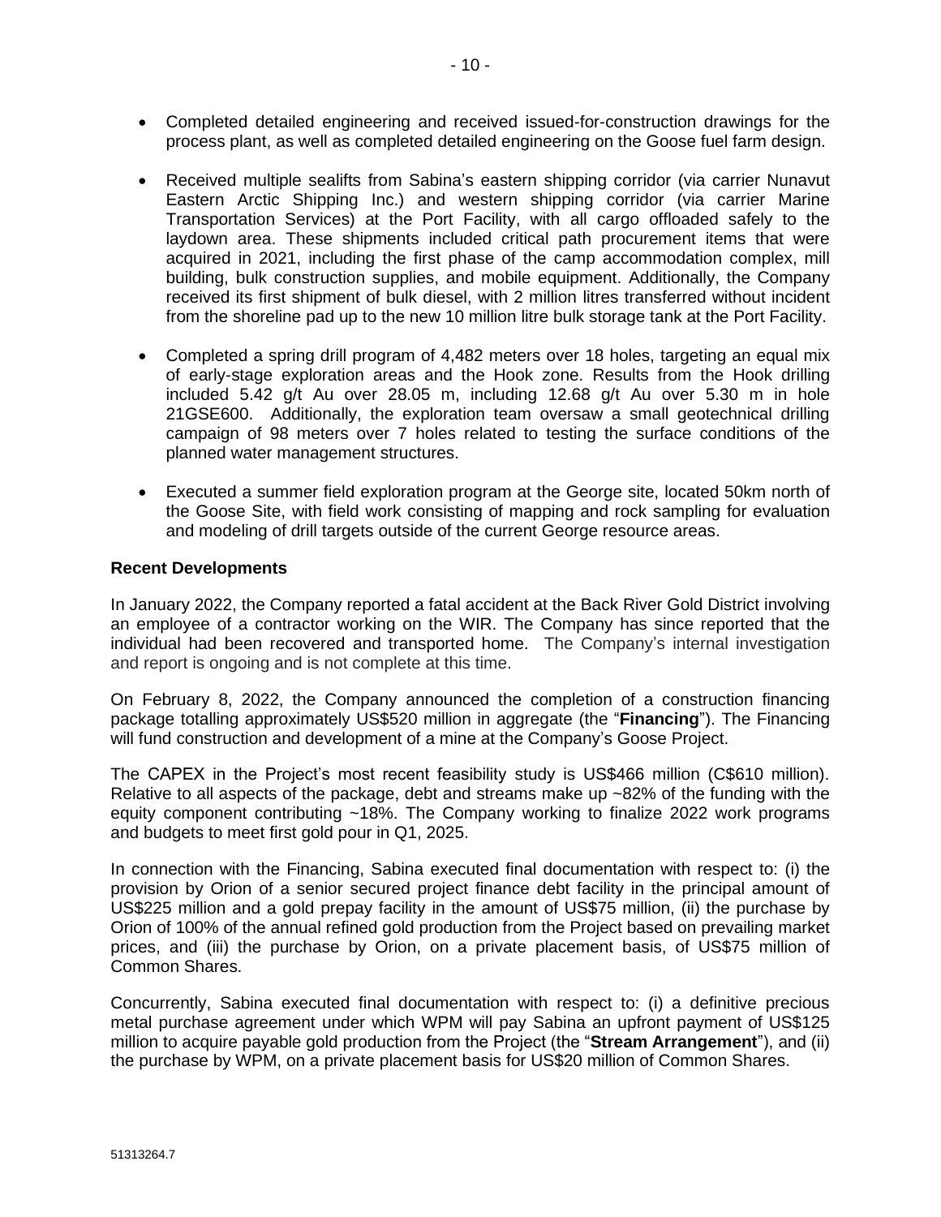- Completed detailed engineering and received issued-for-construction drawings for the process plant, as well as completed detailed engineering on the Goose fuel farm design.

- Received multiple sealifts from Sabina's eastern shipping corridor (via carrier Nunavut Eastern Arctic Shipping Inc.) and western shipping corridor (via carrier Marine Transportation Services) at the Port Facility, with all cargo offloaded safely to the laydown area. These shipments included critical path procurement items that were acquired in 2021, including the first phase of the camp accommodation complex, mill building, bulk construction supplies, and mobile equipment. Additionally, the Company received its first shipment of bulk diesel, with 2 million litres transferred without incident from the shoreline pad up to the new 10 million litre bulk storage tank at the Port Facility.

- Completed a spring drill program of 4,482 meters over 18 holes, targeting an equal mix of early-stage exploration areas and the Hook zone. Results from the Hook drilling included 5.42 g/t Au over 28.05 m, including 12.68 g/t Au over 5.30 m in hole 21GSE600. Additionally, the exploration team oversaw a small geotechnical drilling campaign of 98 meters over 7 holes related to testing the surface conditions of the planned water management structures.

- Executed a summer field exploration program at the George site, located 50km north of the Goose Site, with field work consisting of mapping and rock sampling for evaluation and modeling of drill targets outside of the current George resource areas.

**Recent Developments**

In January 2022, the Company reported a fatal accident at the Back River Gold District involving an employee of a contractor working on the WIR. The Company has since reported that the individual had been recovered and transported home. The Company's internal investigation and report is ongoing and is not complete at this time.

On February 8, 2022, the Company announced the completion of a construction financing package totalling approximately US$520 million in aggregate (the "**Financing**"). The Financing will fund construction and development of a mine at the Company's Goose Project.

The CAPEX in the Project's most recent feasibility study is US$466 million (C$610 million). Relative to all aspects of the package, debt and streams make up ~82% of the funding with the equity component contributing ~18%. The Company working to finalize 2022 work programs and budgets to meet first gold pour in Q1, 2025.

In connection with the Financing, Sabina executed final documentation with respect to: (i) the provision by Orion of a senior secured project finance debt facility in the principal amount of US$225 million and a gold prepay facility in the amount of US$75 million, (ii) the purchase by Orion of 100% of the annual refined gold production from the Project based on prevailing market prices, and (iii) the purchase by Orion, on a private placement basis, of US$75 million of Common Shares.

Concurrently, Sabina executed final documentation with respect to: (i) a definitive precious metal purchase agreement under which WPM will pay Sabina an upfront payment of US$125 million to acquire payable gold production from the Project (the "**Stream Arrangement**"), and (ii) the purchase by WPM, on a private placement basis for US$20 million of Common Shares.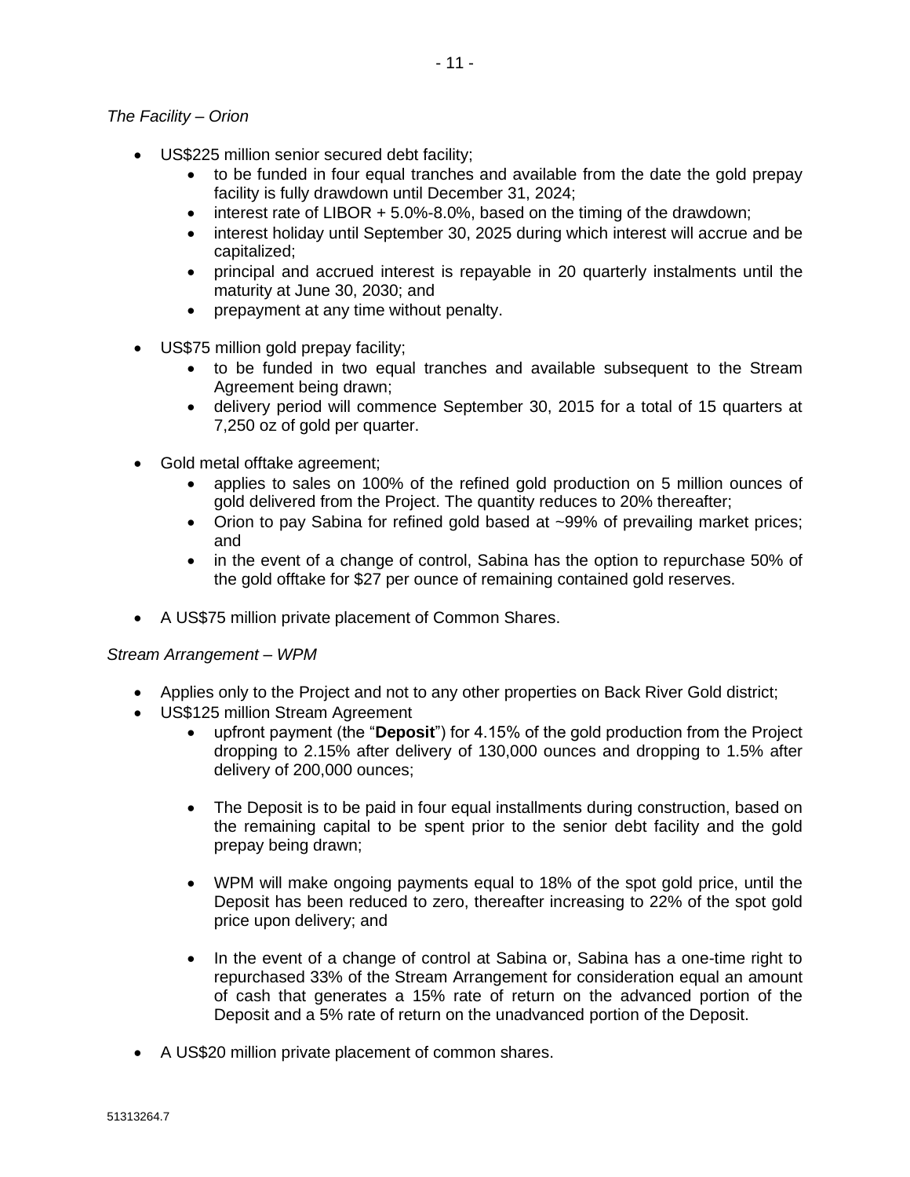*The Facility – Orion*

- US$225 million senior secured debt facility;
  - to be funded in four equal tranches and available from the date the gold prepay facility is fully drawdown until December 31, 2024;
  - interest rate of LIBOR + 5.0%-8.0%, based on the timing of the drawdown;
  - interest holiday until September 30, 2025 during which interest will accrue and be capitalized;
  - principal and accrued interest is repayable in 20 quarterly instalments until the maturity at June 30, 2030; and
  - prepayment at any time without penalty.
- US$75 million gold prepay facility;
  - to be funded in two equal tranches and available subsequent to the Stream Agreement being drawn;
  - delivery period will commence September 30, 2015 for a total of 15 quarters at 7,250 oz of gold per quarter.
- Gold metal offtake agreement;
  - applies to sales on 100% of the refined gold production on 5 million ounces of gold delivered from the Project. The quantity reduces to 20% thereafter;
  - Orion to pay Sabina for refined gold based at ~99% of prevailing market prices; and
  - in the event of a change of control, Sabina has the option to repurchase 50% of the gold offtake for $27 per ounce of remaining contained gold reserves.
- A US$75 million private placement of Common Shares.

*Stream Arrangement – WPM*

- Applies only to the Project and not to any other properties on Back River Gold district;
- US$125 million Stream Agreement
  - upfront payment (the "**Deposit**") for 4.15% of the gold production from the Project dropping to 2.15% after delivery of 130,000 ounces and dropping to 1.5% after delivery of 200,000 ounces;
  - The Deposit is to be paid in four equal installments during construction, based on the remaining capital to be spent prior to the senior debt facility and the gold prepay being drawn;
  - WPM will make ongoing payments equal to 18% of the spot gold price, until the Deposit has been reduced to zero, thereafter increasing to 22% of the spot gold price upon delivery; and
  - In the event of a change of control at Sabina or, Sabina has a one-time right to repurchased 33% of the Stream Arrangement for consideration equal an amount of cash that generates a 15% rate of return on the advanced portion of the Deposit and a 5% rate of return on the unadvanced portion of the Deposit.
- A US$20 million private placement of common shares.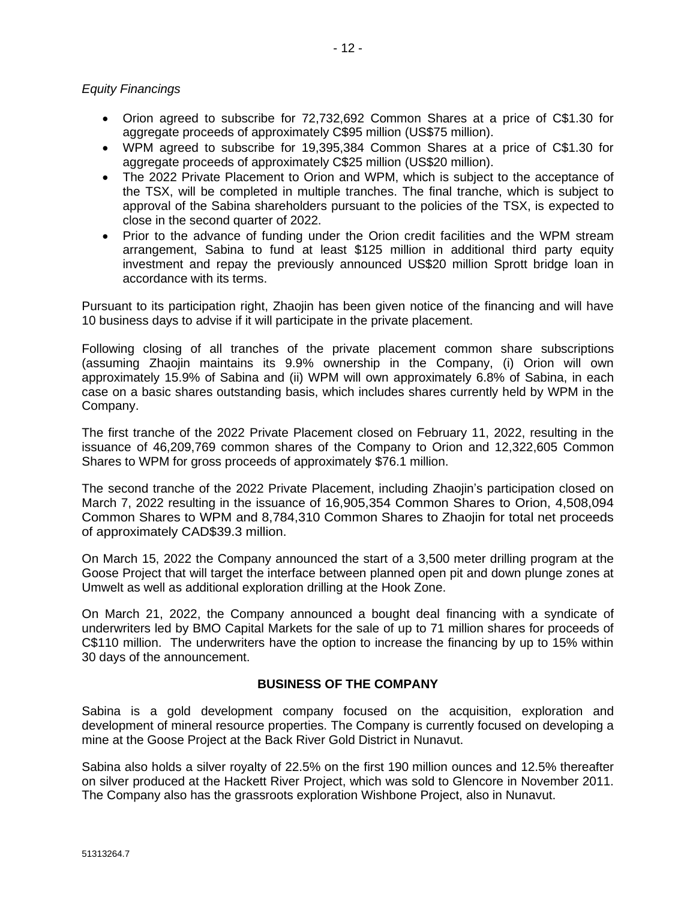*Equity Financings*

- Orion agreed to subscribe for 72,732,692 Common Shares at a price of C$1.30 for aggregate proceeds of approximately C$95 million (US$75 million).
- WPM agreed to subscribe for 19,395,384 Common Shares at a price of C$1.30 for aggregate proceeds of approximately C$25 million (US$20 million).
- The 2022 Private Placement to Orion and WPM, which is subject to the acceptance of the TSX, will be completed in multiple tranches. The final tranche, which is subject to approval of the Sabina shareholders pursuant to the policies of the TSX, is expected to close in the second quarter of 2022.
- Prior to the advance of funding under the Orion credit facilities and the WPM stream arrangement, Sabina to fund at least $125 million in additional third party equity investment and repay the previously announced US$20 million Sprott bridge loan in accordance with its terms.

Pursuant to its participation right, Zhaojin has been given notice of the financing and will have 10 business days to advise if it will participate in the private placement.

Following closing of all tranches of the private placement common share subscriptions (assuming Zhaojin maintains its 9.9% ownership in the Company, (i) Orion will own approximately 15.9% of Sabina and (ii) WPM will own approximately 6.8% of Sabina, in each case on a basic shares outstanding basis, which includes shares currently held by WPM in the Company.

The first tranche of the 2022 Private Placement closed on February 11, 2022, resulting in the issuance of 46,209,769 common shares of the Company to Orion and 12,322,605 Common Shares to WPM for gross proceeds of approximately $76.1 million.

The second tranche of the 2022 Private Placement, including Zhaojin's participation closed on March 7, 2022 resulting in the issuance of 16,905,354 Common Shares to Orion, 4,508,094 Common Shares to WPM and 8,784,310 Common Shares to Zhaojin for total net proceeds of approximately CAD$39.3 million.

On March 15, 2022 the Company announced the start of a 3,500 meter drilling program at the Goose Project that will target the interface between planned open pit and down plunge zones at Umwelt as well as additional exploration drilling at the Hook Zone.

On March 21, 2022, the Company announced a bought deal financing with a syndicate of underwriters led by BMO Capital Markets for the sale of up to 71 million shares for proceeds of C$110 million. The underwriters have the option to increase the financing by up to 15% within 30 days of the announcement.

## BUSINESS OF THE COMPANY

Sabina is a gold development company focused on the acquisition, exploration and development of mineral resource properties. The Company is currently focused on developing a mine at the Goose Project at the Back River Gold District in Nunavut.

Sabina also holds a silver royalty of 22.5% on the first 190 million ounces and 12.5% thereafter on silver produced at the Hackett River Project, which was sold to Glencore in November 2011. The Company also has the grassroots exploration Wishbone Project, also in Nunavut.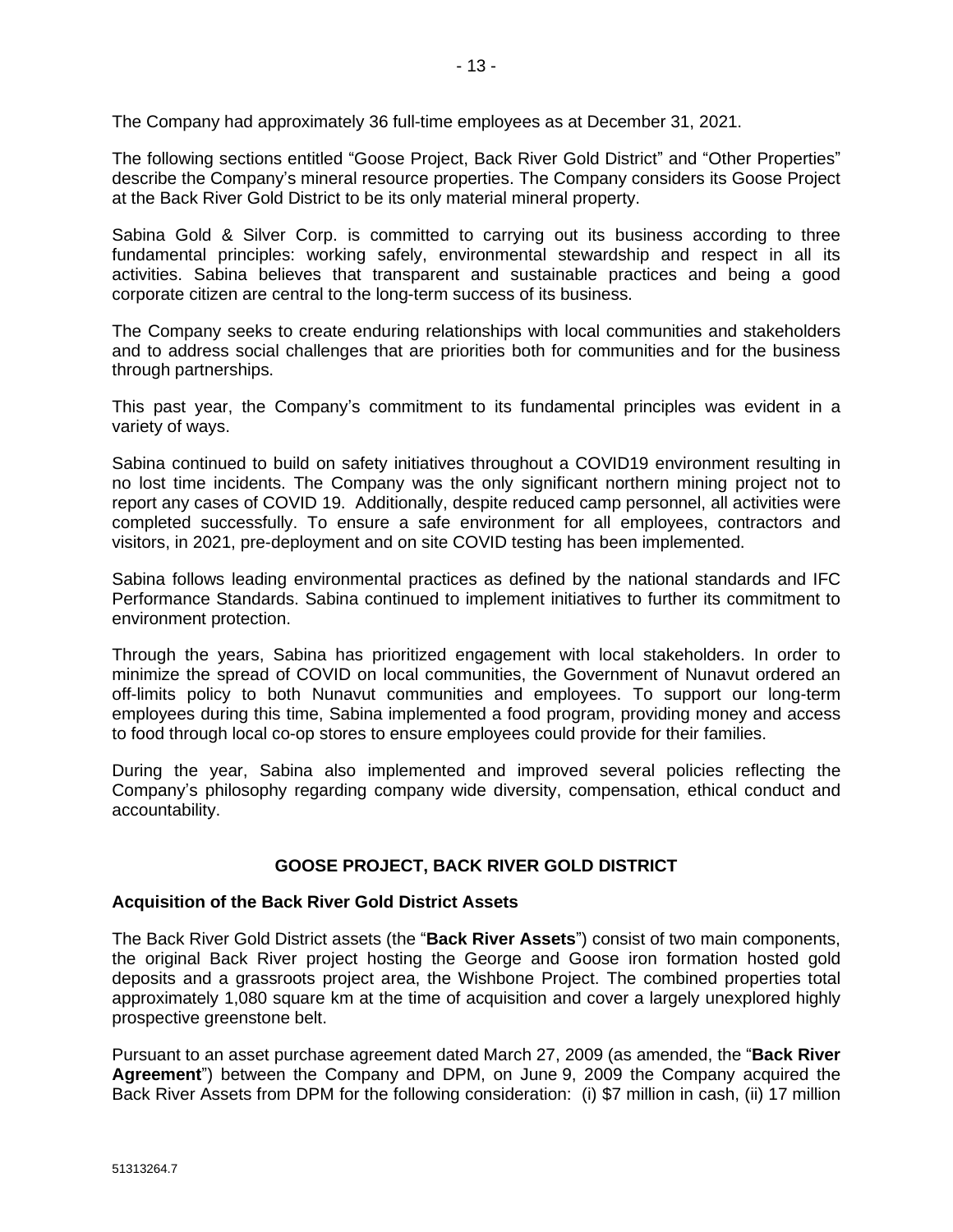The Company had approximately 36 full-time employees as at December 31, 2021.

The following sections entitled "Goose Project, Back River Gold District" and "Other Properties" describe the Company's mineral resource properties. The Company considers its Goose Project at the Back River Gold District to be its only material mineral property.

Sabina Gold & Silver Corp. is committed to carrying out its business according to three fundamental principles: working safely, environmental stewardship and respect in all its activities. Sabina believes that transparent and sustainable practices and being a good corporate citizen are central to the long-term success of its business.

The Company seeks to create enduring relationships with local communities and stakeholders and to address social challenges that are priorities both for communities and for the business through partnerships.

This past year, the Company's commitment to its fundamental principles was evident in a variety of ways.

Sabina continued to build on safety initiatives throughout a COVID19 environment resulting in no lost time incidents. The Company was the only significant northern mining project not to report any cases of COVID 19. Additionally, despite reduced camp personnel, all activities were completed successfully. To ensure a safe environment for all employees, contractors and visitors, in 2021, pre-deployment and on site COVID testing has been implemented.

Sabina follows leading environmental practices as defined by the national standards and IFC Performance Standards. Sabina continued to implement initiatives to further its commitment to environment protection.

Through the years, Sabina has prioritized engagement with local stakeholders. In order to minimize the spread of COVID on local communities, the Government of Nunavut ordered an off-limits policy to both Nunavut communities and employees. To support our long-term employees during this time, Sabina implemented a food program, providing money and access to food through local co-op stores to ensure employees could provide for their families.

During the year, Sabina also implemented and improved several policies reflecting the Company's philosophy regarding company wide diversity, compensation, ethical conduct and accountability.

## GOOSE PROJECT, BACK RIVER GOLD DISTRICT

### Acquisition of the Back River Gold District Assets

The Back River Gold District assets (the "**Back River Assets**") consist of two main components, the original Back River project hosting the George and Goose iron formation hosted gold deposits and a grassroots project area, the Wishbone Project. The combined properties total approximately 1,080 square km at the time of acquisition and cover a largely unexplored highly prospective greenstone belt.

Pursuant to an asset purchase agreement dated March 27, 2009 (as amended, the "**Back River Agreement**") between the Company and DPM, on June 9, 2009 the Company acquired the Back River Assets from DPM for the following consideration: (i) $7 million in cash, (ii) 17 million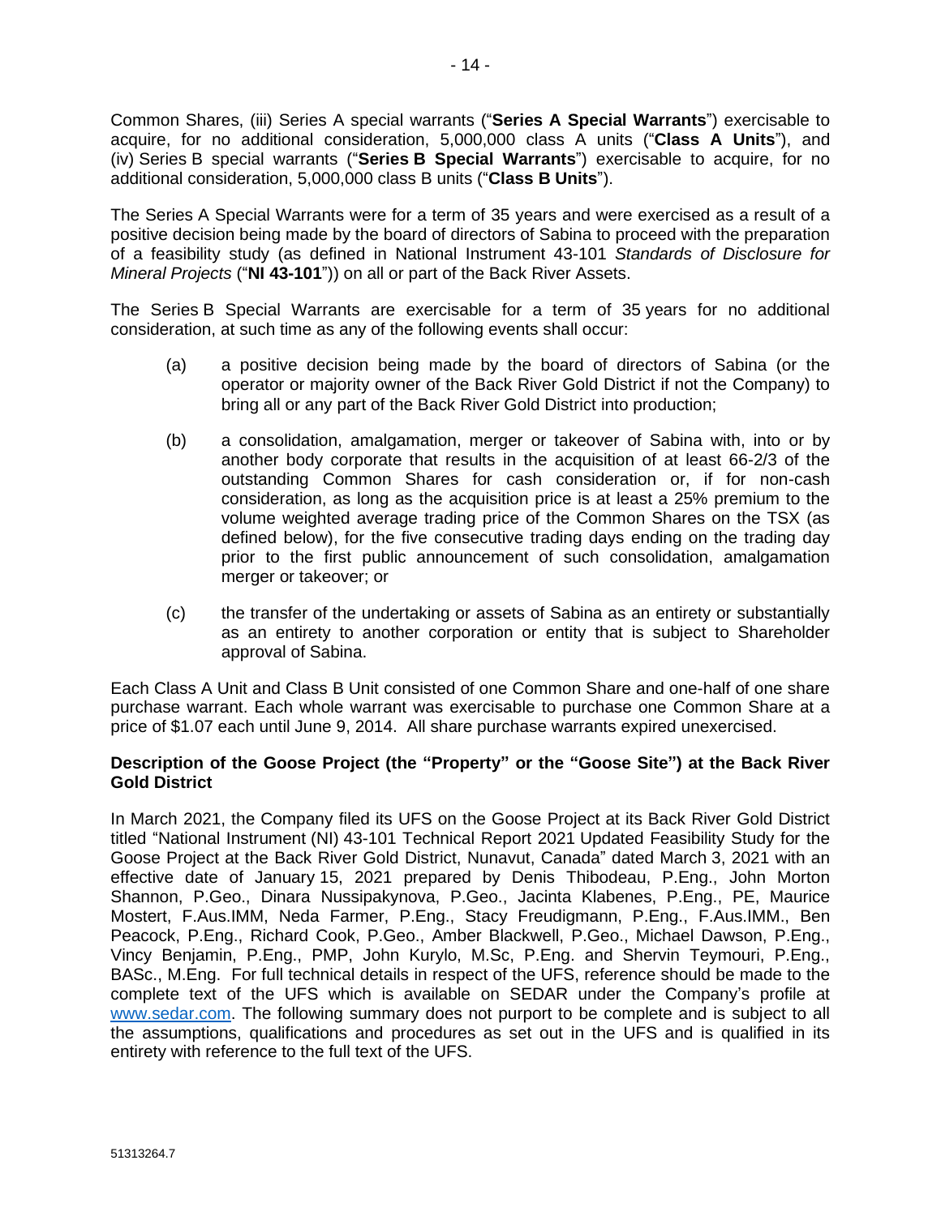Common Shares, (iii) Series A special warrants ("**Series A Special Warrants**") exercisable to acquire, for no additional consideration, 5,000,000 class A units ("**Class A Units**"), and (iv) Series B special warrants ("**Series B Special Warrants**") exercisable to acquire, for no additional consideration, 5,000,000 class B units ("**Class B Units**").

The Series A Special Warrants were for a term of 35 years and were exercised as a result of a positive decision being made by the board of directors of Sabina to proceed with the preparation of a feasibility study (as defined in National Instrument 43-101 *Standards of Disclosure for Mineral Projects* ("**NI 43-101**")) on all or part of the Back River Assets.

The Series B Special Warrants are exercisable for a term of 35 years for no additional consideration, at such time as any of the following events shall occur:

(a) a positive decision being made by the board of directors of Sabina (or the operator or majority owner of the Back River Gold District if not the Company) to bring all or any part of the Back River Gold District into production;

(b) a consolidation, amalgamation, merger or takeover of Sabina with, into or by another body corporate that results in the acquisition of at least 66-2/3 of the outstanding Common Shares for cash consideration or, if for non-cash consideration, as long as the acquisition price is at least a 25% premium to the volume weighted average trading price of the Common Shares on the TSX (as defined below), for the five consecutive trading days ending on the trading day prior to the first public announcement of such consolidation, amalgamation merger or takeover; or

(c) the transfer of the undertaking or assets of Sabina as an entirety or substantially as an entirety to another corporation or entity that is subject to Shareholder approval of Sabina.

Each Class A Unit and Class B Unit consisted of one Common Share and one-half of one share purchase warrant. Each whole warrant was exercisable to purchase one Common Share at a price of $1.07 each until June 9, 2014. All share purchase warrants expired unexercised.

### Description of the Goose Project (the "Property" or the "Goose Site") at the Back River Gold District

In March 2021, the Company filed its UFS on the Goose Project at its Back River Gold District titled "National Instrument (NI) 43-101 Technical Report 2021 Updated Feasibility Study for the Goose Project at the Back River Gold District, Nunavut, Canada" dated March 3, 2021 with an effective date of January 15, 2021 prepared by Denis Thibodeau, P.Eng., John Morton Shannon, P.Geo., Dinara Nussipakynova, P.Geo., Jacinta Klabenes, P.Eng., PE, Maurice Mostert, F.Aus.IMM, Neda Farmer, P.Eng., Stacy Freudigmann, P.Eng., F.Aus.IMM., Ben Peacock, P.Eng., Richard Cook, P.Geo., Amber Blackwell, P.Geo., Michael Dawson, P.Eng., Vincy Benjamin, P.Eng., PMP, John Kurylo, M.Sc, P.Eng. and Shervin Teymouri, P.Eng., BASc., M.Eng. For full technical details in respect of the UFS, reference should be made to the complete text of the UFS which is available on SEDAR under the Company's profile at www.sedar.com. The following summary does not purport to be complete and is subject to all the assumptions, qualifications and procedures as set out in the UFS and is qualified in its entirety with reference to the full text of the UFS.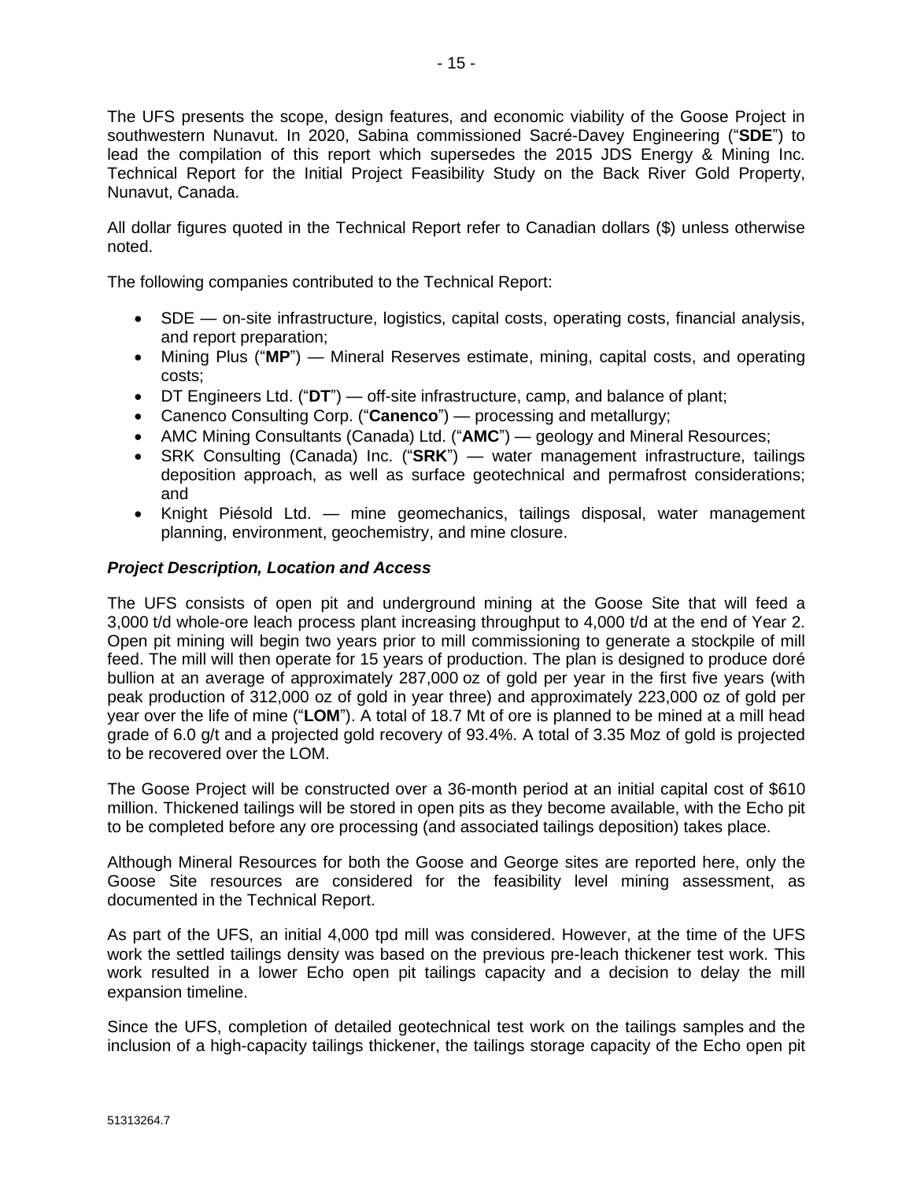The UFS presents the scope, design features, and economic viability of the Goose Project in southwestern Nunavut. In 2020, Sabina commissioned Sacré-Davey Engineering ("**SDE**") to lead the compilation of this report which supersedes the 2015 JDS Energy & Mining Inc. Technical Report for the Initial Project Feasibility Study on the Back River Gold Property, Nunavut, Canada.

All dollar figures quoted in the Technical Report refer to Canadian dollars ($) unless otherwise noted.

The following companies contributed to the Technical Report:

- SDE — on-site infrastructure, logistics, capital costs, operating costs, financial analysis, and report preparation;
- Mining Plus ("**MP**") — Mineral Reserves estimate, mining, capital costs, and operating costs;
- DT Engineers Ltd. ("**DT**") — off-site infrastructure, camp, and balance of plant;
- Canenco Consulting Corp. ("**Canenco**") — processing and metallurgy;
- AMC Mining Consultants (Canada) Ltd. ("**AMC**") — geology and Mineral Resources;
- SRK Consulting (Canada) Inc. ("**SRK**") — water management infrastructure, tailings deposition approach, as well as surface geotechnical and permafrost considerations; and
- Knight Piésold Ltd. — mine geomechanics, tailings disposal, water management planning, environment, geochemistry, and mine closure.

***Project Description, Location and Access***

The UFS consists of open pit and underground mining at the Goose Site that will feed a 3,000 t/d whole-ore leach process plant increasing throughput to 4,000 t/d at the end of Year 2. Open pit mining will begin two years prior to mill commissioning to generate a stockpile of mill feed. The mill will then operate for 15 years of production. The plan is designed to produce doré bullion at an average of approximately 287,000 oz of gold per year in the first five years (with peak production of 312,000 oz of gold in year three) and approximately 223,000 oz of gold per year over the life of mine ("**LOM**"). A total of 18.7 Mt of ore is planned to be mined at a mill head grade of 6.0 g/t and a projected gold recovery of 93.4%. A total of 3.35 Moz of gold is projected to be recovered over the LOM.

The Goose Project will be constructed over a 36-month period at an initial capital cost of $610 million. Thickened tailings will be stored in open pits as they become available, with the Echo pit to be completed before any ore processing (and associated tailings deposition) takes place.

Although Mineral Resources for both the Goose and George sites are reported here, only the Goose Site resources are considered for the feasibility level mining assessment, as documented in the Technical Report.

As part of the UFS, an initial 4,000 tpd mill was considered. However, at the time of the UFS work the settled tailings density was based on the previous pre-leach thickener test work. This work resulted in a lower Echo open pit tailings capacity and a decision to delay the mill expansion timeline.

Since the UFS, completion of detailed geotechnical test work on the tailings samples and the inclusion of a high-capacity tailings thickener, the tailings storage capacity of the Echo open pit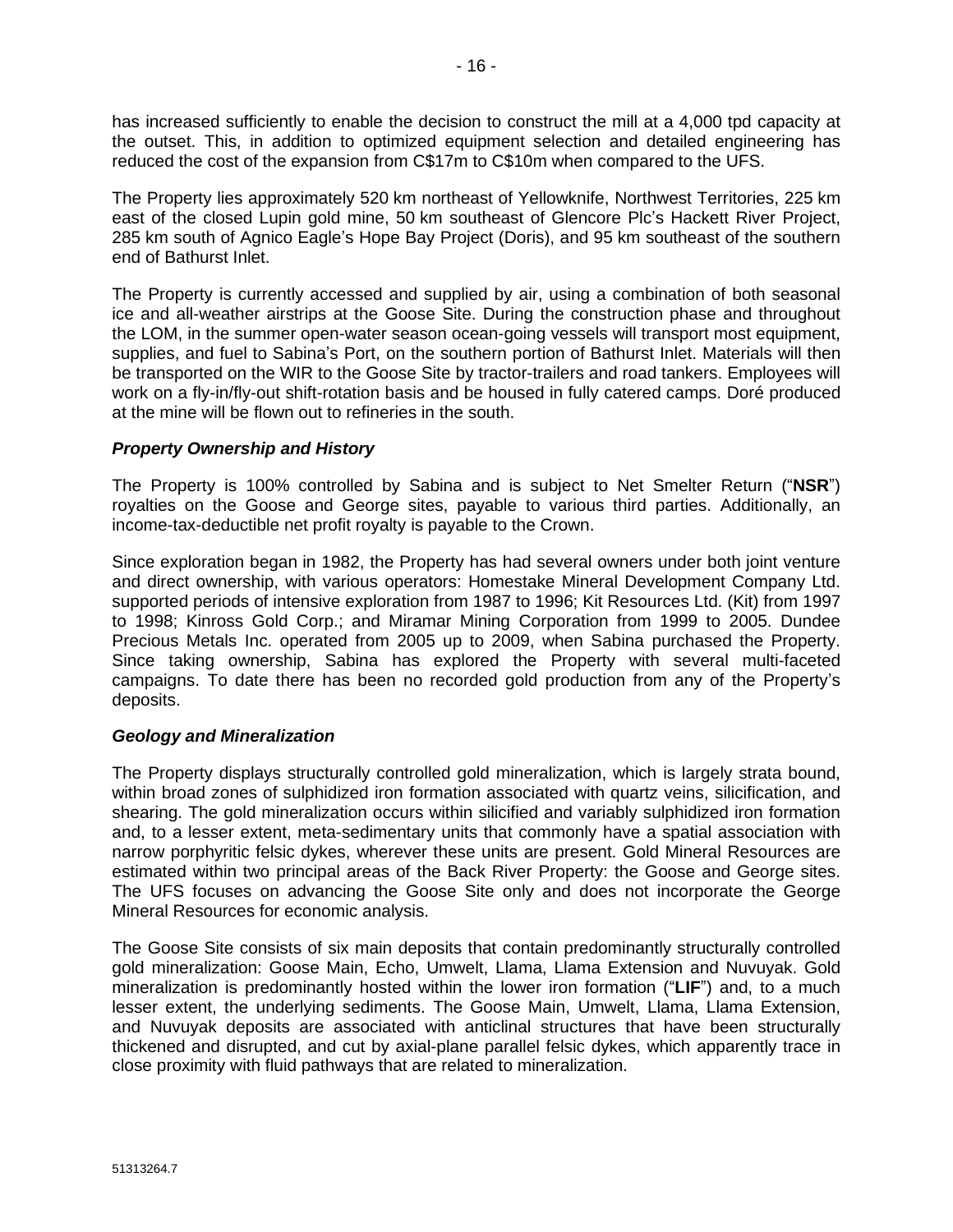has increased sufficiently to enable the decision to construct the mill at a 4,000 tpd capacity at the outset. This, in addition to optimized equipment selection and detailed engineering has reduced the cost of the expansion from C$17m to C$10m when compared to the UFS.

The Property lies approximately 520 km northeast of Yellowknife, Northwest Territories, 225 km east of the closed Lupin gold mine, 50 km southeast of Glencore Plc's Hackett River Project, 285 km south of Agnico Eagle's Hope Bay Project (Doris), and 95 km southeast of the southern end of Bathurst Inlet.

The Property is currently accessed and supplied by air, using a combination of both seasonal ice and all-weather airstrips at the Goose Site. During the construction phase and throughout the LOM, in the summer open-water season ocean-going vessels will transport most equipment, supplies, and fuel to Sabina's Port, on the southern portion of Bathurst Inlet. Materials will then be transported on the WIR to the Goose Site by tractor-trailers and road tankers. Employees will work on a fly-in/fly-out shift-rotation basis and be housed in fully catered camps. Doré produced at the mine will be flown out to refineries in the south.

### *Property Ownership and History*

The Property is 100% controlled by Sabina and is subject to Net Smelter Return ("**NSR**") royalties on the Goose and George sites, payable to various third parties. Additionally, an income-tax-deductible net profit royalty is payable to the Crown.

Since exploration began in 1982, the Property has had several owners under both joint venture and direct ownership, with various operators: Homestake Mineral Development Company Ltd. supported periods of intensive exploration from 1987 to 1996; Kit Resources Ltd. (Kit) from 1997 to 1998; Kinross Gold Corp.; and Miramar Mining Corporation from 1999 to 2005. Dundee Precious Metals Inc. operated from 2005 up to 2009, when Sabina purchased the Property. Since taking ownership, Sabina has explored the Property with several multi-faceted campaigns. To date there has been no recorded gold production from any of the Property's deposits.

### *Geology and Mineralization*

The Property displays structurally controlled gold mineralization, which is largely strata bound, within broad zones of sulphidized iron formation associated with quartz veins, silicification, and shearing. The gold mineralization occurs within silicified and variably sulphidized iron formation and, to a lesser extent, meta-sedimentary units that commonly have a spatial association with narrow porphyritic felsic dykes, wherever these units are present. Gold Mineral Resources are estimated within two principal areas of the Back River Property: the Goose and George sites. The UFS focuses on advancing the Goose Site only and does not incorporate the George Mineral Resources for economic analysis.

The Goose Site consists of six main deposits that contain predominantly structurally controlled gold mineralization: Goose Main, Echo, Umwelt, Llama, Llama Extension and Nuvuyak. Gold mineralization is predominantly hosted within the lower iron formation ("**LIF**") and, to a much lesser extent, the underlying sediments. The Goose Main, Umwelt, Llama, Llama Extension, and Nuvuyak deposits are associated with anticlinal structures that have been structurally thickened and disrupted, and cut by axial-plane parallel felsic dykes, which apparently trace in close proximity with fluid pathways that are related to mineralization.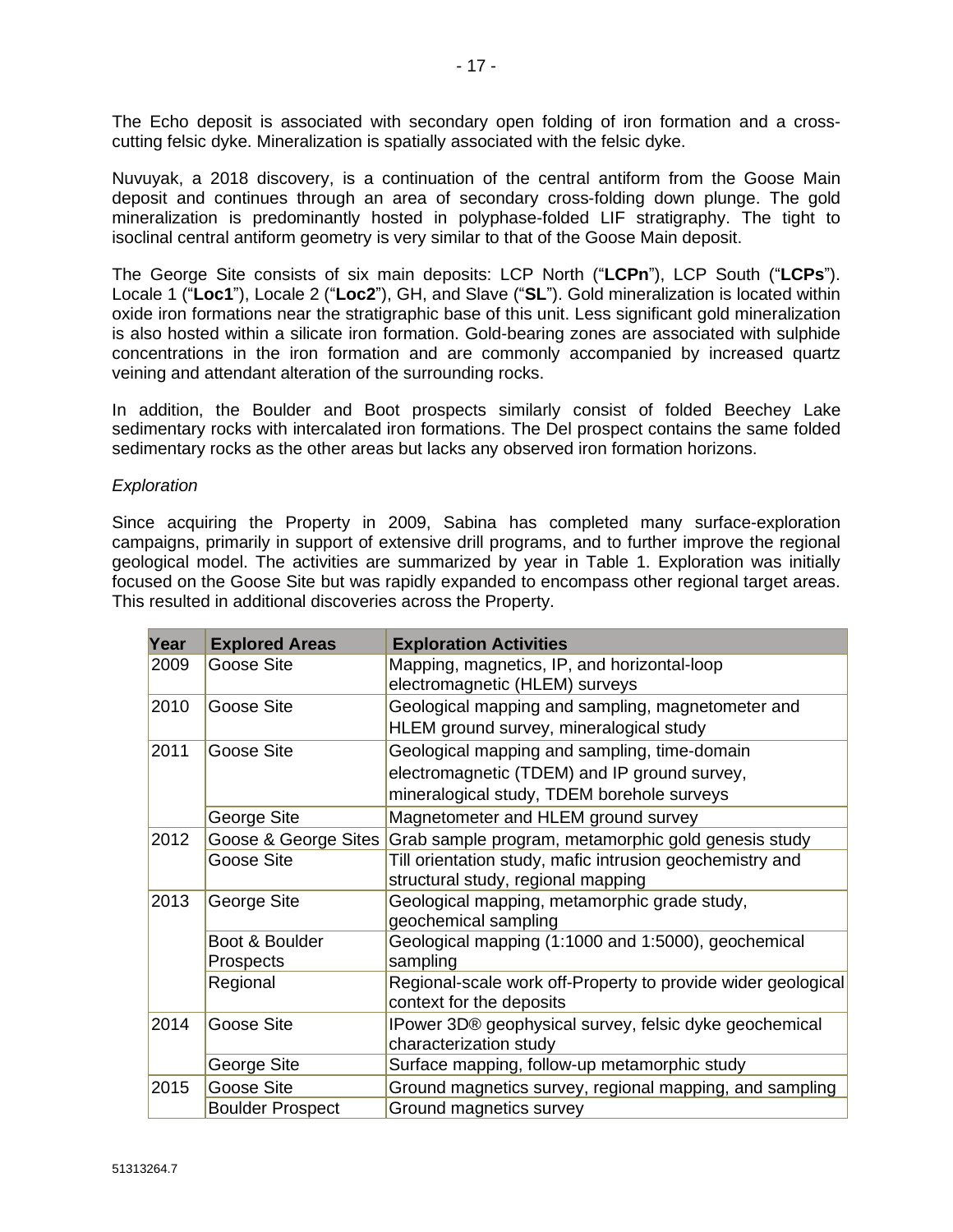The Echo deposit is associated with secondary open folding of iron formation and a cross-cutting felsic dyke. Mineralization is spatially associated with the felsic dyke.

Nuvuyak, a 2018 discovery, is a continuation of the central antiform from the Goose Main deposit and continues through an area of secondary cross-folding down plunge. The gold mineralization is predominantly hosted in polyphase-folded LIF stratigraphy. The tight to isoclinal central antiform geometry is very similar to that of the Goose Main deposit.

The George Site consists of six main deposits: LCP North ("**LCPn**"), LCP South ("**LCPs**"). Locale 1 ("**Loc1**"), Locale 2 ("**Loc2**"), GH, and Slave ("**SL**"). Gold mineralization is located within oxide iron formations near the stratigraphic base of this unit. Less significant gold mineralization is also hosted within a silicate iron formation. Gold-bearing zones are associated with sulphide concentrations in the iron formation and are commonly accompanied by increased quartz veining and attendant alteration of the surrounding rocks.

In addition, the Boulder and Boot prospects similarly consist of folded Beechey Lake sedimentary rocks with intercalated iron formations. The Del prospect contains the same folded sedimentary rocks as the other areas but lacks any observed iron formation horizons.

*Exploration*

Since acquiring the Property in 2009, Sabina has completed many surface-exploration campaigns, primarily in support of extensive drill programs, and to further improve the regional geological model. The activities are summarized by year in Table 1. Exploration was initially focused on the Goose Site but was rapidly expanded to encompass other regional target areas. This resulted in additional discoveries across the Property.

| Year | Explored Areas | Exploration Activities |
|---|---|---|
| 2009 | Goose Site | Mapping, magnetics, IP, and horizontal-loop electromagnetic (HLEM) surveys |
| 2010 | Goose Site | Geological mapping and sampling, magnetometer and HLEM ground survey, mineralogical study |
| 2011 | Goose Site | Geological mapping and sampling, time-domain electromagnetic (TDEM) and IP ground survey, mineralogical study, TDEM borehole surveys |
| | George Site | Magnetometer and HLEM ground survey |
| 2012 | Goose & George Sites | Grab sample program, metamorphic gold genesis study |
| | Goose Site | Till orientation study, mafic intrusion geochemistry and structural study, regional mapping |
| 2013 | George Site | Geological mapping, metamorphic grade study, geochemical sampling |
| | Boot & Boulder Prospects | Geological mapping (1:1000 and 1:5000), geochemical sampling |
| | Regional | Regional-scale work off-Property to provide wider geological context for the deposits |
| 2014 | Goose Site | IPower 3D® geophysical survey, felsic dyke geochemical characterization study |
| | George Site | Surface mapping, follow-up metamorphic study |
| 2015 | Goose Site | Ground magnetics survey, regional mapping, and sampling |
| | Boulder Prospect | Ground magnetics survey |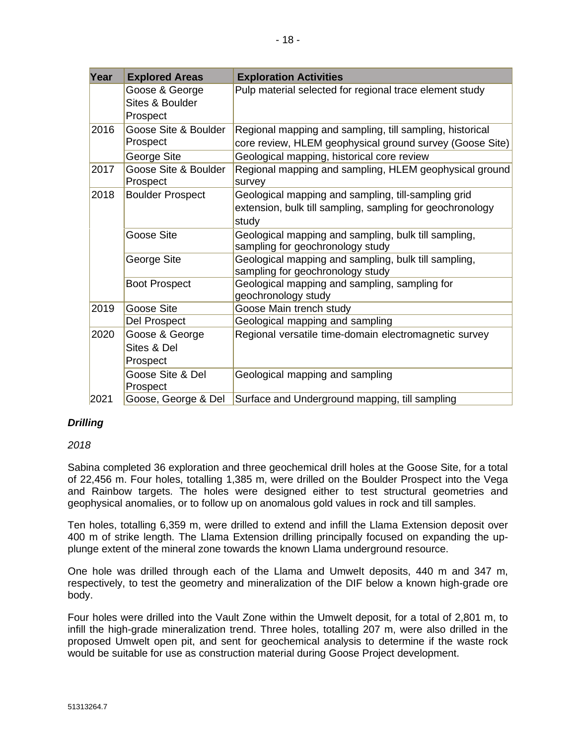| Year | Explored Areas | Exploration Activities |
|---|---|---|
| | Goose & George Sites & Boulder Prospect | Pulp material selected for regional trace element study |
| 2016 | Goose Site & Boulder Prospect | Regional mapping and sampling, till sampling, historical core review, HLEM geophysical ground survey (Goose Site) |
| | George Site | Geological mapping, historical core review |
| 2017 | Goose Site & Boulder Prospect | Regional mapping and sampling, HLEM geophysical ground survey |
| 2018 | Boulder Prospect | Geological mapping and sampling, till-sampling grid extension, bulk till sampling, sampling for geochronology study |
| | Goose Site | Geological mapping and sampling, bulk till sampling, sampling for geochronology study |
| | George Site | Geological mapping and sampling, bulk till sampling, sampling for geochronology study |
| | Boot Prospect | Geological mapping and sampling, sampling for geochronology study |
| 2019 | Goose Site | Goose Main trench study |
| | Del Prospect | Geological mapping and sampling |
| 2020 | Goose & George Sites & Del Prospect | Regional versatile time-domain electromagnetic survey |
| | Goose Site & Del Prospect | Geological mapping and sampling |
| 2021 | Goose, George & Del | Surface and Underground mapping, till sampling |

***Drilling***

*2018*

Sabina completed 36 exploration and three geochemical drill holes at the Goose Site, for a total of 22,456 m. Four holes, totalling 1,385 m, were drilled on the Boulder Prospect into the Vega and Rainbow targets. The holes were designed either to test structural geometries and geophysical anomalies, or to follow up on anomalous gold values in rock and till samples.

Ten holes, totalling 6,359 m, were drilled to extend and infill the Llama Extension deposit over 400 m of strike length. The Llama Extension drilling principally focused on expanding the up-plunge extent of the mineral zone towards the known Llama underground resource.

One hole was drilled through each of the Llama and Umwelt deposits, 440 m and 347 m, respectively, to test the geometry and mineralization of the DIF below a known high-grade ore body.

Four holes were drilled into the Vault Zone within the Umwelt deposit, for a total of 2,801 m, to infill the high-grade mineralization trend. Three holes, totalling 207 m, were also drilled in the proposed Umwelt open pit, and sent for geochemical analysis to determine if the waste rock would be suitable for use as construction material during Goose Project development.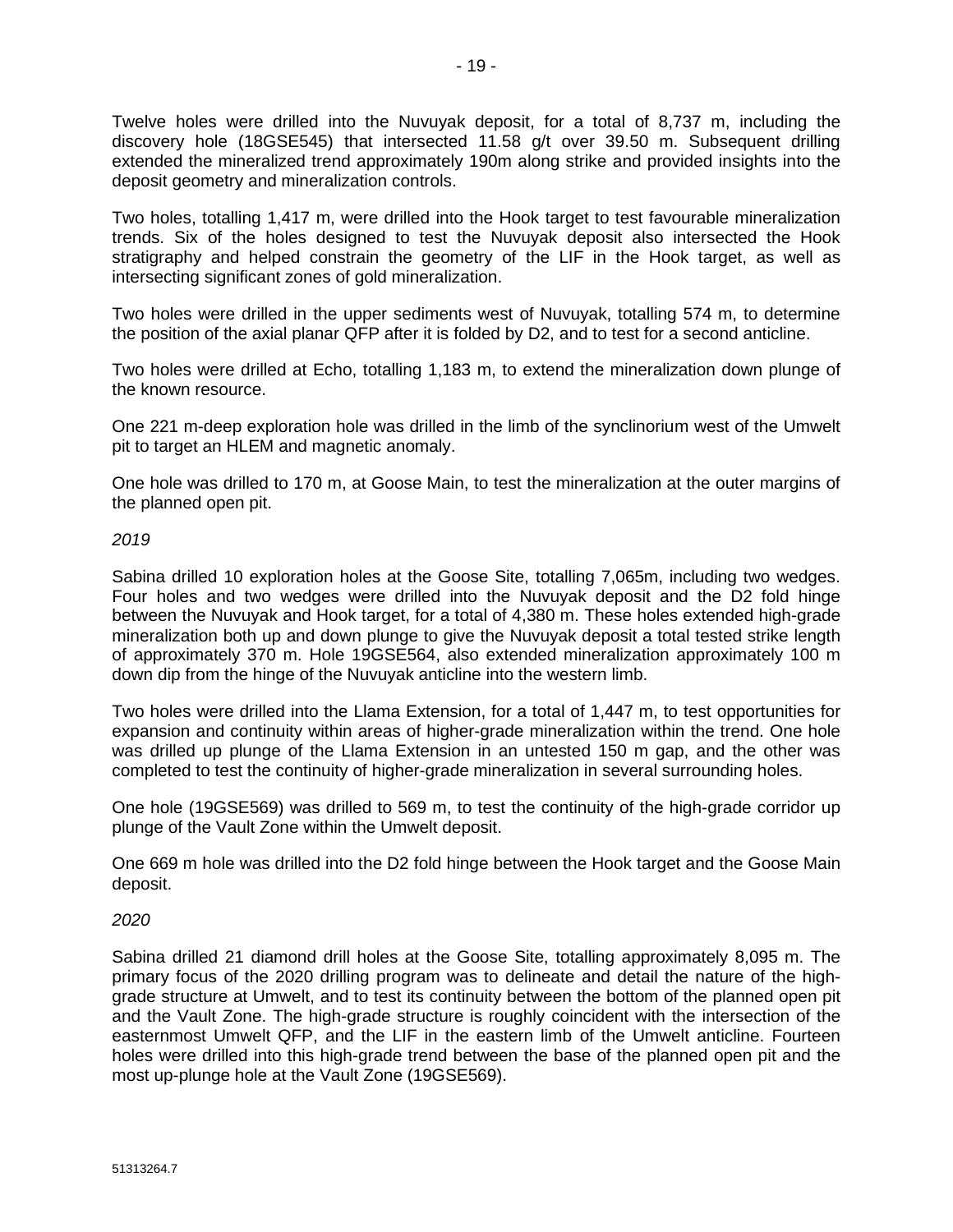Twelve holes were drilled into the Nuvuyak deposit, for a total of 8,737 m, including the discovery hole (18GSE545) that intersected 11.58 g/t over 39.50 m. Subsequent drilling extended the mineralized trend approximately 190m along strike and provided insights into the deposit geometry and mineralization controls.

Two holes, totalling 1,417 m, were drilled into the Hook target to test favourable mineralization trends. Six of the holes designed to test the Nuvuyak deposit also intersected the Hook stratigraphy and helped constrain the geometry of the LIF in the Hook target, as well as intersecting significant zones of gold mineralization.

Two holes were drilled in the upper sediments west of Nuvuyak, totalling 574 m, to determine the position of the axial planar QFP after it is folded by D2, and to test for a second anticline.

Two holes were drilled at Echo, totalling 1,183 m, to extend the mineralization down plunge of the known resource.

One 221 m-deep exploration hole was drilled in the limb of the synclinorium west of the Umwelt pit to target an HLEM and magnetic anomaly.

One hole was drilled to 170 m, at Goose Main, to test the mineralization at the outer margins of the planned open pit.

*2019*

Sabina drilled 10 exploration holes at the Goose Site, totalling 7,065m, including two wedges. Four holes and two wedges were drilled into the Nuvuyak deposit and the D2 fold hinge between the Nuvuyak and Hook target, for a total of 4,380 m. These holes extended high-grade mineralization both up and down plunge to give the Nuvuyak deposit a total tested strike length of approximately 370 m. Hole 19GSE564, also extended mineralization approximately 100 m down dip from the hinge of the Nuvuyak anticline into the western limb.

Two holes were drilled into the Llama Extension, for a total of 1,447 m, to test opportunities for expansion and continuity within areas of higher-grade mineralization within the trend. One hole was drilled up plunge of the Llama Extension in an untested 150 m gap, and the other was completed to test the continuity of higher-grade mineralization in several surrounding holes.

One hole (19GSE569) was drilled to 569 m, to test the continuity of the high-grade corridor up plunge of the Vault Zone within the Umwelt deposit.

One 669 m hole was drilled into the D2 fold hinge between the Hook target and the Goose Main deposit.

*2020*

Sabina drilled 21 diamond drill holes at the Goose Site, totalling approximately 8,095 m. The primary focus of the 2020 drilling program was to delineate and detail the nature of the high-grade structure at Umwelt, and to test its continuity between the bottom of the planned open pit and the Vault Zone. The high-grade structure is roughly coincident with the intersection of the easternmost Umwelt QFP, and the LIF in the eastern limb of the Umwelt anticline. Fourteen holes were drilled into this high-grade trend between the base of the planned open pit and the most up-plunge hole at the Vault Zone (19GSE569).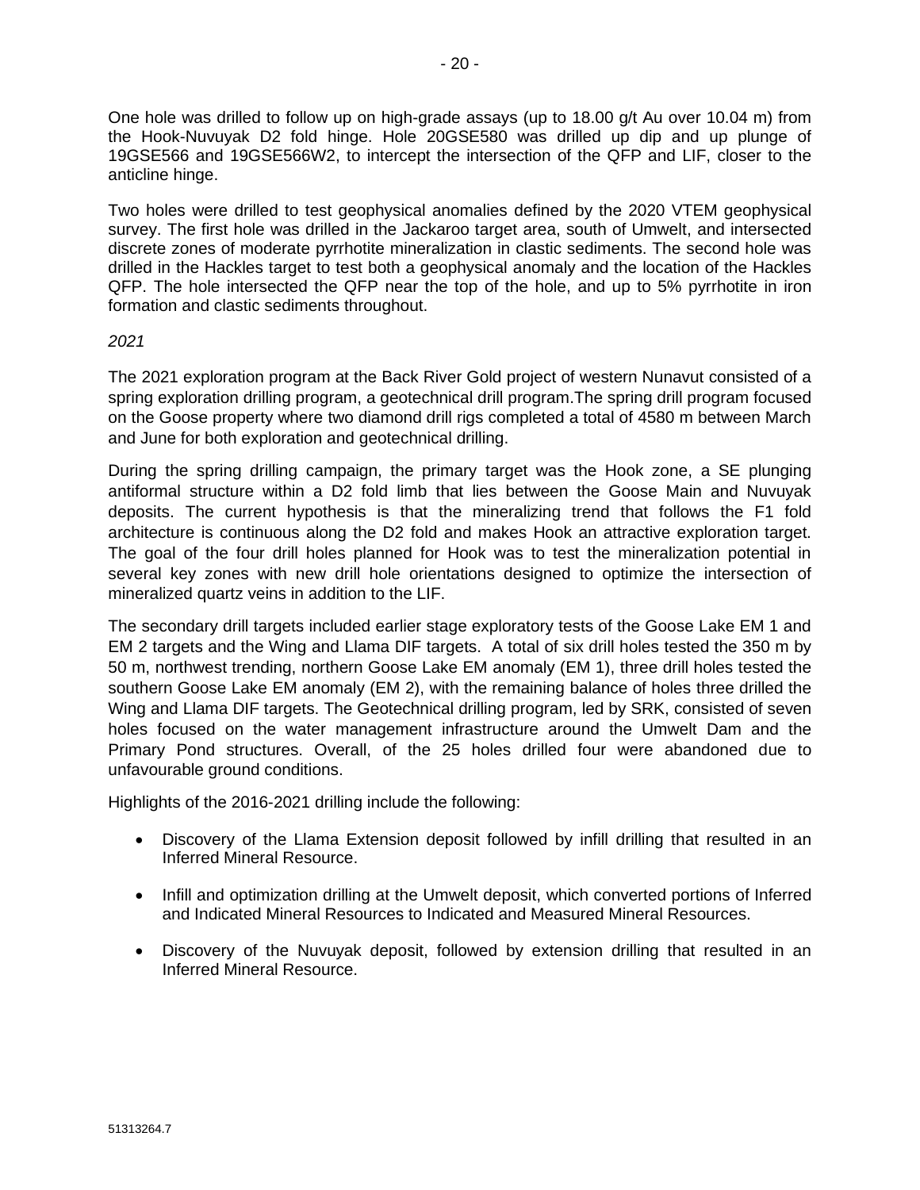One hole was drilled to follow up on high-grade assays (up to 18.00 g/t Au over 10.04 m) from the Hook-Nuvuyak D2 fold hinge. Hole 20GSE580 was drilled up dip and up plunge of 19GSE566 and 19GSE566W2, to intercept the intersection of the QFP and LIF, closer to the anticline hinge.

Two holes were drilled to test geophysical anomalies defined by the 2020 VTEM geophysical survey. The first hole was drilled in the Jackaroo target area, south of Umwelt, and intersected discrete zones of moderate pyrrhotite mineralization in clastic sediments. The second hole was drilled in the Hackles target to test both a geophysical anomaly and the location of the Hackles QFP. The hole intersected the QFP near the top of the hole, and up to 5% pyrrhotite in iron formation and clastic sediments throughout.

*2021*

The 2021 exploration program at the Back River Gold project of western Nunavut consisted of a spring exploration drilling program, a geotechnical drill program.The spring drill program focused on the Goose property where two diamond drill rigs completed a total of 4580 m between March and June for both exploration and geotechnical drilling.

During the spring drilling campaign, the primary target was the Hook zone, a SE plunging antiformal structure within a D2 fold limb that lies between the Goose Main and Nuvuyak deposits. The current hypothesis is that the mineralizing trend that follows the F1 fold architecture is continuous along the D2 fold and makes Hook an attractive exploration target. The goal of the four drill holes planned for Hook was to test the mineralization potential in several key zones with new drill hole orientations designed to optimize the intersection of mineralized quartz veins in addition to the LIF.

The secondary drill targets included earlier stage exploratory tests of the Goose Lake EM 1 and EM 2 targets and the Wing and Llama DIF targets. A total of six drill holes tested the 350 m by 50 m, northwest trending, northern Goose Lake EM anomaly (EM 1), three drill holes tested the southern Goose Lake EM anomaly (EM 2), with the remaining balance of holes three drilled the Wing and Llama DIF targets. The Geotechnical drilling program, led by SRK, consisted of seven holes focused on the water management infrastructure around the Umwelt Dam and the Primary Pond structures. Overall, of the 25 holes drilled four were abandoned due to unfavourable ground conditions.

Highlights of the 2016-2021 drilling include the following:

- Discovery of the Llama Extension deposit followed by infill drilling that resulted in an Inferred Mineral Resource.
- Infill and optimization drilling at the Umwelt deposit, which converted portions of Inferred and Indicated Mineral Resources to Indicated and Measured Mineral Resources.
- Discovery of the Nuvuyak deposit, followed by extension drilling that resulted in an Inferred Mineral Resource.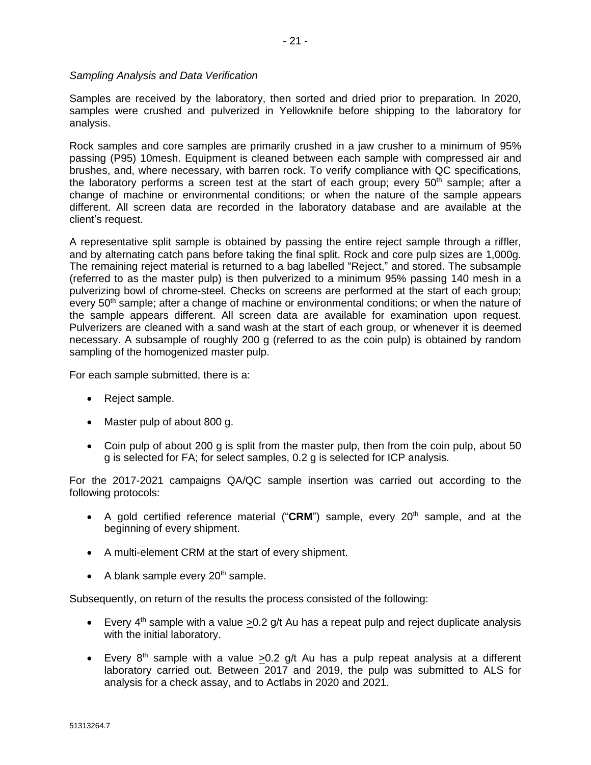*Sampling Analysis and Data Verification*

Samples are received by the laboratory, then sorted and dried prior to preparation. In 2020, samples were crushed and pulverized in Yellowknife before shipping to the laboratory for analysis.

Rock samples and core samples are primarily crushed in a jaw crusher to a minimum of 95% passing (P95) 10mesh. Equipment is cleaned between each sample with compressed air and brushes, and, where necessary, with barren rock. To verify compliance with QC specifications, the laboratory performs a screen test at the start of each group; every 50th sample; after a change of machine or environmental conditions; or when the nature of the sample appears different. All screen data are recorded in the laboratory database and are available at the client's request.

A representative split sample is obtained by passing the entire reject sample through a riffler, and by alternating catch pans before taking the final split. Rock and core pulp sizes are 1,000g. The remaining reject material is returned to a bag labelled "Reject," and stored. The subsample (referred to as the master pulp) is then pulverized to a minimum 95% passing 140 mesh in a pulverizing bowl of chrome-steel. Checks on screens are performed at the start of each group; every 50th sample; after a change of machine or environmental conditions; or when the nature of the sample appears different. All screen data are available for examination upon request. Pulverizers are cleaned with a sand wash at the start of each group, or whenever it is deemed necessary. A subsample of roughly 200 g (referred to as the coin pulp) is obtained by random sampling of the homogenized master pulp.

For each sample submitted, there is a:

- Reject sample.
- Master pulp of about 800 g.
- Coin pulp of about 200 g is split from the master pulp, then from the coin pulp, about 50 g is selected for FA; for select samples, 0.2 g is selected for ICP analysis.

For the 2017-2021 campaigns QA/QC sample insertion was carried out according to the following protocols:

- A gold certified reference material ("**CRM**") sample, every 20th sample, and at the beginning of every shipment.
- A multi-element CRM at the start of every shipment.
- A blank sample every 20th sample.

Subsequently, on return of the results the process consisted of the following:

- Every 4th sample with a value $\geq$0.2 g/t Au has a repeat pulp and reject duplicate analysis with the initial laboratory.
- Every 8th sample with a value $\geq$0.2 g/t Au has a pulp repeat analysis at a different laboratory carried out. Between 2017 and 2019, the pulp was submitted to ALS for analysis for a check assay, and to Actlabs in 2020 and 2021.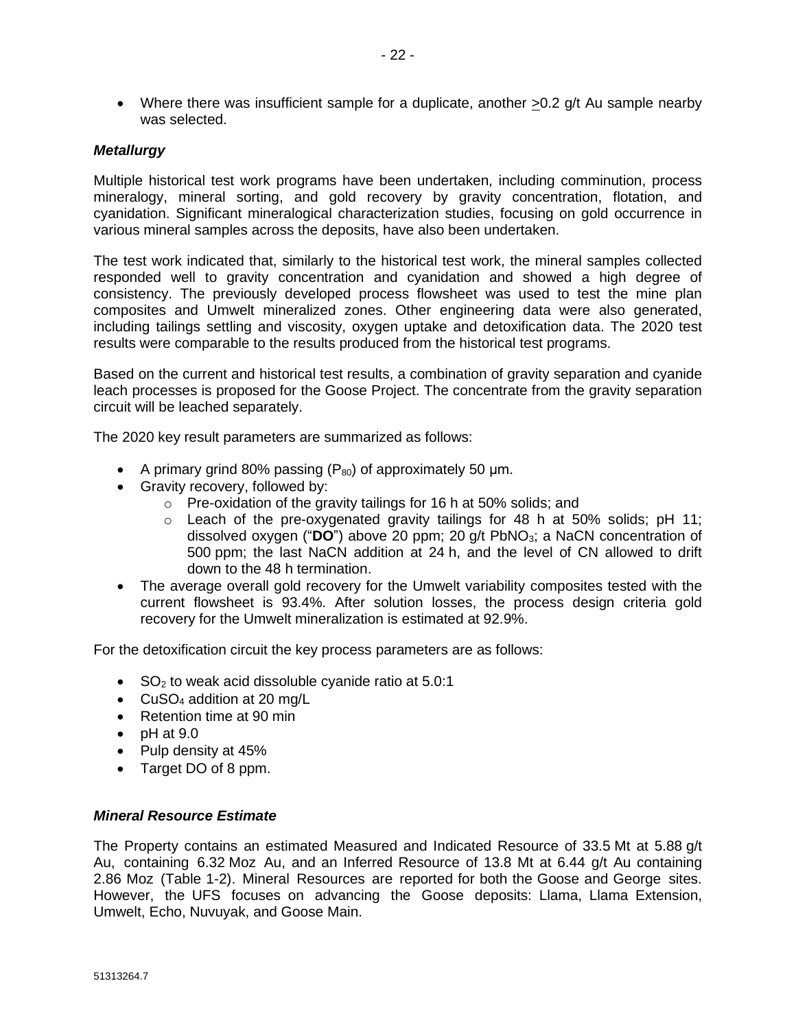- Where there was insufficient sample for a duplicate, another ≥0.2 g/t Au sample nearby was selected.

***Metallurgy***

Multiple historical test work programs have been undertaken, including comminution, process mineralogy, mineral sorting, and gold recovery by gravity concentration, flotation, and cyanidation. Significant mineralogical characterization studies, focusing on gold occurrence in various mineral samples across the deposits, have also been undertaken.

The test work indicated that, similarly to the historical test work, the mineral samples collected responded well to gravity concentration and cyanidation and showed a high degree of consistency. The previously developed process flowsheet was used to test the mine plan composites and Umwelt mineralized zones. Other engineering data were also generated, including tailings settling and viscosity, oxygen uptake and detoxification data. The 2020 test results were comparable to the results produced from the historical test programs.

Based on the current and historical test results, a combination of gravity separation and cyanide leach processes is proposed for the Goose Project. The concentrate from the gravity separation circuit will be leached separately.

The 2020 key result parameters are summarized as follows:

- A primary grind 80% passing ($P_{80}$) of approximately 50 µm.
- Gravity recovery, followed by:
  - Pre-oxidation of the gravity tailings for 16 h at 50% solids; and
  - Leach of the pre-oxygenated gravity tailings for 48 h at 50% solids; pH 11; dissolved oxygen ("**DO**") above 20 ppm; 20 g/t $PbNO_3$; a NaCN concentration of 500 ppm; the last NaCN addition at 24 h, and the level of CN allowed to drift down to the 48 h termination.
- The average overall gold recovery for the Umwelt variability composites tested with the current flowsheet is 93.4%. After solution losses, the process design criteria gold recovery for the Umwelt mineralization is estimated at 92.9%.

For the detoxification circuit the key process parameters are as follows:

- $SO_2$ to weak acid dissoluble cyanide ratio at 5.0:1
- $CuSO_4$ addition at 20 mg/L
- Retention time at 90 min
- pH at 9.0
- Pulp density at 45%
- Target DO of 8 ppm.

***Mineral Resource Estimate***

The Property contains an estimated Measured and Indicated Resource of 33.5 Mt at 5.88 g/t Au, containing 6.32 Moz Au, and an Inferred Resource of 13.8 Mt at 6.44 g/t Au containing 2.86 Moz (Table 1-2). Mineral Resources are reported for both the Goose and George sites. However, the UFS focuses on advancing the Goose deposits: Llama, Llama Extension, Umwelt, Echo, Nuvuyak, and Goose Main.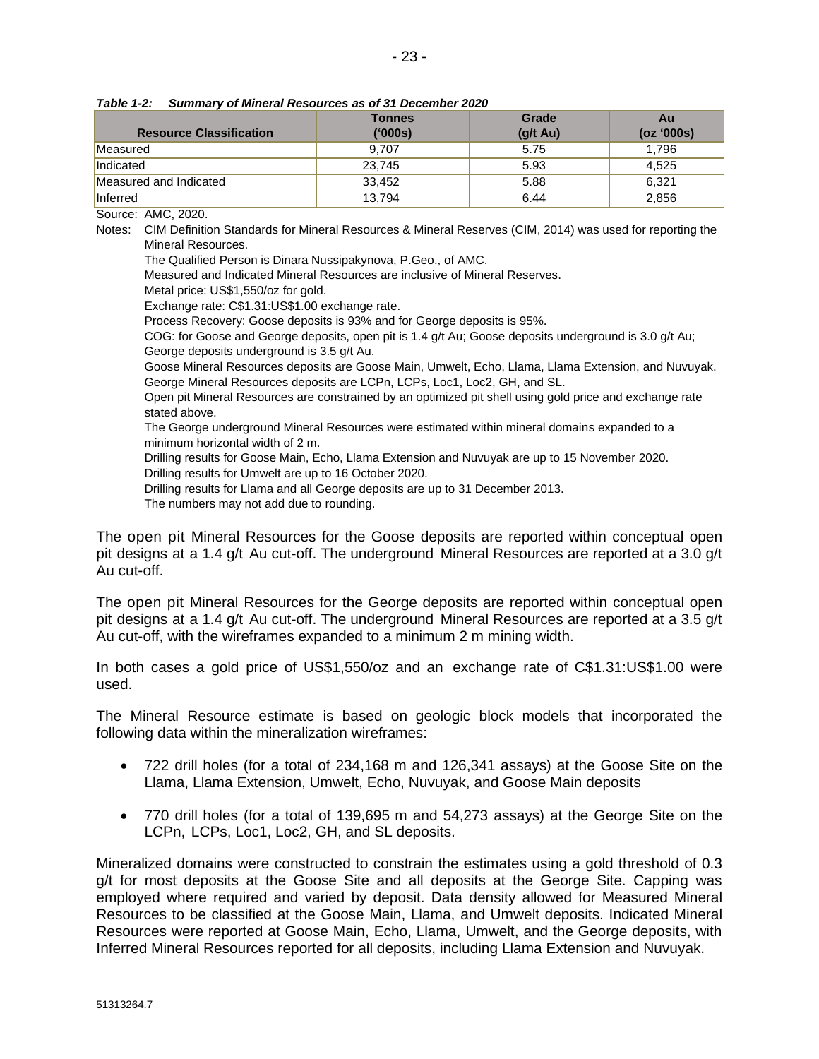*Table 1-2: Summary of Mineral Resources as of 31 December 2020*

| Resource Classification | Tonnes ('000s) | Grade (g/t Au) | Au (oz '000s) |
|---|---|---|---|
| Measured | 9,707 | 5.75 | 1,796 |
| Indicated | 23,745 | 5.93 | 4,525 |
| Measured and Indicated | 33,452 | 5.88 | 6,321 |
| Inferred | 13,794 | 6.44 | 2,856 |

Source: AMC, 2020.

Notes: CIM Definition Standards for Mineral Resources & Mineral Reserves (CIM, 2014) was used for reporting the Mineral Resources.
The Qualified Person is Dinara Nussipakynova, P.Geo., of AMC.
Measured and Indicated Mineral Resources are inclusive of Mineral Reserves.
Metal price: US$1,550/oz for gold.
Exchange rate: C$1.31:US$1.00 exchange rate.
Process Recovery: Goose deposits is 93% and for George deposits is 95%.
COG: for Goose and George deposits, open pit is 1.4 g/t Au; Goose deposits underground is 3.0 g/t Au; George deposits underground is 3.5 g/t Au.
Goose Mineral Resources deposits are Goose Main, Umwelt, Echo, Llama, Llama Extension, and Nuvuyak. George Mineral Resources deposits are LCPn, LCPs, Loc1, Loc2, GH, and SL.
Open pit Mineral Resources are constrained by an optimized pit shell using gold price and exchange rate stated above.
The George underground Mineral Resources were estimated within mineral domains expanded to a minimum horizontal width of 2 m.
Drilling results for Goose Main, Echo, Llama Extension and Nuvuyak are up to 15 November 2020.
Drilling results for Umwelt are up to 16 October 2020.
Drilling results for Llama and all George deposits are up to 31 December 2013.
The numbers may not add due to rounding.

The open pit Mineral Resources for the Goose deposits are reported within conceptual open pit designs at a 1.4 g/t Au cut-off. The underground Mineral Resources are reported at a 3.0 g/t Au cut-off.

The open pit Mineral Resources for the George deposits are reported within conceptual open pit designs at a 1.4 g/t Au cut-off. The underground Mineral Resources are reported at a 3.5 g/t Au cut-off, with the wireframes expanded to a minimum 2 m mining width.

In both cases a gold price of US$1,550/oz and an exchange rate of C$1.31:US$1.00 were used.

The Mineral Resource estimate is based on geologic block models that incorporated the following data within the mineralization wireframes:

- 722 drill holes (for a total of 234,168 m and 126,341 assays) at the Goose Site on the Llama, Llama Extension, Umwelt, Echo, Nuvuyak, and Goose Main deposits
- 770 drill holes (for a total of 139,695 m and 54,273 assays) at the George Site on the LCPn, LCPs, Loc1, Loc2, GH, and SL deposits.

Mineralized domains were constructed to constrain the estimates using a gold threshold of 0.3 g/t for most deposits at the Goose Site and all deposits at the George Site. Capping was employed where required and varied by deposit. Data density allowed for Measured Mineral Resources to be classified at the Goose Main, Llama, and Umwelt deposits. Indicated Mineral Resources were reported at Goose Main, Echo, Llama, Umwelt, and the George deposits, with Inferred Mineral Resources reported for all deposits, including Llama Extension and Nuvuyak.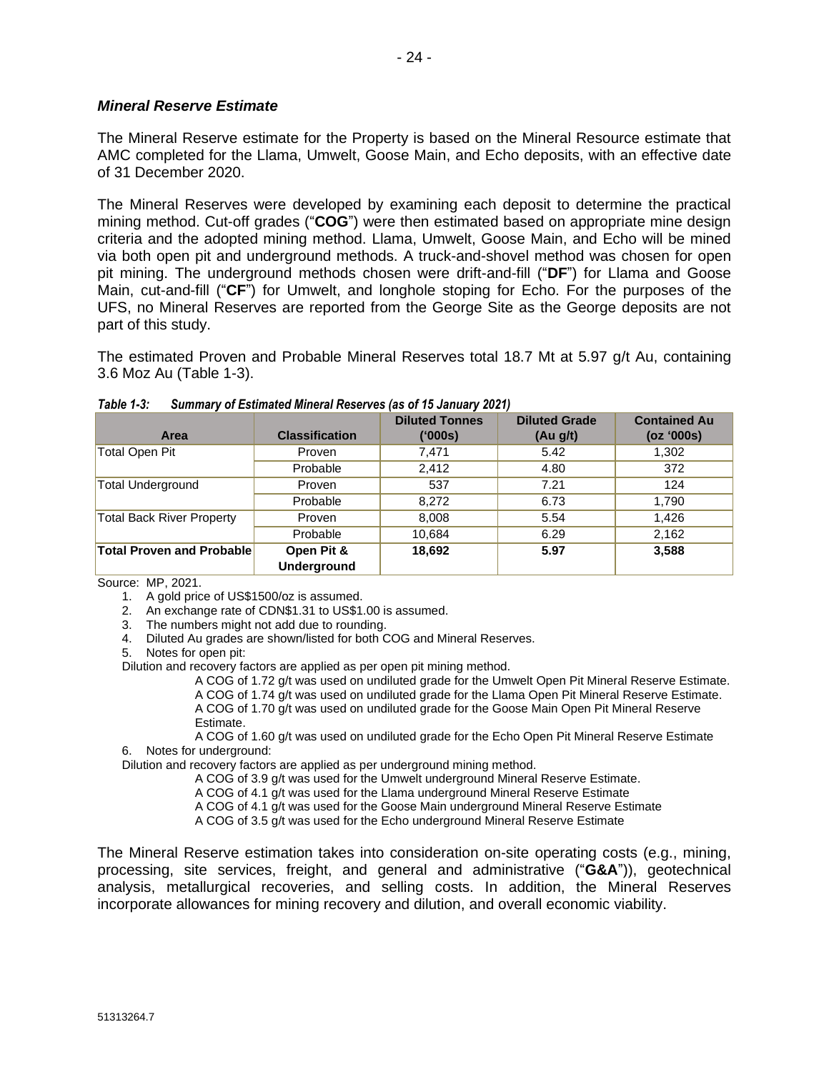### *Mineral Reserve Estimate*

The Mineral Reserve estimate for the Property is based on the Mineral Resource estimate that AMC completed for the Llama, Umwelt, Goose Main, and Echo deposits, with an effective date of 31 December 2020.

The Mineral Reserves were developed by examining each deposit to determine the practical mining method. Cut-off grades ("**COG**") were then estimated based on appropriate mine design criteria and the adopted mining method. Llama, Umwelt, Goose Main, and Echo will be mined via both open pit and underground methods. A truck-and-shovel method was chosen for open pit mining. The underground methods chosen were drift-and-fill ("**DF**") for Llama and Goose Main, cut-and-fill ("**CF**") for Umwelt, and longhole stoping for Echo. For the purposes of the UFS, no Mineral Reserves are reported from the George Site as the George deposits are not part of this study.

The estimated Proven and Probable Mineral Reserves total 18.7 Mt at 5.97 g/t Au, containing 3.6 Moz Au (Table 1-3).

***Table 1-3: Summary of Estimated Mineral Reserves (as of 15 January 2021)***

| Area | Classification | Diluted Tonnes ('000s) | Diluted Grade (Au g/t) | Contained Au (oz '000s) |
|---|---|---|---|---|
| Total Open Pit | Proven | 7,471 | 5.42 | 1,302 |
| | Probable | 2,412 | 4.80 | 372 |
| Total Underground | Proven | 537 | 7.21 | 124 |
| | Probable | 8,272 | 6.73 | 1,790 |
| Total Back River Property | Proven | 8,008 | 5.54 | 1,426 |
| | Probable | 10,684 | 6.29 | 2,162 |
| **Total Proven and Probable** | **Open Pit & Underground** | **18,692** | **5.97** | **3,588** |

Source: MP, 2021.

1. A gold price of US$1500/oz is assumed.
2. An exchange rate of CDN$1.31 to US$1.00 is assumed.
3. The numbers might not add due to rounding.
4. Diluted Au grades are shown/listed for both COG and Mineral Reserves.
5. Notes for open pit:

Dilution and recovery factors are applied as per open pit mining method.

A COG of 1.72 g/t was used on undiluted grade for the Umwelt Open Pit Mineral Reserve Estimate.
A COG of 1.74 g/t was used on undiluted grade for the Llama Open Pit Mineral Reserve Estimate.
A COG of 1.70 g/t was used on undiluted grade for the Goose Main Open Pit Mineral Reserve Estimate.
A COG of 1.60 g/t was used on undiluted grade for the Echo Open Pit Mineral Reserve Estimate

6. Notes for underground:

Dilution and recovery factors are applied as per underground mining method.

A COG of 3.9 g/t was used for the Umwelt underground Mineral Reserve Estimate.
A COG of 4.1 g/t was used for the Llama underground Mineral Reserve Estimate
A COG of 4.1 g/t was used for the Goose Main underground Mineral Reserve Estimate
A COG of 3.5 g/t was used for the Echo underground Mineral Reserve Estimate

The Mineral Reserve estimation takes into consideration on-site operating costs (e.g., mining, processing, site services, freight, and general and administrative ("**G&A**")), geotechnical analysis, metallurgical recoveries, and selling costs. In addition, the Mineral Reserves incorporate allowances for mining recovery and dilution, and overall economic viability.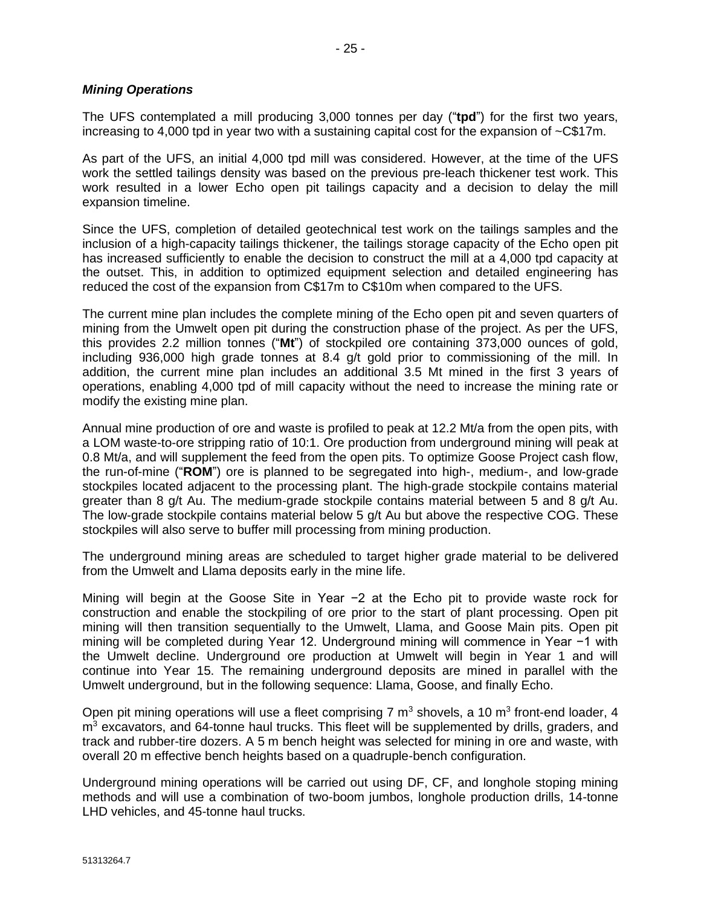### *Mining Operations*

The UFS contemplated a mill producing 3,000 tonnes per day ("**tpd**") for the first two years, increasing to 4,000 tpd in year two with a sustaining capital cost for the expansion of ~C$17m.

As part of the UFS, an initial 4,000 tpd mill was considered. However, at the time of the UFS work the settled tailings density was based on the previous pre-leach thickener test work. This work resulted in a lower Echo open pit tailings capacity and a decision to delay the mill expansion timeline.

Since the UFS, completion of detailed geotechnical test work on the tailings samples and the inclusion of a high-capacity tailings thickener, the tailings storage capacity of the Echo open pit has increased sufficiently to enable the decision to construct the mill at a 4,000 tpd capacity at the outset. This, in addition to optimized equipment selection and detailed engineering has reduced the cost of the expansion from C$17m to C$10m when compared to the UFS.

The current mine plan includes the complete mining of the Echo open pit and seven quarters of mining from the Umwelt open pit during the construction phase of the project. As per the UFS, this provides 2.2 million tonnes ("**Mt**") of stockpiled ore containing 373,000 ounces of gold, including 936,000 high grade tonnes at 8.4 g/t gold prior to commissioning of the mill. In addition, the current mine plan includes an additional 3.5 Mt mined in the first 3 years of operations, enabling 4,000 tpd of mill capacity without the need to increase the mining rate or modify the existing mine plan.

Annual mine production of ore and waste is profiled to peak at 12.2 Mt/a from the open pits, with a LOM waste-to-ore stripping ratio of 10:1. Ore production from underground mining will peak at 0.8 Mt/a, and will supplement the feed from the open pits. To optimize Goose Project cash flow, the run-of-mine ("**ROM**") ore is planned to be segregated into high-, medium-, and low-grade stockpiles located adjacent to the processing plant. The high-grade stockpile contains material greater than 8 g/t Au. The medium-grade stockpile contains material between 5 and 8 g/t Au. The low-grade stockpile contains material below 5 g/t Au but above the respective COG. These stockpiles will also serve to buffer mill processing from mining production.

The underground mining areas are scheduled to target higher grade material to be delivered from the Umwelt and Llama deposits early in the mine life.

Mining will begin at the Goose Site in Year −2 at the Echo pit to provide waste rock for construction and enable the stockpiling of ore prior to the start of plant processing. Open pit mining will then transition sequentially to the Umwelt, Llama, and Goose Main pits. Open pit mining will be completed during Year 12. Underground mining will commence in Year −1 with the Umwelt decline. Underground ore production at Umwelt will begin in Year 1 and will continue into Year 15. The remaining underground deposits are mined in parallel with the Umwelt underground, but in the following sequence: Llama, Goose, and finally Echo.

Open pit mining operations will use a fleet comprising 7 $m^3$ shovels, a 10 $m^3$ front-end loader, 4 $m^3$ excavators, and 64-tonne haul trucks. This fleet will be supplemented by drills, graders, and track and rubber-tire dozers. A 5 m bench height was selected for mining in ore and waste, with overall 20 m effective bench heights based on a quadruple-bench configuration.

Underground mining operations will be carried out using DF, CF, and longhole stoping mining methods and will use a combination of two-boom jumbos, longhole production drills, 14-tonne LHD vehicles, and 45-tonne haul trucks.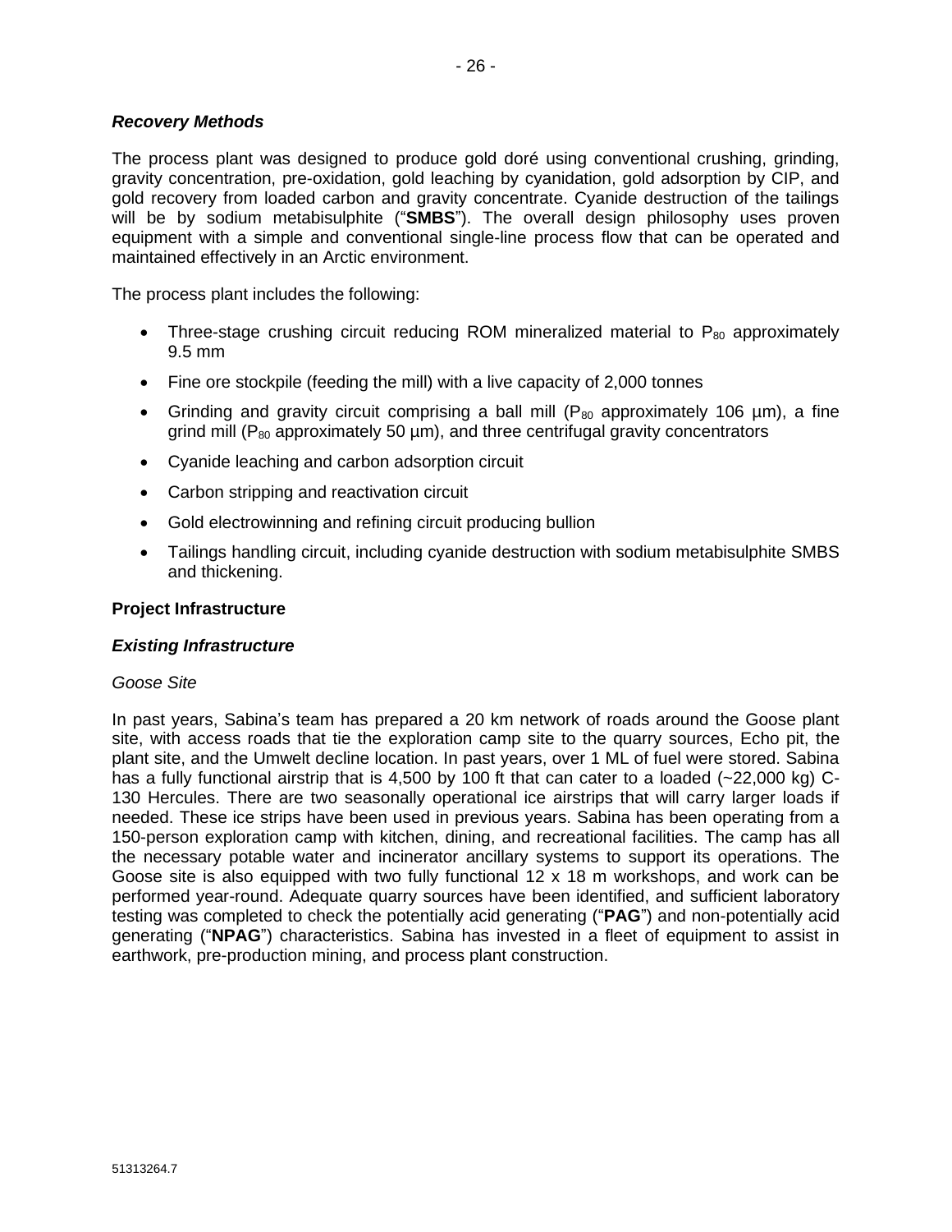***Recovery Methods***

The process plant was designed to produce gold doré using conventional crushing, grinding, gravity concentration, pre-oxidation, gold leaching by cyanidation, gold adsorption by CIP, and gold recovery from loaded carbon and gravity concentrate. Cyanide destruction of the tailings will be by sodium metabisulphite ("**SMBS**"). The overall design philosophy uses proven equipment with a simple and conventional single-line process flow that can be operated and maintained effectively in an Arctic environment.

The process plant includes the following:

- Three-stage crushing circuit reducing ROM mineralized material to $P_{80}$ approximately 9.5 mm
- Fine ore stockpile (feeding the mill) with a live capacity of 2,000 tonnes
- Grinding and gravity circuit comprising a ball mill ($P_{80}$ approximately 106 µm), a fine grind mill ($P_{80}$ approximately 50 µm), and three centrifugal gravity concentrators
- Cyanide leaching and carbon adsorption circuit
- Carbon stripping and reactivation circuit
- Gold electrowinning and refining circuit producing bullion
- Tailings handling circuit, including cyanide destruction with sodium metabisulphite SMBS and thickening.

**Project Infrastructure**

***Existing Infrastructure***

*Goose Site*

In past years, Sabina's team has prepared a 20 km network of roads around the Goose plant site, with access roads that tie the exploration camp site to the quarry sources, Echo pit, the plant site, and the Umwelt decline location. In past years, over 1 ML of fuel were stored. Sabina has a fully functional airstrip that is 4,500 by 100 ft that can cater to a loaded (~22,000 kg) C-130 Hercules. There are two seasonally operational ice airstrips that will carry larger loads if needed. These ice strips have been used in previous years. Sabina has been operating from a 150-person exploration camp with kitchen, dining, and recreational facilities. The camp has all the necessary potable water and incinerator ancillary systems to support its operations. The Goose site is also equipped with two fully functional 12 x 18 m workshops, and work can be performed year-round. Adequate quarry sources have been identified, and sufficient laboratory testing was completed to check the potentially acid generating ("**PAG**") and non-potentially acid generating ("**NPAG**") characteristics. Sabina has invested in a fleet of equipment to assist in earthwork, pre-production mining, and process plant construction.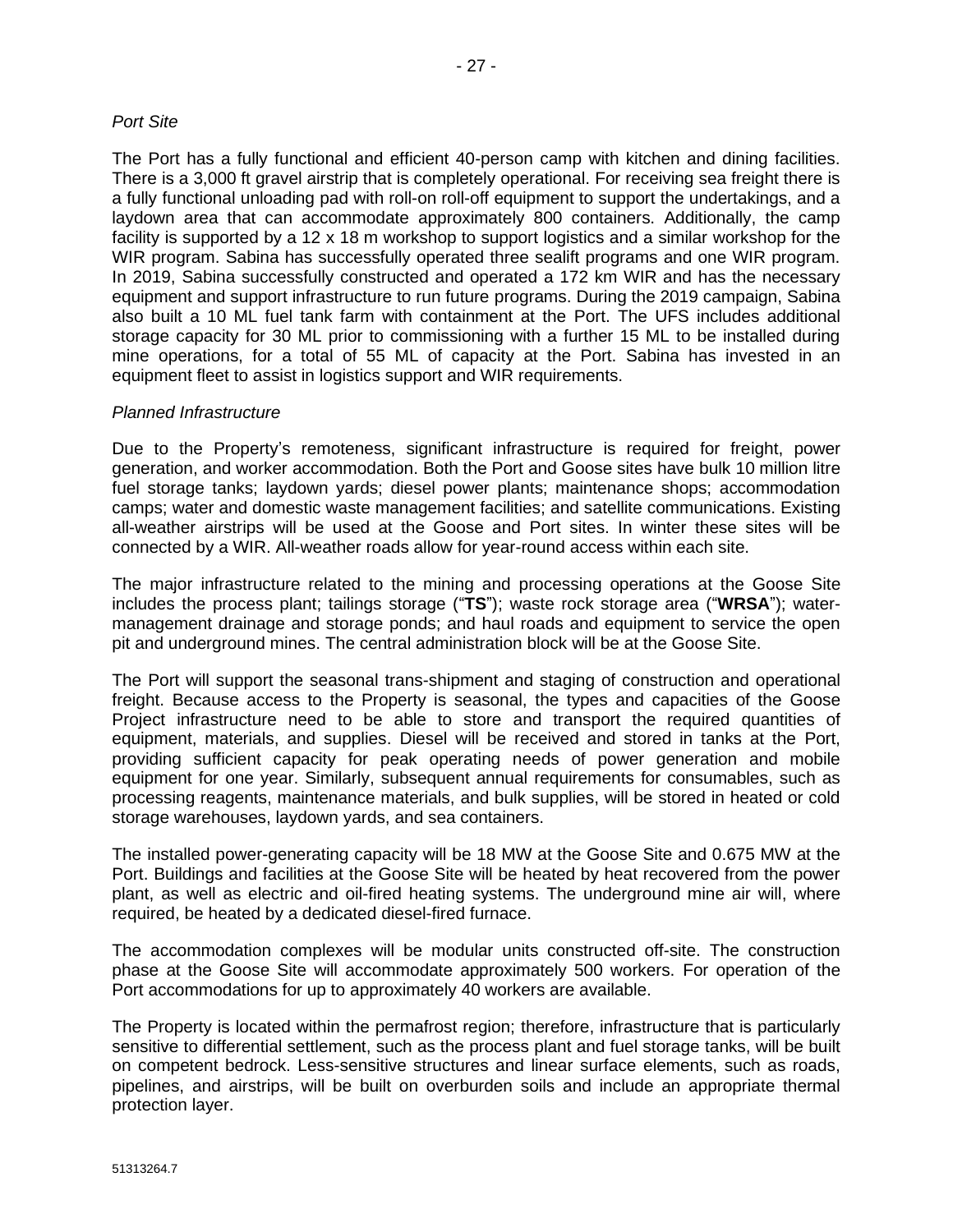*Port Site*

The Port has a fully functional and efficient 40-person camp with kitchen and dining facilities. There is a 3,000 ft gravel airstrip that is completely operational. For receiving sea freight there is a fully functional unloading pad with roll-on roll-off equipment to support the undertakings, and a laydown area that can accommodate approximately 800 containers. Additionally, the camp facility is supported by a 12 x 18 m workshop to support logistics and a similar workshop for the WIR program. Sabina has successfully operated three sealift programs and one WIR program. In 2019, Sabina successfully constructed and operated a 172 km WIR and has the necessary equipment and support infrastructure to run future programs. During the 2019 campaign, Sabina also built a 10 ML fuel tank farm with containment at the Port. The UFS includes additional storage capacity for 30 ML prior to commissioning with a further 15 ML to be installed during mine operations, for a total of 55 ML of capacity at the Port. Sabina has invested in an equipment fleet to assist in logistics support and WIR requirements.

*Planned Infrastructure*

Due to the Property's remoteness, significant infrastructure is required for freight, power generation, and worker accommodation. Both the Port and Goose sites have bulk 10 million litre fuel storage tanks; laydown yards; diesel power plants; maintenance shops; accommodation camps; water and domestic waste management facilities; and satellite communications. Existing all-weather airstrips will be used at the Goose and Port sites. In winter these sites will be connected by a WIR. All-weather roads allow for year-round access within each site.

The major infrastructure related to the mining and processing operations at the Goose Site includes the process plant; tailings storage ("**TS**"); waste rock storage area ("**WRSA**"); water-management drainage and storage ponds; and haul roads and equipment to service the open pit and underground mines. The central administration block will be at the Goose Site.

The Port will support the seasonal trans-shipment and staging of construction and operational freight. Because access to the Property is seasonal, the types and capacities of the Goose Project infrastructure need to be able to store and transport the required quantities of equipment, materials, and supplies. Diesel will be received and stored in tanks at the Port, providing sufficient capacity for peak operating needs of power generation and mobile equipment for one year. Similarly, subsequent annual requirements for consumables, such as processing reagents, maintenance materials, and bulk supplies, will be stored in heated or cold storage warehouses, laydown yards, and sea containers.

The installed power-generating capacity will be 18 MW at the Goose Site and 0.675 MW at the Port. Buildings and facilities at the Goose Site will be heated by heat recovered from the power plant, as well as electric and oil-fired heating systems. The underground mine air will, where required, be heated by a dedicated diesel-fired furnace.

The accommodation complexes will be modular units constructed off-site. The construction phase at the Goose Site will accommodate approximately 500 workers. For operation of the Port accommodations for up to approximately 40 workers are available.

The Property is located within the permafrost region; therefore, infrastructure that is particularly sensitive to differential settlement, such as the process plant and fuel storage tanks, will be built on competent bedrock. Less-sensitive structures and linear surface elements, such as roads, pipelines, and airstrips, will be built on overburden soils and include an appropriate thermal protection layer.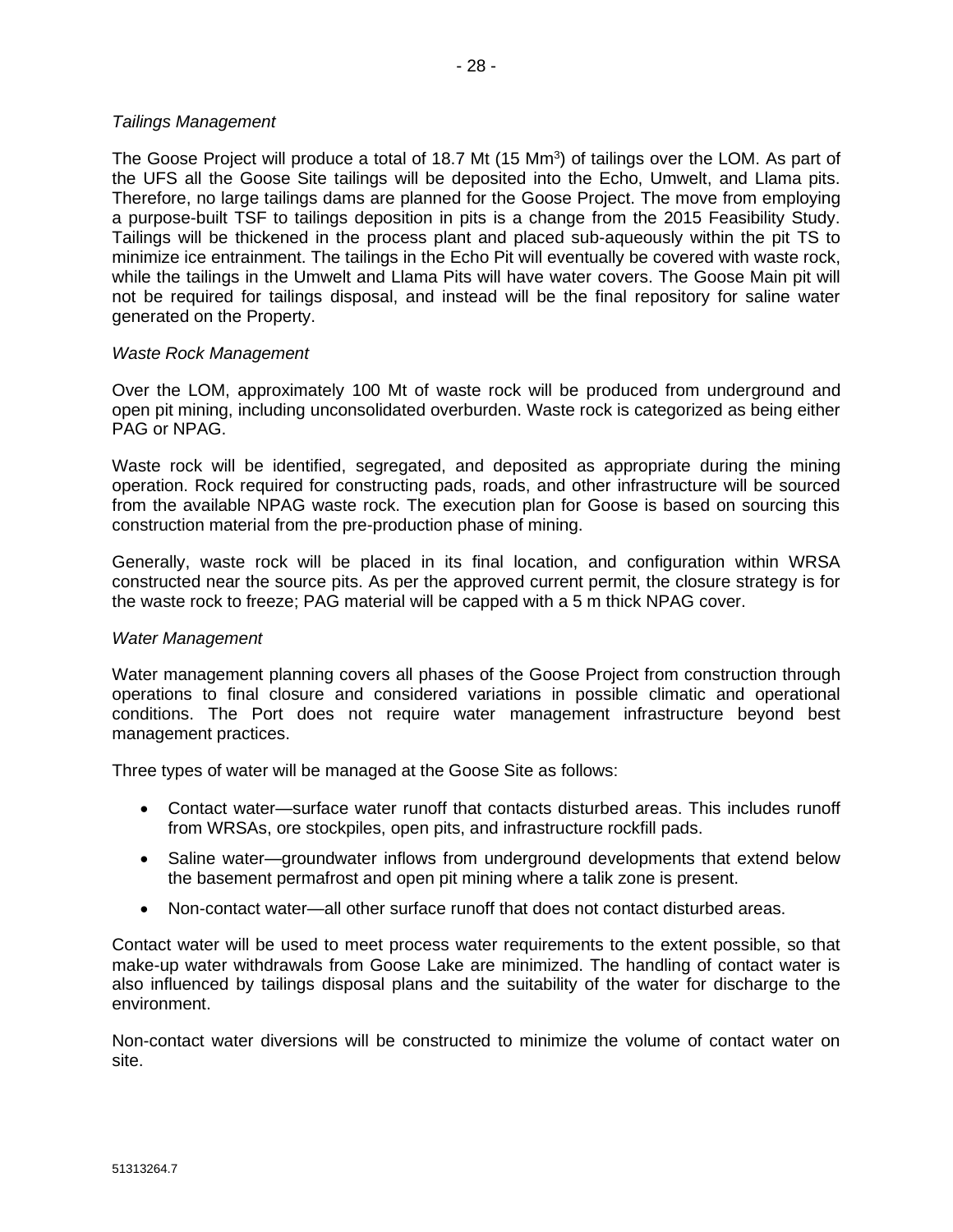*Tailings Management*

The Goose Project will produce a total of 18.7 Mt (15 $Mm^3$) of tailings over the LOM. As part of the UFS all the Goose Site tailings will be deposited into the Echo, Umwelt, and Llama pits. Therefore, no large tailings dams are planned for the Goose Project. The move from employing a purpose-built TSF to tailings deposition in pits is a change from the 2015 Feasibility Study. Tailings will be thickened in the process plant and placed sub-aqueously within the pit TS to minimize ice entrainment. The tailings in the Echo Pit will eventually be covered with waste rock, while the tailings in the Umwelt and Llama Pits will have water covers. The Goose Main pit will not be required for tailings disposal, and instead will be the final repository for saline water generated on the Property.

*Waste Rock Management*

Over the LOM, approximately 100 Mt of waste rock will be produced from underground and open pit mining, including unconsolidated overburden. Waste rock is categorized as being either PAG or NPAG.

Waste rock will be identified, segregated, and deposited as appropriate during the mining operation. Rock required for constructing pads, roads, and other infrastructure will be sourced from the available NPAG waste rock. The execution plan for Goose is based on sourcing this construction material from the pre-production phase of mining.

Generally, waste rock will be placed in its final location, and configuration within WRSA constructed near the source pits. As per the approved current permit, the closure strategy is for the waste rock to freeze; PAG material will be capped with a 5 m thick NPAG cover.

*Water Management*

Water management planning covers all phases of the Goose Project from construction through operations to final closure and considered variations in possible climatic and operational conditions. The Port does not require water management infrastructure beyond best management practices.

Three types of water will be managed at the Goose Site as follows:

- Contact water—surface water runoff that contacts disturbed areas. This includes runoff from WRSAs, ore stockpiles, open pits, and infrastructure rockfill pads.
- Saline water—groundwater inflows from underground developments that extend below the basement permafrost and open pit mining where a talik zone is present.
- Non-contact water—all other surface runoff that does not contact disturbed areas.

Contact water will be used to meet process water requirements to the extent possible, so that make-up water withdrawals from Goose Lake are minimized. The handling of contact water is also influenced by tailings disposal plans and the suitability of the water for discharge to the environment.

Non-contact water diversions will be constructed to minimize the volume of contact water on site.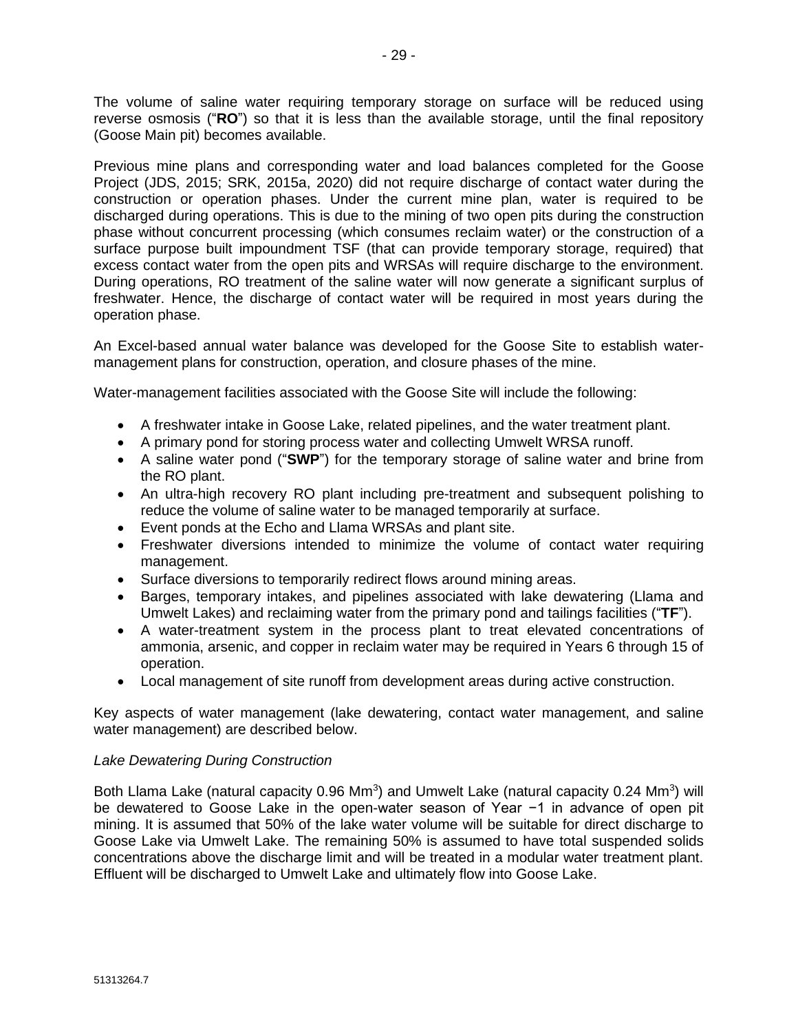The volume of saline water requiring temporary storage on surface will be reduced using reverse osmosis ("**RO**") so that it is less than the available storage, until the final repository (Goose Main pit) becomes available.

Previous mine plans and corresponding water and load balances completed for the Goose Project (JDS, 2015; SRK, 2015a, 2020) did not require discharge of contact water during the construction or operation phases. Under the current mine plan, water is required to be discharged during operations. This is due to the mining of two open pits during the construction phase without concurrent processing (which consumes reclaim water) or the construction of a surface purpose built impoundment TSF (that can provide temporary storage, required) that excess contact water from the open pits and WRSAs will require discharge to the environment. During operations, RO treatment of the saline water will now generate a significant surplus of freshwater. Hence, the discharge of contact water will be required in most years during the operation phase.

An Excel-based annual water balance was developed for the Goose Site to establish water-management plans for construction, operation, and closure phases of the mine.

Water-management facilities associated with the Goose Site will include the following:

- A freshwater intake in Goose Lake, related pipelines, and the water treatment plant.
- A primary pond for storing process water and collecting Umwelt WRSA runoff.
- A saline water pond ("**SWP**") for the temporary storage of saline water and brine from the RO plant.
- An ultra-high recovery RO plant including pre-treatment and subsequent polishing to reduce the volume of saline water to be managed temporarily at surface.
- Event ponds at the Echo and Llama WRSAs and plant site.
- Freshwater diversions intended to minimize the volume of contact water requiring management.
- Surface diversions to temporarily redirect flows around mining areas.
- Barges, temporary intakes, and pipelines associated with lake dewatering (Llama and Umwelt Lakes) and reclaiming water from the primary pond and tailings facilities ("**TF**").
- A water-treatment system in the process plant to treat elevated concentrations of ammonia, arsenic, and copper in reclaim water may be required in Years 6 through 15 of operation.
- Local management of site runoff from development areas during active construction.

Key aspects of water management (lake dewatering, contact water management, and saline water management) are described below.

*Lake Dewatering During Construction*

Both Llama Lake (natural capacity 0.96 $Mm^3$) and Umwelt Lake (natural capacity 0.24 $Mm^3$) will be dewatered to Goose Lake in the open-water season of Year −1 in advance of open pit mining. It is assumed that 50% of the lake water volume will be suitable for direct discharge to Goose Lake via Umwelt Lake. The remaining 50% is assumed to have total suspended solids concentrations above the discharge limit and will be treated in a modular water treatment plant. Effluent will be discharged to Umwelt Lake and ultimately flow into Goose Lake.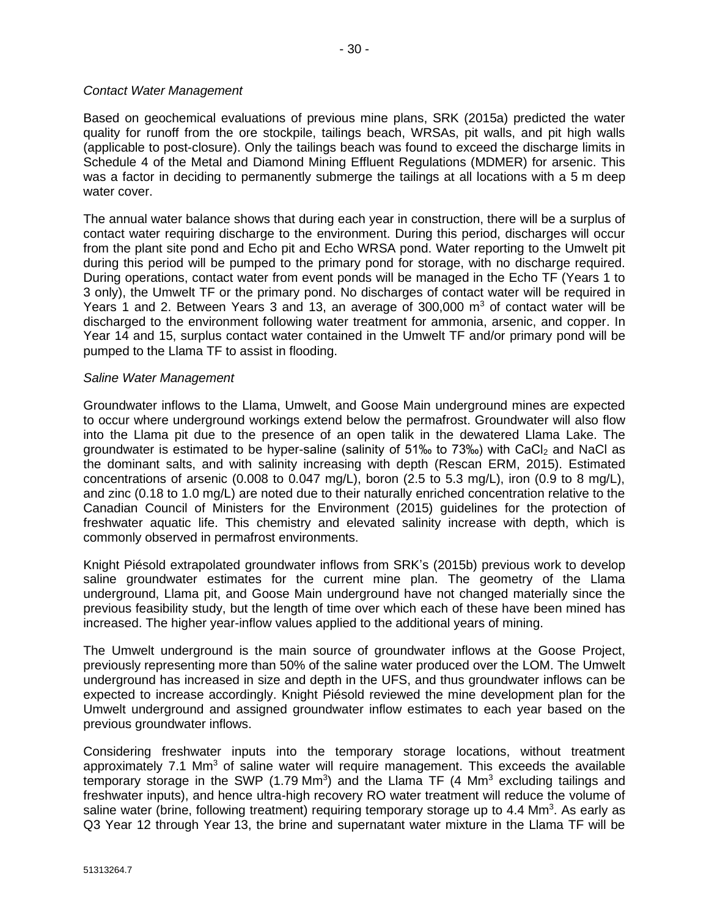*Contact Water Management*

Based on geochemical evaluations of previous mine plans, SRK (2015a) predicted the water quality for runoff from the ore stockpile, tailings beach, WRSAs, pit walls, and pit high walls (applicable to post-closure). Only the tailings beach was found to exceed the discharge limits in Schedule 4 of the Metal and Diamond Mining Effluent Regulations (MDMER) for arsenic. This was a factor in deciding to permanently submerge the tailings at all locations with a 5 m deep water cover.

The annual water balance shows that during each year in construction, there will be a surplus of contact water requiring discharge to the environment. During this period, discharges will occur from the plant site pond and Echo pit and Echo WRSA pond. Water reporting to the Umwelt pit during this period will be pumped to the primary pond for storage, with no discharge required. During operations, contact water from event ponds will be managed in the Echo TF (Years 1 to 3 only), the Umwelt TF or the primary pond. No discharges of contact water will be required in Years 1 and 2. Between Years 3 and 13, an average of 300,000 $m^3$ of contact water will be discharged to the environment following water treatment for ammonia, arsenic, and copper. In Year 14 and 15, surplus contact water contained in the Umwelt TF and/or primary pond will be pumped to the Llama TF to assist in flooding.

*Saline Water Management*

Groundwater inflows to the Llama, Umwelt, and Goose Main underground mines are expected to occur where underground workings extend below the permafrost. Groundwater will also flow into the Llama pit due to the presence of an open talik in the dewatered Llama Lake. The groundwater is estimated to be hyper-saline (salinity of 51‰ to 73‰) with $CaCl_2$ and NaCl as the dominant salts, and with salinity increasing with depth (Rescan ERM, 2015). Estimated concentrations of arsenic (0.008 to 0.047 mg/L), boron (2.5 to 5.3 mg/L), iron (0.9 to 8 mg/L), and zinc (0.18 to 1.0 mg/L) are noted due to their naturally enriched concentration relative to the Canadian Council of Ministers for the Environment (2015) guidelines for the protection of freshwater aquatic life. This chemistry and elevated salinity increase with depth, which is commonly observed in permafrost environments.

Knight Piésold extrapolated groundwater inflows from SRK's (2015b) previous work to develop saline groundwater estimates for the current mine plan. The geometry of the Llama underground, Llama pit, and Goose Main underground have not changed materially since the previous feasibility study, but the length of time over which each of these have been mined has increased. The higher year-inflow values applied to the additional years of mining.

The Umwelt underground is the main source of groundwater inflows at the Goose Project, previously representing more than 50% of the saline water produced over the LOM. The Umwelt underground has increased in size and depth in the UFS, and thus groundwater inflows can be expected to increase accordingly. Knight Piésold reviewed the mine development plan for the Umwelt underground and assigned groundwater inflow estimates to each year based on the previous groundwater inflows.

Considering freshwater inputs into the temporary storage locations, without treatment approximately 7.1 $Mm^3$ of saline water will require management. This exceeds the available temporary storage in the SWP (1.79 $Mm^3$) and the Llama TF (4 $Mm^3$ excluding tailings and freshwater inputs), and hence ultra-high recovery RO water treatment will reduce the volume of saline water (brine, following treatment) requiring temporary storage up to 4.4 $Mm^3$. As early as Q3 Year 12 through Year 13, the brine and supernatant water mixture in the Llama TF will be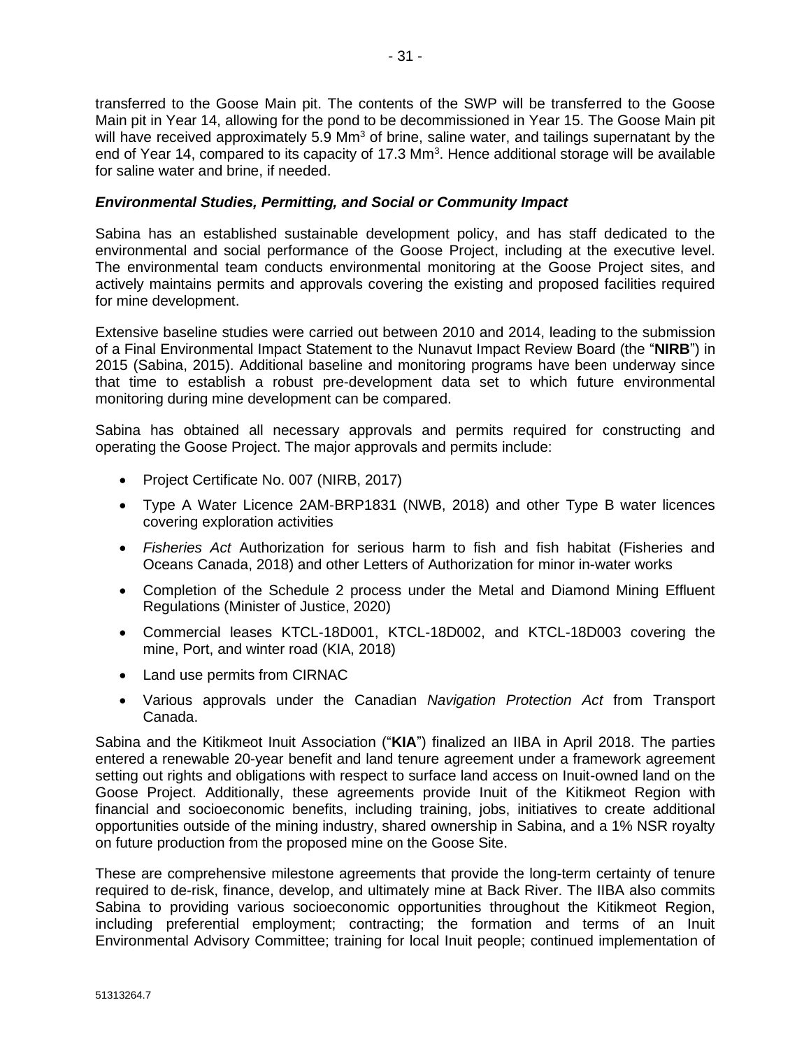transferred to the Goose Main pit. The contents of the SWP will be transferred to the Goose Main pit in Year 14, allowing for the pond to be decommissioned in Year 15. The Goose Main pit will have received approximately 5.9 $Mm^3$ of brine, saline water, and tailings supernatant by the end of Year 14, compared to its capacity of 17.3 $Mm^3$. Hence additional storage will be available for saline water and brine, if needed.

### *Environmental Studies, Permitting, and Social or Community Impact*

Sabina has an established sustainable development policy, and has staff dedicated to the environmental and social performance of the Goose Project, including at the executive level. The environmental team conducts environmental monitoring at the Goose Project sites, and actively maintains permits and approvals covering the existing and proposed facilities required for mine development.

Extensive baseline studies were carried out between 2010 and 2014, leading to the submission of a Final Environmental Impact Statement to the Nunavut Impact Review Board (the "**NIRB**") in 2015 (Sabina, 2015). Additional baseline and monitoring programs have been underway since that time to establish a robust pre-development data set to which future environmental monitoring during mine development can be compared.

Sabina has obtained all necessary approvals and permits required for constructing and operating the Goose Project. The major approvals and permits include:

- Project Certificate No. 007 (NIRB, 2017)
- Type A Water Licence 2AM-BRP1831 (NWB, 2018) and other Type B water licences covering exploration activities
- *Fisheries Act* Authorization for serious harm to fish and fish habitat (Fisheries and Oceans Canada, 2018) and other Letters of Authorization for minor in-water works
- Completion of the Schedule 2 process under the Metal and Diamond Mining Effluent Regulations (Minister of Justice, 2020)
- Commercial leases KTCL-18D001, KTCL-18D002, and KTCL-18D003 covering the mine, Port, and winter road (KIA, 2018)
- Land use permits from CIRNAC
- Various approvals under the Canadian *Navigation Protection Act* from Transport Canada.

Sabina and the Kitikmeot Inuit Association ("**KIA**") finalized an IIBA in April 2018. The parties entered a renewable 20-year benefit and land tenure agreement under a framework agreement setting out rights and obligations with respect to surface land access on Inuit-owned land on the Goose Project. Additionally, these agreements provide Inuit of the Kitikmeot Region with financial and socioeconomic benefits, including training, jobs, initiatives to create additional opportunities outside of the mining industry, shared ownership in Sabina, and a 1% NSR royalty on future production from the proposed mine on the Goose Site.

These are comprehensive milestone agreements that provide the long-term certainty of tenure required to de-risk, finance, develop, and ultimately mine at Back River. The IIBA also commits Sabina to providing various socioeconomic opportunities throughout the Kitikmeot Region, including preferential employment; contracting; the formation and terms of an Inuit Environmental Advisory Committee; training for local Inuit people; continued implementation of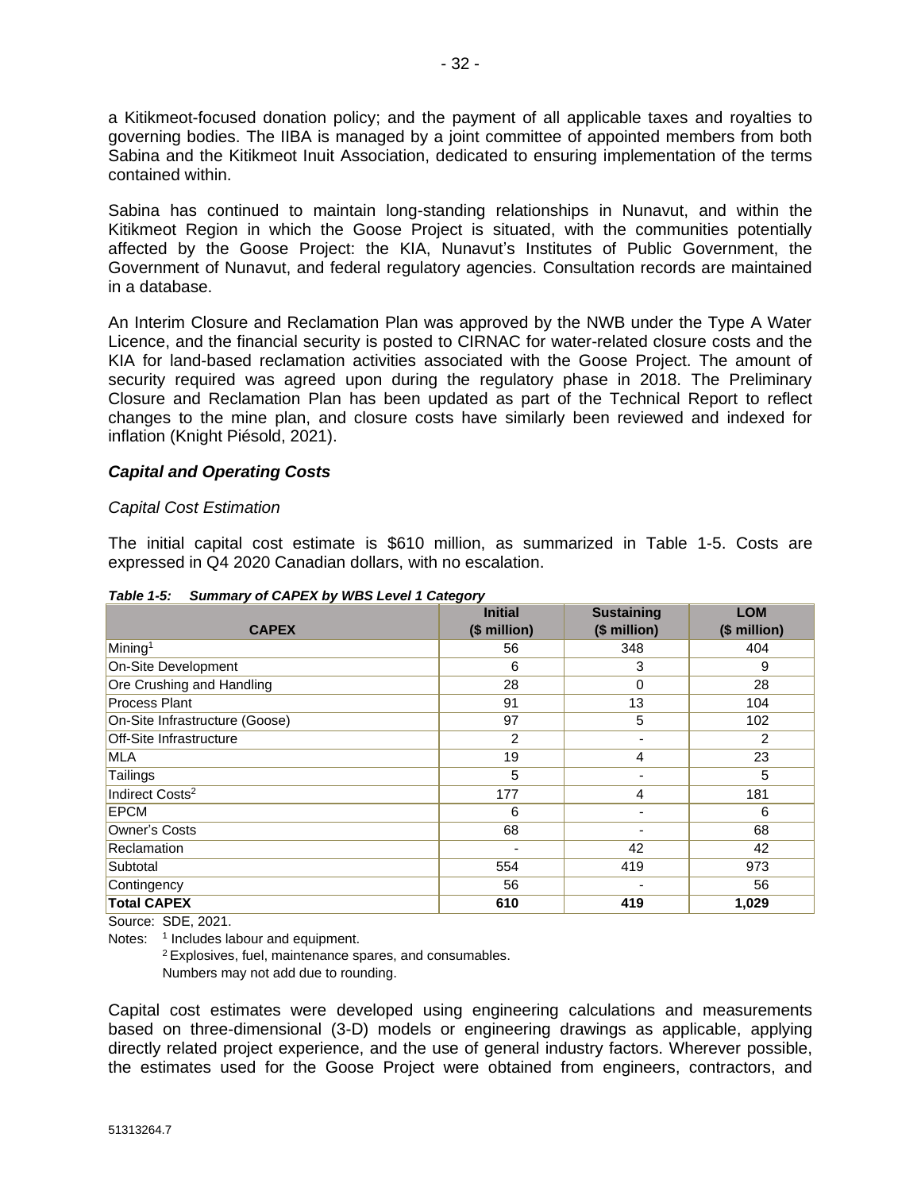a Kitikmeot-focused donation policy; and the payment of all applicable taxes and royalties to governing bodies. The IIBA is managed by a joint committee of appointed members from both Sabina and the Kitikmeot Inuit Association, dedicated to ensuring implementation of the terms contained within.

Sabina has continued to maintain long-standing relationships in Nunavut, and within the Kitikmeot Region in which the Goose Project is situated, with the communities potentially affected by the Goose Project: the KIA, Nunavut's Institutes of Public Government, the Government of Nunavut, and federal regulatory agencies. Consultation records are maintained in a database.

An Interim Closure and Reclamation Plan was approved by the NWB under the Type A Water Licence, and the financial security is posted to CIRNAC for water-related closure costs and the KIA for land-based reclamation activities associated with the Goose Project. The amount of security required was agreed upon during the regulatory phase in 2018. The Preliminary Closure and Reclamation Plan has been updated as part of the Technical Report to reflect changes to the mine plan, and closure costs have similarly been reviewed and indexed for inflation (Knight Piésold, 2021).

### *Capital and Operating Costs*

#### *Capital Cost Estimation*

The initial capital cost estimate is $610 million, as summarized in Table 1-5. Costs are expressed in Q4 2020 Canadian dollars, with no escalation.

***Table 1-5: Summary of CAPEX by WBS Level 1 Category***

| CAPEX | Initial ($ million) | Sustaining ($ million) | LOM ($ million) |
|---|---|---|---|
| Mining[1] | 56 | 348 | 404 |
| On-Site Development | 6 | 3 | 9 |
| Ore Crushing and Handling | 28 | 0 | 28 |
| Process Plant | 91 | 13 | 104 |
| On-Site Infrastructure (Goose) | 97 | 5 | 102 |
| Off-Site Infrastructure | 2 | - | 2 |
| MLA | 19 | 4 | 23 |
| Tailings | 5 | - | 5 |
| Indirect Costs[2] | 177 | 4 | 181 |
| EPCM | 6 | - | 6 |
| Owner's Costs | 68 | - | 68 |
| Reclamation | - | 42 | 42 |
| Subtotal | 554 | 419 | 973 |
| Contingency | 56 | - | 56 |
| **Total CAPEX** | **610** | **419** | **1,029** |

Source: SDE, 2021.

Notes: [1] Includes labour and equipment.

[2] Explosives, fuel, maintenance spares, and consumables.

Numbers may not add due to rounding.

Capital cost estimates were developed using engineering calculations and measurements based on three-dimensional (3-D) models or engineering drawings as applicable, applying directly related project experience, and the use of general industry factors. Wherever possible, the estimates used for the Goose Project were obtained from engineers, contractors, and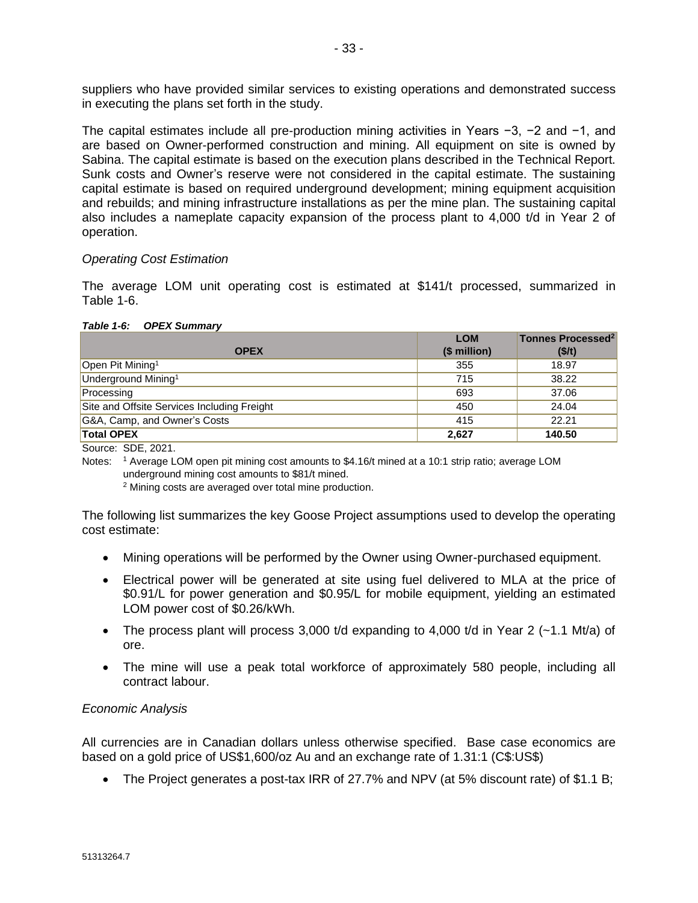suppliers who have provided similar services to existing operations and demonstrated success in executing the plans set forth in the study.

The capital estimates include all pre-production mining activities in Years −3, −2 and −1, and are based on Owner-performed construction and mining. All equipment on site is owned by Sabina. The capital estimate is based on the execution plans described in the Technical Report. Sunk costs and Owner's reserve were not considered in the capital estimate. The sustaining capital estimate is based on required underground development; mining equipment acquisition and rebuilds; and mining infrastructure installations as per the mine plan. The sustaining capital also includes a nameplate capacity expansion of the process plant to 4,000 t/d in Year 2 of operation.

*Operating Cost Estimation*

The average LOM unit operating cost is estimated at $141/t processed, summarized in Table 1-6.

***Table 1-6: OPEX Summary***

| OPEX | LOM ($ million) | Tonnes Processed[2] ($/t) |
|---|---|---|
| Open Pit Mining[1] | 355 | 18.97 |
| Underground Mining[1] | 715 | 38.22 |
| Processing | 693 | 37.06 |
| Site and Offsite Services Including Freight | 450 | 24.04 |
| G&A, Camp, and Owner's Costs | 415 | 22.21 |
| **Total OPEX** | **2,627** | **140.50** |

Source: SDE, 2021.

Notes: [1] Average LOM open pit mining cost amounts to $4.16/t mined at a 10:1 strip ratio; average LOM underground mining cost amounts to $81/t mined.

[2] Mining costs are averaged over total mine production.

The following list summarizes the key Goose Project assumptions used to develop the operating cost estimate:

- Mining operations will be performed by the Owner using Owner-purchased equipment.
- Electrical power will be generated at site using fuel delivered to MLA at the price of $0.91/L for power generation and $0.95/L for mobile equipment, yielding an estimated LOM power cost of $0.26/kWh.
- The process plant will process 3,000 t/d expanding to 4,000 t/d in Year 2 (~1.1 Mt/a) of ore.
- The mine will use a peak total workforce of approximately 580 people, including all contract labour.

*Economic Analysis*

All currencies are in Canadian dollars unless otherwise specified. Base case economics are based on a gold price of US$1,600/oz Au and an exchange rate of 1.31:1 (C$:US$)

- The Project generates a post-tax IRR of 27.7% and NPV (at 5% discount rate) of $1.1 B;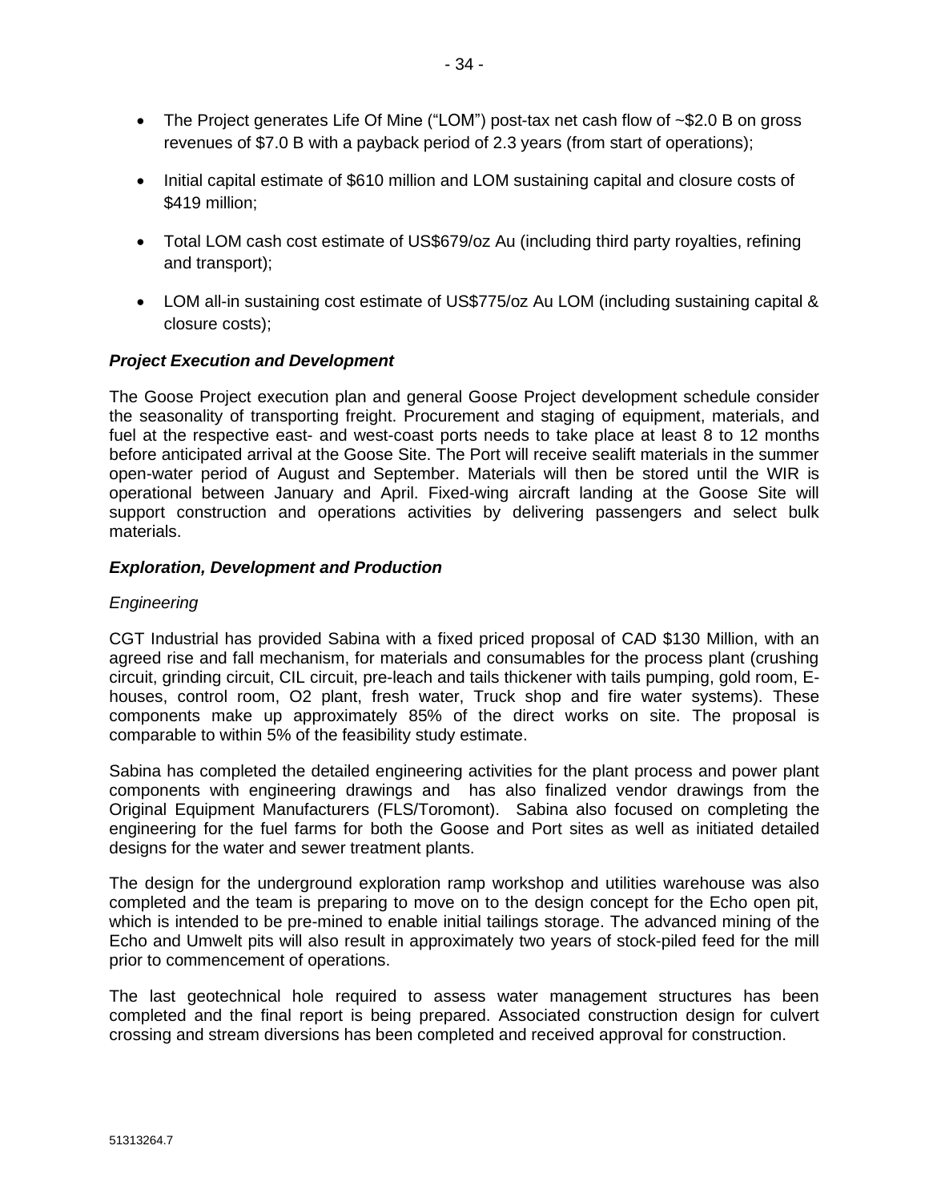- The Project generates Life Of Mine ("LOM") post-tax net cash flow of ~$2.0 B on gross revenues of $7.0 B with a payback period of 2.3 years (from start of operations);
- Initial capital estimate of $610 million and LOM sustaining capital and closure costs of $419 million;
- Total LOM cash cost estimate of US$679/oz Au (including third party royalties, refining and transport);
- LOM all-in sustaining cost estimate of US$775/oz Au LOM (including sustaining capital & closure costs);

***Project Execution and Development***

The Goose Project execution plan and general Goose Project development schedule consider the seasonality of transporting freight. Procurement and staging of equipment, materials, and fuel at the respective east- and west-coast ports needs to take place at least 8 to 12 months before anticipated arrival at the Goose Site. The Port will receive sealift materials in the summer open-water period of August and September. Materials will then be stored until the WIR is operational between January and April. Fixed-wing aircraft landing at the Goose Site will support construction and operations activities by delivering passengers and select bulk materials.

***Exploration, Development and Production***

*Engineering*

CGT Industrial has provided Sabina with a fixed priced proposal of CAD $130 Million, with an agreed rise and fall mechanism, for materials and consumables for the process plant (crushing circuit, grinding circuit, CIL circuit, pre-leach and tails thickener with tails pumping, gold room, E-houses, control room, O2 plant, fresh water, Truck shop and fire water systems). These components make up approximately 85% of the direct works on site. The proposal is comparable to within 5% of the feasibility study estimate.

Sabina has completed the detailed engineering activities for the plant process and power plant components with engineering drawings and has also finalized vendor drawings from the Original Equipment Manufacturers (FLS/Toromont). Sabina also focused on completing the engineering for the fuel farms for both the Goose and Port sites as well as initiated detailed designs for the water and sewer treatment plants.

The design for the underground exploration ramp workshop and utilities warehouse was also completed and the team is preparing to move on to the design concept for the Echo open pit, which is intended to be pre-mined to enable initial tailings storage. The advanced mining of the Echo and Umwelt pits will also result in approximately two years of stock-piled feed for the mill prior to commencement of operations.

The last geotechnical hole required to assess water management structures has been completed and the final report is being prepared. Associated construction design for culvert crossing and stream diversions has been completed and received approval for construction.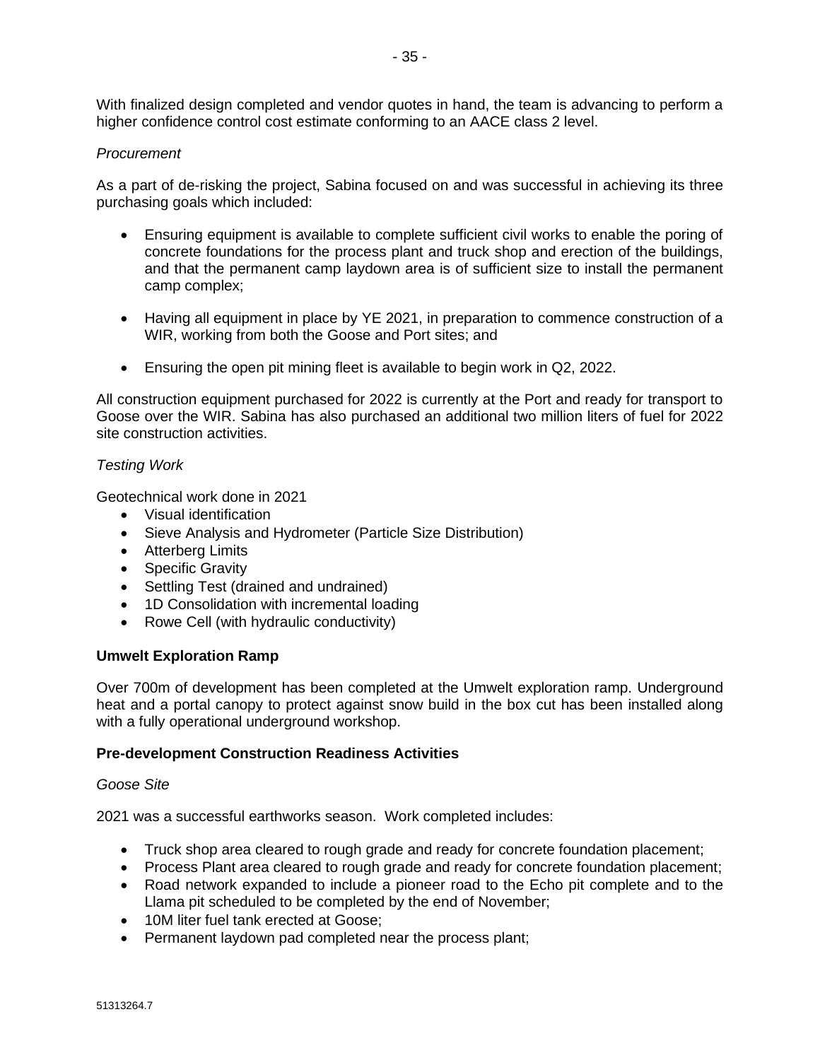With finalized design completed and vendor quotes in hand, the team is advancing to perform a higher confidence control cost estimate conforming to an AACE class 2 level.

*Procurement*

As a part of de-risking the project, Sabina focused on and was successful in achieving its three purchasing goals which included:

- Ensuring equipment is available to complete sufficient civil works to enable the poring of concrete foundations for the process plant and truck shop and erection of the buildings, and that the permanent camp laydown area is of sufficient size to install the permanent camp complex;
- Having all equipment in place by YE 2021, in preparation to commence construction of a WIR, working from both the Goose and Port sites; and
- Ensuring the open pit mining fleet is available to begin work in Q2, 2022.

All construction equipment purchased for 2022 is currently at the Port and ready for transport to Goose over the WIR. Sabina has also purchased an additional two million liters of fuel for 2022 site construction activities.

*Testing Work*

Geotechnical work done in 2021

- Visual identification
- Sieve Analysis and Hydrometer (Particle Size Distribution)
- Atterberg Limits
- Specific Gravity
- Settling Test (drained and undrained)
- 1D Consolidation with incremental loading
- Rowe Cell (with hydraulic conductivity)

**Umwelt Exploration Ramp**

Over 700m of development has been completed at the Umwelt exploration ramp. Underground heat and a portal canopy to protect against snow build in the box cut has been installed along with a fully operational underground workshop.

**Pre-development Construction Readiness Activities**

*Goose Site*

2021 was a successful earthworks season. Work completed includes:

- Truck shop area cleared to rough grade and ready for concrete foundation placement;
- Process Plant area cleared to rough grade and ready for concrete foundation placement;
- Road network expanded to include a pioneer road to the Echo pit complete and to the Llama pit scheduled to be completed by the end of November;
- 10M liter fuel tank erected at Goose;
- Permanent laydown pad completed near the process plant;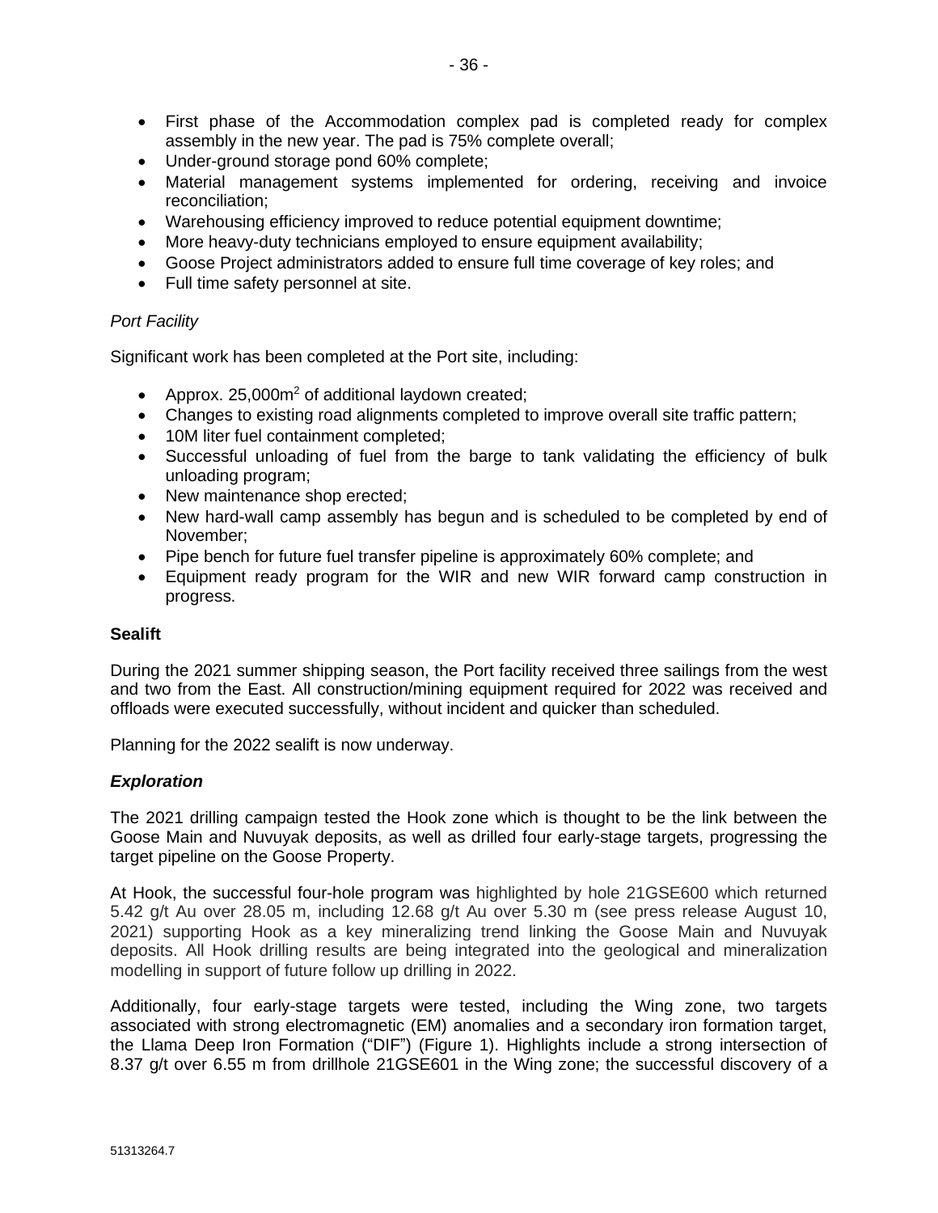- First phase of the Accommodation complex pad is completed ready for complex assembly in the new year. The pad is 75% complete overall;
- Under-ground storage pond 60% complete;
- Material management systems implemented for ordering, receiving and invoice reconciliation;
- Warehousing efficiency improved to reduce potential equipment downtime;
- More heavy-duty technicians employed to ensure equipment availability;
- Goose Project administrators added to ensure full time coverage of key roles; and
- Full time safety personnel at site.

*Port Facility*

Significant work has been completed at the Port site, including:

- Approx. 25,000m$^2$ of additional laydown created;
- Changes to existing road alignments completed to improve overall site traffic pattern;
- 10M liter fuel containment completed;
- Successful unloading of fuel from the barge to tank validating the efficiency of bulk unloading program;
- New maintenance shop erected;
- New hard-wall camp assembly has begun and is scheduled to be completed by end of November;
- Pipe bench for future fuel transfer pipeline is approximately 60% complete; and
- Equipment ready program for the WIR and new WIR forward camp construction in progress.

**Sealift**

During the 2021 summer shipping season, the Port facility received three sailings from the west and two from the East. All construction/mining equipment required for 2022 was received and offloads were executed successfully, without incident and quicker than scheduled.

Planning for the 2022 sealift is now underway.

***Exploration***

The 2021 drilling campaign tested the Hook zone which is thought to be the link between the Goose Main and Nuvuyak deposits, as well as drilled four early-stage targets, progressing the target pipeline on the Goose Property.

At Hook, the successful four-hole program was highlighted by hole 21GSE600 which returned 5.42 g/t Au over 28.05 m, including 12.68 g/t Au over 5.30 m (see press release August 10, 2021) supporting Hook as a key mineralizing trend linking the Goose Main and Nuvuyak deposits. All Hook drilling results are being integrated into the geological and mineralization modelling in support of future follow up drilling in 2022.

Additionally, four early-stage targets were tested, including the Wing zone, two targets associated with strong electromagnetic (EM) anomalies and a secondary iron formation target, the Llama Deep Iron Formation ("DIF") (Figure 1). Highlights include a strong intersection of 8.37 g/t over 6.55 m from drillhole 21GSE601 in the Wing zone; the successful discovery of a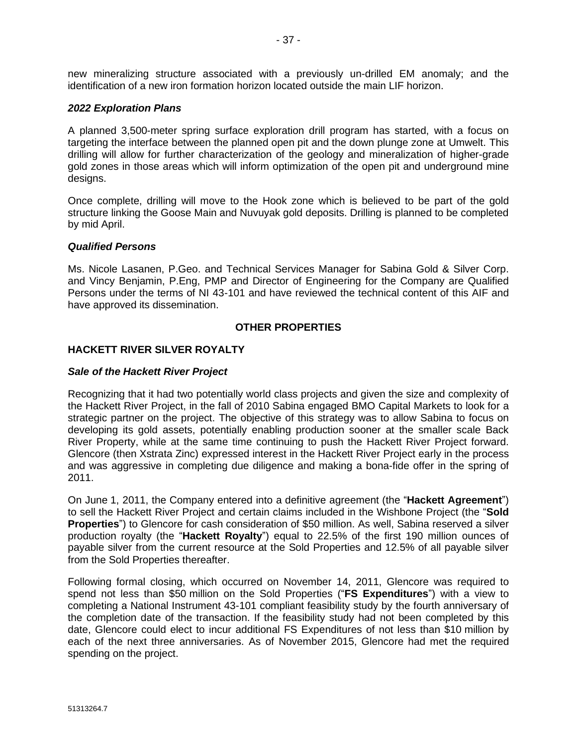new mineralizing structure associated with a previously un-drilled EM anomaly; and the identification of a new iron formation horizon located outside the main LIF horizon.

### *2022 Exploration Plans*

A planned 3,500-meter spring surface exploration drill program has started, with a focus on targeting the interface between the planned open pit and the down plunge zone at Umwelt. This drilling will allow for further characterization of the geology and mineralization of higher-grade gold zones in those areas which will inform optimization of the open pit and underground mine designs.

Once complete, drilling will move to the Hook zone which is believed to be part of the gold structure linking the Goose Main and Nuvuyak gold deposits. Drilling is planned to be completed by mid April.

### *Qualified Persons*

Ms. Nicole Lasanen, P.Geo. and Technical Services Manager for Sabina Gold & Silver Corp. and Vincy Benjamin, P.Eng, PMP and Director of Engineering for the Company are Qualified Persons under the terms of NI 43-101 and have reviewed the technical content of this AIF and have approved its dissemination.

## OTHER PROPERTIES

## HACKETT RIVER SILVER ROYALTY

### *Sale of the Hackett River Project*

Recognizing that it had two potentially world class projects and given the size and complexity of the Hackett River Project, in the fall of 2010 Sabina engaged BMO Capital Markets to look for a strategic partner on the project. The objective of this strategy was to allow Sabina to focus on developing its gold assets, potentially enabling production sooner at the smaller scale Back River Property, while at the same time continuing to push the Hackett River Project forward. Glencore (then Xstrata Zinc) expressed interest in the Hackett River Project early in the process and was aggressive in completing due diligence and making a bona-fide offer in the spring of 2011.

On June 1, 2011, the Company entered into a definitive agreement (the "**Hackett Agreement**") to sell the Hackett River Project and certain claims included in the Wishbone Project (the "**Sold Properties**") to Glencore for cash consideration of $50 million. As well, Sabina reserved a silver production royalty (the "**Hackett Royalty**") equal to 22.5% of the first 190 million ounces of payable silver from the current resource at the Sold Properties and 12.5% of all payable silver from the Sold Properties thereafter.

Following formal closing, which occurred on November 14, 2011, Glencore was required to spend not less than $50 million on the Sold Properties ("**FS Expenditures**") with a view to completing a National Instrument 43-101 compliant feasibility study by the fourth anniversary of the completion date of the transaction. If the feasibility study had not been completed by this date, Glencore could elect to incur additional FS Expenditures of not less than $10 million by each of the next three anniversaries. As of November 2015, Glencore had met the required spending on the project.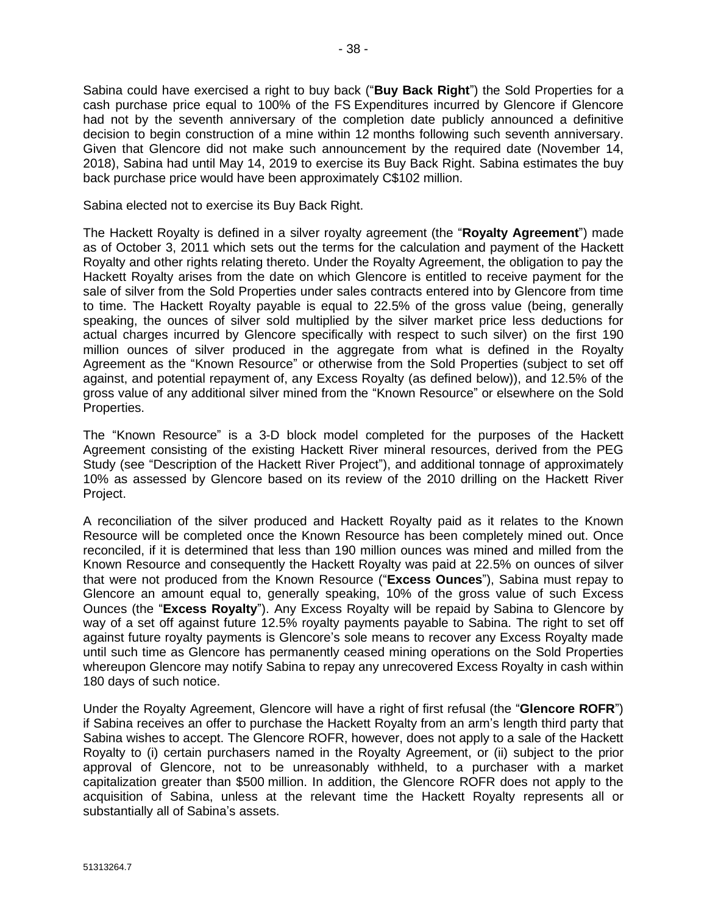Sabina could have exercised a right to buy back ("**Buy Back Right**") the Sold Properties for a cash purchase price equal to 100% of the FS Expenditures incurred by Glencore if Glencore had not by the seventh anniversary of the completion date publicly announced a definitive decision to begin construction of a mine within 12 months following such seventh anniversary. Given that Glencore did not make such announcement by the required date (November 14, 2018), Sabina had until May 14, 2019 to exercise its Buy Back Right. Sabina estimates the buy back purchase price would have been approximately C$102 million.

Sabina elected not to exercise its Buy Back Right.

The Hackett Royalty is defined in a silver royalty agreement (the "**Royalty Agreement**") made as of October 3, 2011 which sets out the terms for the calculation and payment of the Hackett Royalty and other rights relating thereto. Under the Royalty Agreement, the obligation to pay the Hackett Royalty arises from the date on which Glencore is entitled to receive payment for the sale of silver from the Sold Properties under sales contracts entered into by Glencore from time to time. The Hackett Royalty payable is equal to 22.5% of the gross value (being, generally speaking, the ounces of silver sold multiplied by the silver market price less deductions for actual charges incurred by Glencore specifically with respect to such silver) on the first 190 million ounces of silver produced in the aggregate from what is defined in the Royalty Agreement as the "Known Resource" or otherwise from the Sold Properties (subject to set off against, and potential repayment of, any Excess Royalty (as defined below)), and 12.5% of the gross value of any additional silver mined from the "Known Resource" or elsewhere on the Sold Properties.

The "Known Resource" is a 3-D block model completed for the purposes of the Hackett Agreement consisting of the existing Hackett River mineral resources, derived from the PEG Study (see "Description of the Hackett River Project"), and additional tonnage of approximately 10% as assessed by Glencore based on its review of the 2010 drilling on the Hackett River Project.

A reconciliation of the silver produced and Hackett Royalty paid as it relates to the Known Resource will be completed once the Known Resource has been completely mined out. Once reconciled, if it is determined that less than 190 million ounces was mined and milled from the Known Resource and consequently the Hackett Royalty was paid at 22.5% on ounces of silver that were not produced from the Known Resource ("**Excess Ounces**"), Sabina must repay to Glencore an amount equal to, generally speaking, 10% of the gross value of such Excess Ounces (the "**Excess Royalty**"). Any Excess Royalty will be repaid by Sabina to Glencore by way of a set off against future 12.5% royalty payments payable to Sabina. The right to set off against future royalty payments is Glencore's sole means to recover any Excess Royalty made until such time as Glencore has permanently ceased mining operations on the Sold Properties whereupon Glencore may notify Sabina to repay any unrecovered Excess Royalty in cash within 180 days of such notice.

Under the Royalty Agreement, Glencore will have a right of first refusal (the "**Glencore ROFR**") if Sabina receives an offer to purchase the Hackett Royalty from an arm's length third party that Sabina wishes to accept. The Glencore ROFR, however, does not apply to a sale of the Hackett Royalty to (i) certain purchasers named in the Royalty Agreement, or (ii) subject to the prior approval of Glencore, not to be unreasonably withheld, to a purchaser with a market capitalization greater than $500 million. In addition, the Glencore ROFR does not apply to the acquisition of Sabina, unless at the relevant time the Hackett Royalty represents all or substantially all of Sabina's assets.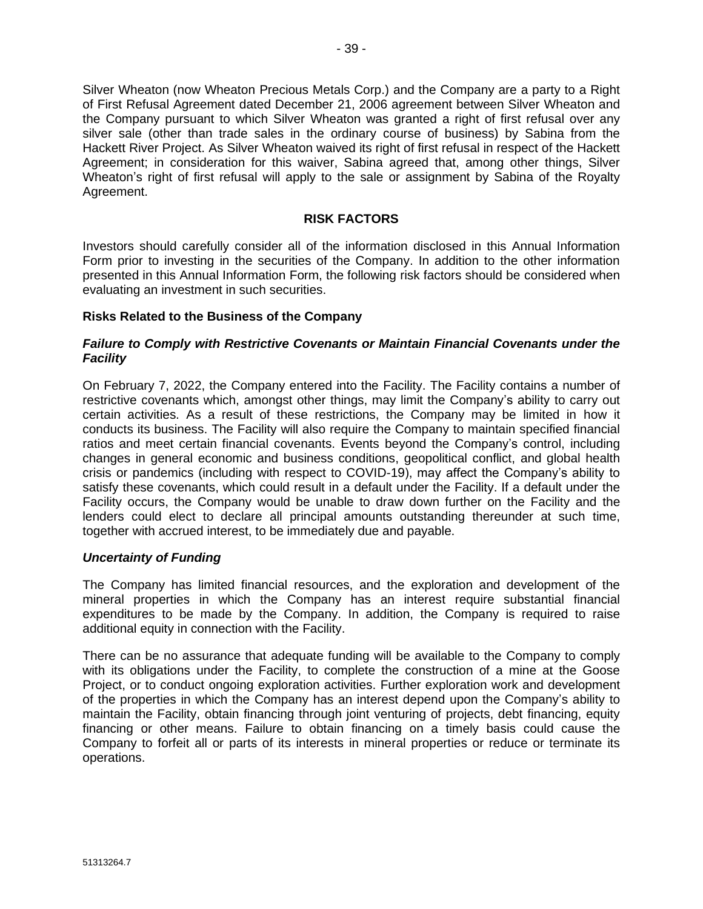Silver Wheaton (now Wheaton Precious Metals Corp.) and the Company are a party to a Right of First Refusal Agreement dated December 21, 2006 agreement between Silver Wheaton and the Company pursuant to which Silver Wheaton was granted a right of first refusal over any silver sale (other than trade sales in the ordinary course of business) by Sabina from the Hackett River Project. As Silver Wheaton waived its right of first refusal in respect of the Hackett Agreement; in consideration for this waiver, Sabina agreed that, among other things, Silver Wheaton's right of first refusal will apply to the sale or assignment by Sabina of the Royalty Agreement.

## RISK FACTORS

Investors should carefully consider all of the information disclosed in this Annual Information Form prior to investing in the securities of the Company. In addition to the other information presented in this Annual Information Form, the following risk factors should be considered when evaluating an investment in such securities.

### Risks Related to the Business of the Company

#### *Failure to Comply with Restrictive Covenants or Maintain Financial Covenants under the Facility*

On February 7, 2022, the Company entered into the Facility. The Facility contains a number of restrictive covenants which, amongst other things, may limit the Company's ability to carry out certain activities. As a result of these restrictions, the Company may be limited in how it conducts its business. The Facility will also require the Company to maintain specified financial ratios and meet certain financial covenants. Events beyond the Company's control, including changes in general economic and business conditions, geopolitical conflict, and global health crisis or pandemics (including with respect to COVID-19), may affect the Company's ability to satisfy these covenants, which could result in a default under the Facility. If a default under the Facility occurs, the Company would be unable to draw down further on the Facility and the lenders could elect to declare all principal amounts outstanding thereunder at such time, together with accrued interest, to be immediately due and payable.

#### *Uncertainty of Funding*

The Company has limited financial resources, and the exploration and development of the mineral properties in which the Company has an interest require substantial financial expenditures to be made by the Company. In addition, the Company is required to raise additional equity in connection with the Facility.

There can be no assurance that adequate funding will be available to the Company to comply with its obligations under the Facility, to complete the construction of a mine at the Goose Project, or to conduct ongoing exploration activities. Further exploration work and development of the properties in which the Company has an interest depend upon the Company's ability to maintain the Facility, obtain financing through joint venturing of projects, debt financing, equity financing or other means. Failure to obtain financing on a timely basis could cause the Company to forfeit all or parts of its interests in mineral properties or reduce or terminate its operations.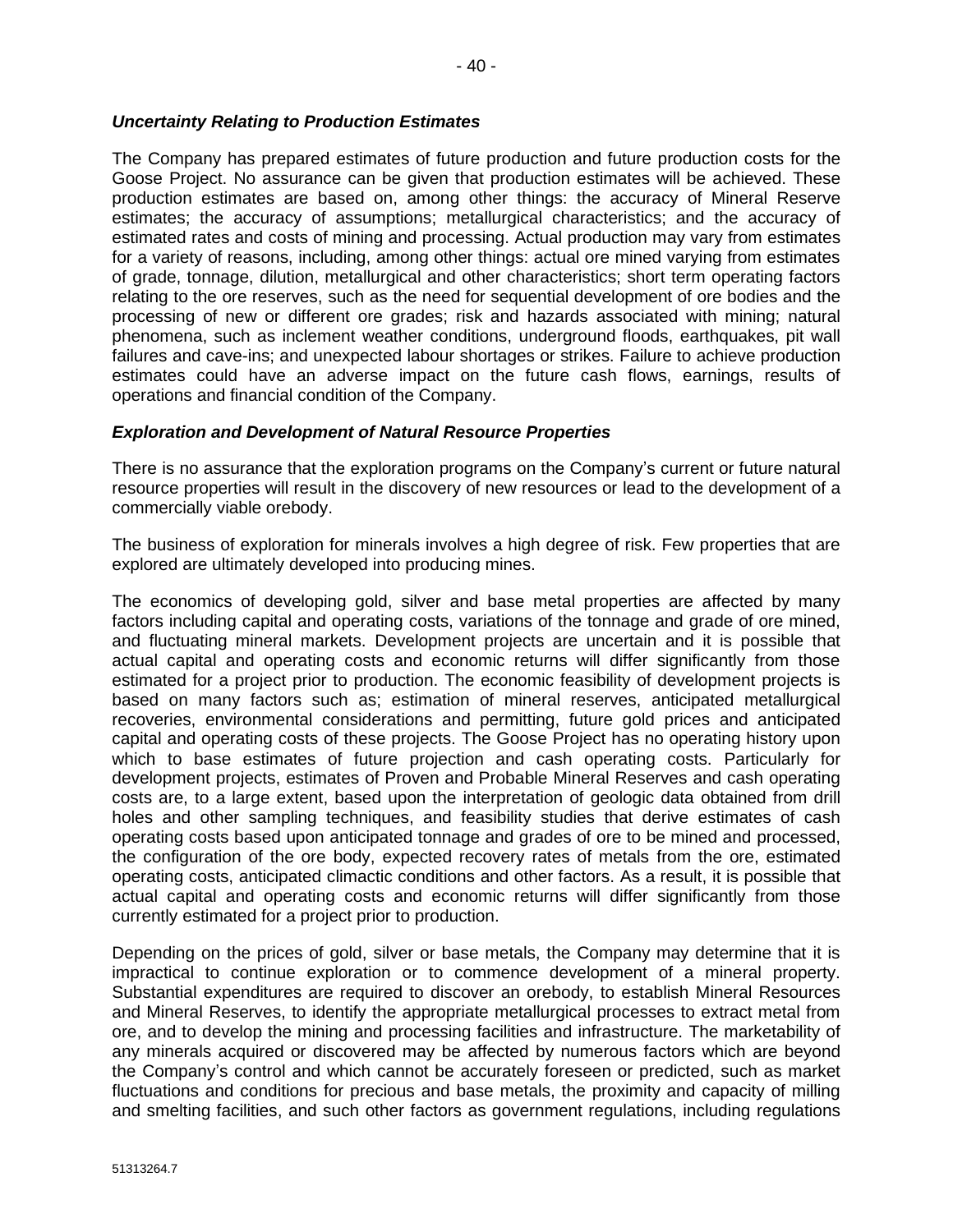***Uncertainty Relating to Production Estimates***

The Company has prepared estimates of future production and future production costs for the Goose Project. No assurance can be given that production estimates will be achieved. These production estimates are based on, among other things: the accuracy of Mineral Reserve estimates; the accuracy of assumptions; metallurgical characteristics; and the accuracy of estimated rates and costs of mining and processing. Actual production may vary from estimates for a variety of reasons, including, among other things: actual ore mined varying from estimates of grade, tonnage, dilution, metallurgical and other characteristics; short term operating factors relating to the ore reserves, such as the need for sequential development of ore bodies and the processing of new or different ore grades; risk and hazards associated with mining; natural phenomena, such as inclement weather conditions, underground floods, earthquakes, pit wall failures and cave-ins; and unexpected labour shortages or strikes. Failure to achieve production estimates could have an adverse impact on the future cash flows, earnings, results of operations and financial condition of the Company.

***Exploration and Development of Natural Resource Properties***

There is no assurance that the exploration programs on the Company's current or future natural resource properties will result in the discovery of new resources or lead to the development of a commercially viable orebody.

The business of exploration for minerals involves a high degree of risk. Few properties that are explored are ultimately developed into producing mines.

The economics of developing gold, silver and base metal properties are affected by many factors including capital and operating costs, variations of the tonnage and grade of ore mined, and fluctuating mineral markets. Development projects are uncertain and it is possible that actual capital and operating costs and economic returns will differ significantly from those estimated for a project prior to production. The economic feasibility of development projects is based on many factors such as; estimation of mineral reserves, anticipated metallurgical recoveries, environmental considerations and permitting, future gold prices and anticipated capital and operating costs of these projects. The Goose Project has no operating history upon which to base estimates of future projection and cash operating costs. Particularly for development projects, estimates of Proven and Probable Mineral Reserves and cash operating costs are, to a large extent, based upon the interpretation of geologic data obtained from drill holes and other sampling techniques, and feasibility studies that derive estimates of cash operating costs based upon anticipated tonnage and grades of ore to be mined and processed, the configuration of the ore body, expected recovery rates of metals from the ore, estimated operating costs, anticipated climactic conditions and other factors. As a result, it is possible that actual capital and operating costs and economic returns will differ significantly from those currently estimated for a project prior to production.

Depending on the prices of gold, silver or base metals, the Company may determine that it is impractical to continue exploration or to commence development of a mineral property. Substantial expenditures are required to discover an orebody, to establish Mineral Resources and Mineral Reserves, to identify the appropriate metallurgical processes to extract metal from ore, and to develop the mining and processing facilities and infrastructure. The marketability of any minerals acquired or discovered may be affected by numerous factors which are beyond the Company's control and which cannot be accurately foreseen or predicted, such as market fluctuations and conditions for precious and base metals, the proximity and capacity of milling and smelting facilities, and such other factors as government regulations, including regulations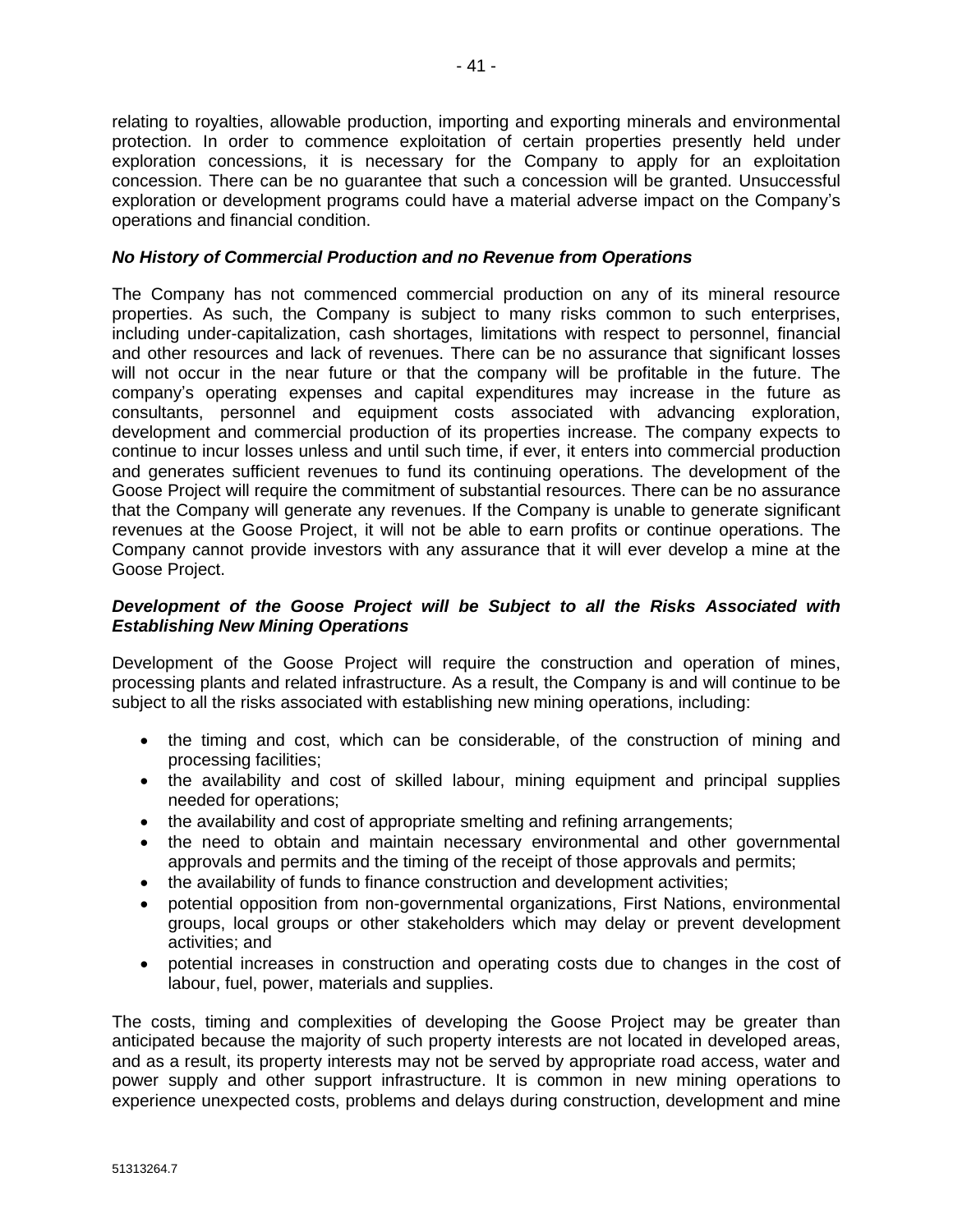relating to royalties, allowable production, importing and exporting minerals and environmental protection. In order to commence exploitation of certain properties presently held under exploration concessions, it is necessary for the Company to apply for an exploitation concession. There can be no guarantee that such a concession will be granted. Unsuccessful exploration or development programs could have a material adverse impact on the Company's operations and financial condition.

***No History of Commercial Production and no Revenue from Operations***

The Company has not commenced commercial production on any of its mineral resource properties. As such, the Company is subject to many risks common to such enterprises, including under-capitalization, cash shortages, limitations with respect to personnel, financial and other resources and lack of revenues. There can be no assurance that significant losses will not occur in the near future or that the company will be profitable in the future. The company's operating expenses and capital expenditures may increase in the future as consultants, personnel and equipment costs associated with advancing exploration, development and commercial production of its properties increase. The company expects to continue to incur losses unless and until such time, if ever, it enters into commercial production and generates sufficient revenues to fund its continuing operations. The development of the Goose Project will require the commitment of substantial resources. There can be no assurance that the Company will generate any revenues. If the Company is unable to generate significant revenues at the Goose Project, it will not be able to earn profits or continue operations. The Company cannot provide investors with any assurance that it will ever develop a mine at the Goose Project.

***Development of the Goose Project will be Subject to all the Risks Associated with Establishing New Mining Operations***

Development of the Goose Project will require the construction and operation of mines, processing plants and related infrastructure. As a result, the Company is and will continue to be subject to all the risks associated with establishing new mining operations, including:

- the timing and cost, which can be considerable, of the construction of mining and processing facilities;
- the availability and cost of skilled labour, mining equipment and principal supplies needed for operations;
- the availability and cost of appropriate smelting and refining arrangements;
- the need to obtain and maintain necessary environmental and other governmental approvals and permits and the timing of the receipt of those approvals and permits;
- the availability of funds to finance construction and development activities;
- potential opposition from non-governmental organizations, First Nations, environmental groups, local groups or other stakeholders which may delay or prevent development activities; and
- potential increases in construction and operating costs due to changes in the cost of labour, fuel, power, materials and supplies.

The costs, timing and complexities of developing the Goose Project may be greater than anticipated because the majority of such property interests are not located in developed areas, and as a result, its property interests may not be served by appropriate road access, water and power supply and other support infrastructure. It is common in new mining operations to experience unexpected costs, problems and delays during construction, development and mine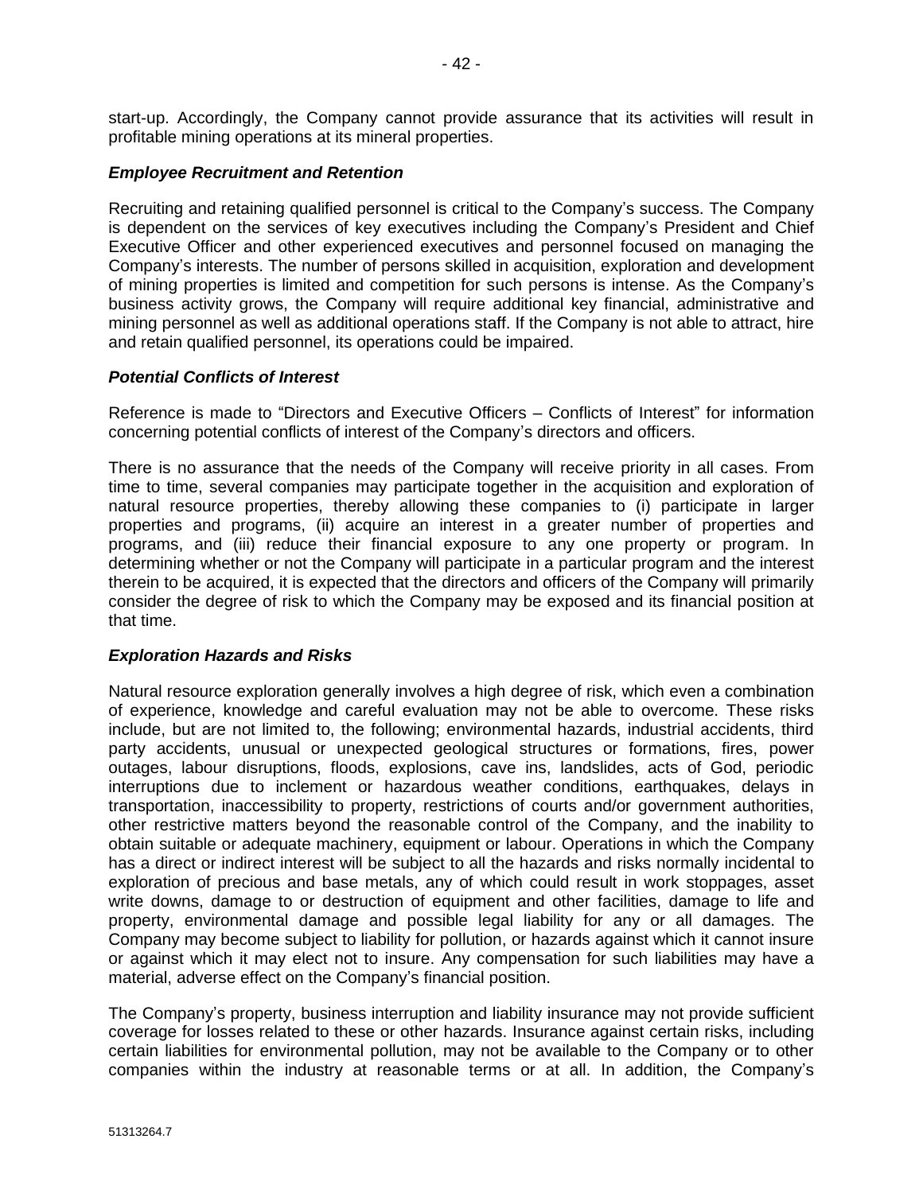start-up. Accordingly, the Company cannot provide assurance that its activities will result in profitable mining operations at its mineral properties.

***Employee Recruitment and Retention***

Recruiting and retaining qualified personnel is critical to the Company's success. The Company is dependent on the services of key executives including the Company's President and Chief Executive Officer and other experienced executives and personnel focused on managing the Company's interests. The number of persons skilled in acquisition, exploration and development of mining properties is limited and competition for such persons is intense. As the Company's business activity grows, the Company will require additional key financial, administrative and mining personnel as well as additional operations staff. If the Company is not able to attract, hire and retain qualified personnel, its operations could be impaired.

***Potential Conflicts of Interest***

Reference is made to "Directors and Executive Officers – Conflicts of Interest" for information concerning potential conflicts of interest of the Company's directors and officers.

There is no assurance that the needs of the Company will receive priority in all cases. From time to time, several companies may participate together in the acquisition and exploration of natural resource properties, thereby allowing these companies to (i) participate in larger properties and programs, (ii) acquire an interest in a greater number of properties and programs, and (iii) reduce their financial exposure to any one property or program. In determining whether or not the Company will participate in a particular program and the interest therein to be acquired, it is expected that the directors and officers of the Company will primarily consider the degree of risk to which the Company may be exposed and its financial position at that time.

***Exploration Hazards and Risks***

Natural resource exploration generally involves a high degree of risk, which even a combination of experience, knowledge and careful evaluation may not be able to overcome. These risks include, but are not limited to, the following; environmental hazards, industrial accidents, third party accidents, unusual or unexpected geological structures or formations, fires, power outages, labour disruptions, floods, explosions, cave ins, landslides, acts of God, periodic interruptions due to inclement or hazardous weather conditions, earthquakes, delays in transportation, inaccessibility to property, restrictions of courts and/or government authorities, other restrictive matters beyond the reasonable control of the Company, and the inability to obtain suitable or adequate machinery, equipment or labour. Operations in which the Company has a direct or indirect interest will be subject to all the hazards and risks normally incidental to exploration of precious and base metals, any of which could result in work stoppages, asset write downs, damage to or destruction of equipment and other facilities, damage to life and property, environmental damage and possible legal liability for any or all damages. The Company may become subject to liability for pollution, or hazards against which it cannot insure or against which it may elect not to insure. Any compensation for such liabilities may have a material, adverse effect on the Company's financial position.

The Company's property, business interruption and liability insurance may not provide sufficient coverage for losses related to these or other hazards. Insurance against certain risks, including certain liabilities for environmental pollution, may not be available to the Company or to other companies within the industry at reasonable terms or at all. In addition, the Company's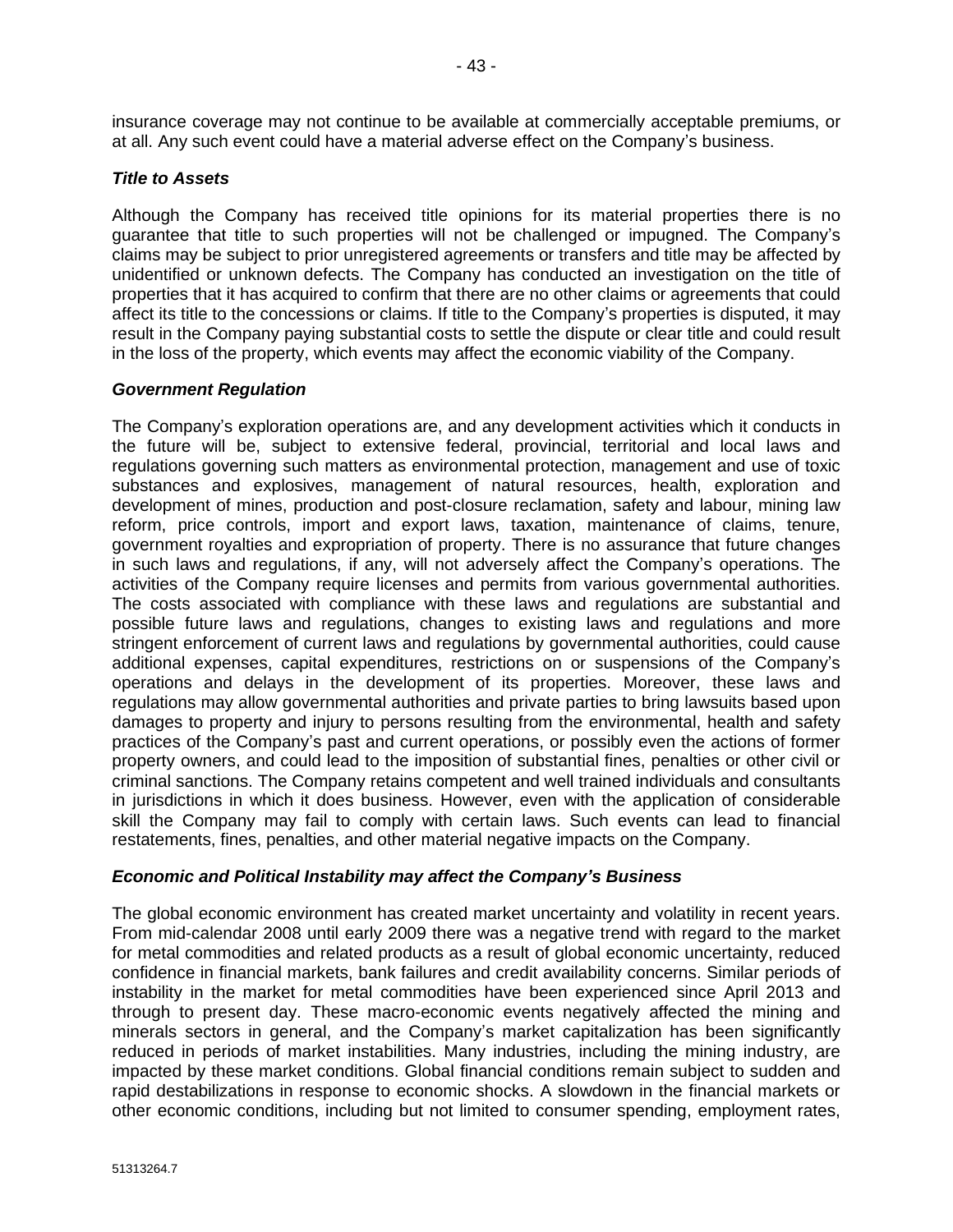insurance coverage may not continue to be available at commercially acceptable premiums, or at all. Any such event could have a material adverse effect on the Company's business.

### *Title to Assets*

Although the Company has received title opinions for its material properties there is no guarantee that title to such properties will not be challenged or impugned. The Company's claims may be subject to prior unregistered agreements or transfers and title may be affected by unidentified or unknown defects. The Company has conducted an investigation on the title of properties that it has acquired to confirm that there are no other claims or agreements that could affect its title to the concessions or claims. If title to the Company's properties is disputed, it may result in the Company paying substantial costs to settle the dispute or clear title and could result in the loss of the property, which events may affect the economic viability of the Company.

### *Government Regulation*

The Company's exploration operations are, and any development activities which it conducts in the future will be, subject to extensive federal, provincial, territorial and local laws and regulations governing such matters as environmental protection, management and use of toxic substances and explosives, management of natural resources, health, exploration and development of mines, production and post-closure reclamation, safety and labour, mining law reform, price controls, import and export laws, taxation, maintenance of claims, tenure, government royalties and expropriation of property. There is no assurance that future changes in such laws and regulations, if any, will not adversely affect the Company's operations. The activities of the Company require licenses and permits from various governmental authorities. The costs associated with compliance with these laws and regulations are substantial and possible future laws and regulations, changes to existing laws and regulations and more stringent enforcement of current laws and regulations by governmental authorities, could cause additional expenses, capital expenditures, restrictions on or suspensions of the Company's operations and delays in the development of its properties. Moreover, these laws and regulations may allow governmental authorities and private parties to bring lawsuits based upon damages to property and injury to persons resulting from the environmental, health and safety practices of the Company's past and current operations, or possibly even the actions of former property owners, and could lead to the imposition of substantial fines, penalties or other civil or criminal sanctions. The Company retains competent and well trained individuals and consultants in jurisdictions in which it does business. However, even with the application of considerable skill the Company may fail to comply with certain laws. Such events can lead to financial restatements, fines, penalties, and other material negative impacts on the Company.

### *Economic and Political Instability may affect the Company's Business*

The global economic environment has created market uncertainty and volatility in recent years. From mid-calendar 2008 until early 2009 there was a negative trend with regard to the market for metal commodities and related products as a result of global economic uncertainty, reduced confidence in financial markets, bank failures and credit availability concerns. Similar periods of instability in the market for metal commodities have been experienced since April 2013 and through to present day. These macro-economic events negatively affected the mining and minerals sectors in general, and the Company's market capitalization has been significantly reduced in periods of market instabilities. Many industries, including the mining industry, are impacted by these market conditions. Global financial conditions remain subject to sudden and rapid destabilizations in response to economic shocks. A slowdown in the financial markets or other economic conditions, including but not limited to consumer spending, employment rates,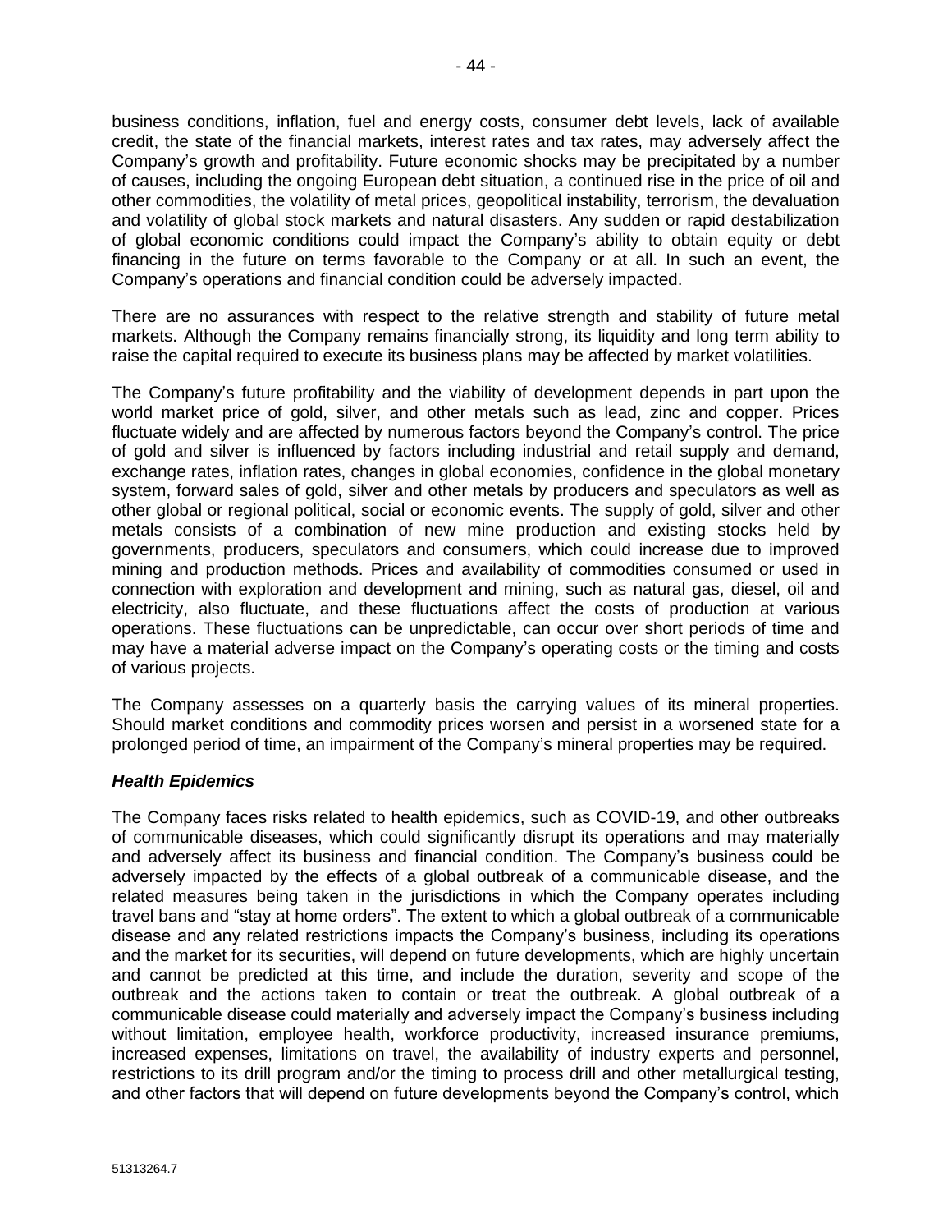business conditions, inflation, fuel and energy costs, consumer debt levels, lack of available credit, the state of the financial markets, interest rates and tax rates, may adversely affect the Company's growth and profitability. Future economic shocks may be precipitated by a number of causes, including the ongoing European debt situation, a continued rise in the price of oil and other commodities, the volatility of metal prices, geopolitical instability, terrorism, the devaluation and volatility of global stock markets and natural disasters. Any sudden or rapid destabilization of global economic conditions could impact the Company's ability to obtain equity or debt financing in the future on terms favorable to the Company or at all. In such an event, the Company's operations and financial condition could be adversely impacted.

There are no assurances with respect to the relative strength and stability of future metal markets. Although the Company remains financially strong, its liquidity and long term ability to raise the capital required to execute its business plans may be affected by market volatilities.

The Company's future profitability and the viability of development depends in part upon the world market price of gold, silver, and other metals such as lead, zinc and copper. Prices fluctuate widely and are affected by numerous factors beyond the Company's control. The price of gold and silver is influenced by factors including industrial and retail supply and demand, exchange rates, inflation rates, changes in global economies, confidence in the global monetary system, forward sales of gold, silver and other metals by producers and speculators as well as other global or regional political, social or economic events. The supply of gold, silver and other metals consists of a combination of new mine production and existing stocks held by governments, producers, speculators and consumers, which could increase due to improved mining and production methods. Prices and availability of commodities consumed or used in connection with exploration and development and mining, such as natural gas, diesel, oil and electricity, also fluctuate, and these fluctuations affect the costs of production at various operations. These fluctuations can be unpredictable, can occur over short periods of time and may have a material adverse impact on the Company's operating costs or the timing and costs of various projects.

The Company assesses on a quarterly basis the carrying values of its mineral properties. Should market conditions and commodity prices worsen and persist in a worsened state for a prolonged period of time, an impairment of the Company's mineral properties may be required.

***Health Epidemics***

The Company faces risks related to health epidemics, such as COVID-19, and other outbreaks of communicable diseases, which could significantly disrupt its operations and may materially and adversely affect its business and financial condition. The Company's business could be adversely impacted by the effects of a global outbreak of a communicable disease, and the related measures being taken in the jurisdictions in which the Company operates including travel bans and "stay at home orders". The extent to which a global outbreak of a communicable disease and any related restrictions impacts the Company's business, including its operations and the market for its securities, will depend on future developments, which are highly uncertain and cannot be predicted at this time, and include the duration, severity and scope of the outbreak and the actions taken to contain or treat the outbreak. A global outbreak of a communicable disease could materially and adversely impact the Company's business including without limitation, employee health, workforce productivity, increased insurance premiums, increased expenses, limitations on travel, the availability of industry experts and personnel, restrictions to its drill program and/or the timing to process drill and other metallurgical testing, and other factors that will depend on future developments beyond the Company's control, which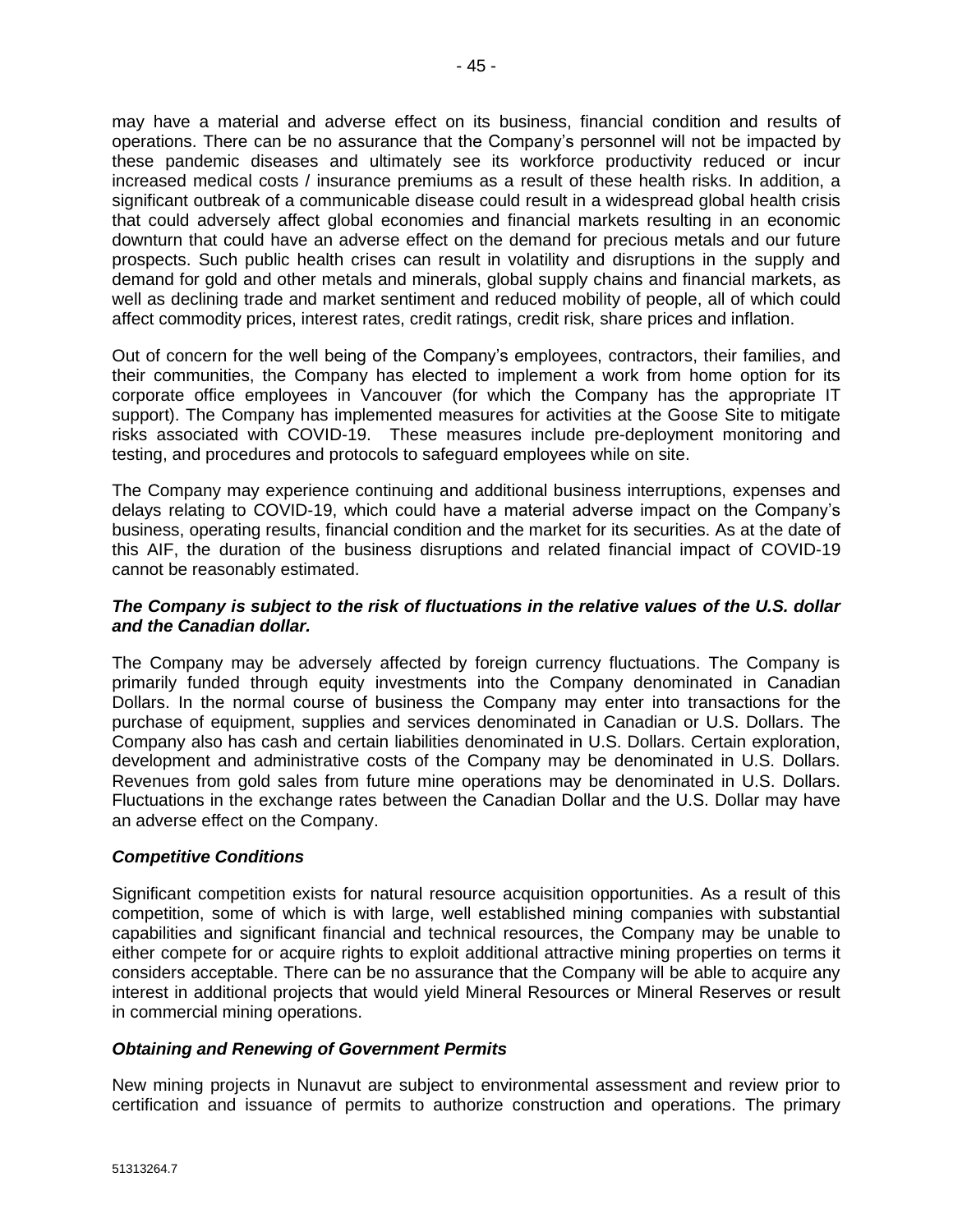may have a material and adverse effect on its business, financial condition and results of operations. There can be no assurance that the Company's personnel will not be impacted by these pandemic diseases and ultimately see its workforce productivity reduced or incur increased medical costs / insurance premiums as a result of these health risks. In addition, a significant outbreak of a communicable disease could result in a widespread global health crisis that could adversely affect global economies and financial markets resulting in an economic downturn that could have an adverse effect on the demand for precious metals and our future prospects. Such public health crises can result in volatility and disruptions in the supply and demand for gold and other metals and minerals, global supply chains and financial markets, as well as declining trade and market sentiment and reduced mobility of people, all of which could affect commodity prices, interest rates, credit ratings, credit risk, share prices and inflation.

Out of concern for the well being of the Company's employees, contractors, their families, and their communities, the Company has elected to implement a work from home option for its corporate office employees in Vancouver (for which the Company has the appropriate IT support). The Company has implemented measures for activities at the Goose Site to mitigate risks associated with COVID-19. These measures include pre-deployment monitoring and testing, and procedures and protocols to safeguard employees while on site.

The Company may experience continuing and additional business interruptions, expenses and delays relating to COVID-19, which could have a material adverse impact on the Company's business, operating results, financial condition and the market for its securities. As at the date of this AIF, the duration of the business disruptions and related financial impact of COVID-19 cannot be reasonably estimated.

***The Company is subject to the risk of fluctuations in the relative values of the U.S. dollar and the Canadian dollar.***

The Company may be adversely affected by foreign currency fluctuations. The Company is primarily funded through equity investments into the Company denominated in Canadian Dollars. In the normal course of business the Company may enter into transactions for the purchase of equipment, supplies and services denominated in Canadian or U.S. Dollars. The Company also has cash and certain liabilities denominated in U.S. Dollars. Certain exploration, development and administrative costs of the Company may be denominated in U.S. Dollars. Revenues from gold sales from future mine operations may be denominated in U.S. Dollars. Fluctuations in the exchange rates between the Canadian Dollar and the U.S. Dollar may have an adverse effect on the Company.

***Competitive Conditions***

Significant competition exists for natural resource acquisition opportunities. As a result of this competition, some of which is with large, well established mining companies with substantial capabilities and significant financial and technical resources, the Company may be unable to either compete for or acquire rights to exploit additional attractive mining properties on terms it considers acceptable. There can be no assurance that the Company will be able to acquire any interest in additional projects that would yield Mineral Resources or Mineral Reserves or result in commercial mining operations.

***Obtaining and Renewing of Government Permits***

New mining projects in Nunavut are subject to environmental assessment and review prior to certification and issuance of permits to authorize construction and operations. The primary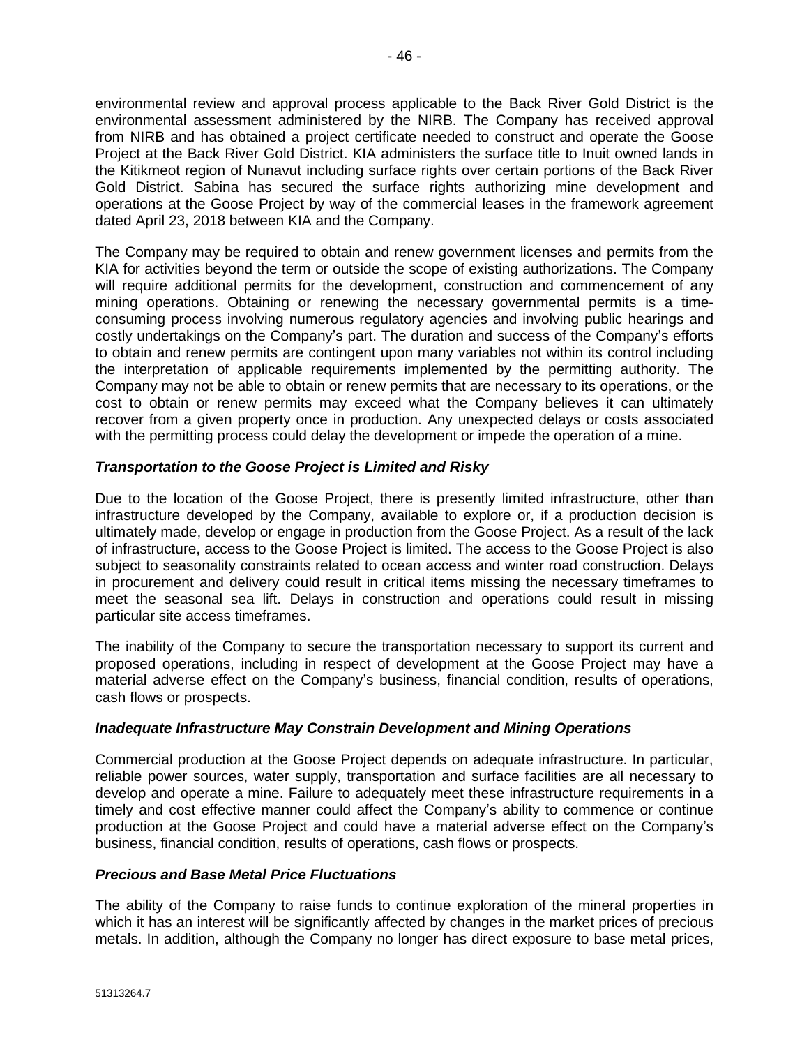environmental review and approval process applicable to the Back River Gold District is the environmental assessment administered by the NIRB. The Company has received approval from NIRB and has obtained a project certificate needed to construct and operate the Goose Project at the Back River Gold District. KIA administers the surface title to Inuit owned lands in the Kitikmeot region of Nunavut including surface rights over certain portions of the Back River Gold District. Sabina has secured the surface rights authorizing mine development and operations at the Goose Project by way of the commercial leases in the framework agreement dated April 23, 2018 between KIA and the Company.

The Company may be required to obtain and renew government licenses and permits from the KIA for activities beyond the term or outside the scope of existing authorizations. The Company will require additional permits for the development, construction and commencement of any mining operations. Obtaining or renewing the necessary governmental permits is a time-consuming process involving numerous regulatory agencies and involving public hearings and costly undertakings on the Company's part. The duration and success of the Company's efforts to obtain and renew permits are contingent upon many variables not within its control including the interpretation of applicable requirements implemented by the permitting authority. The Company may not be able to obtain or renew permits that are necessary to its operations, or the cost to obtain or renew permits may exceed what the Company believes it can ultimately recover from a given property once in production. Any unexpected delays or costs associated with the permitting process could delay the development or impede the operation of a mine.

***Transportation to the Goose Project is Limited and Risky***

Due to the location of the Goose Project, there is presently limited infrastructure, other than infrastructure developed by the Company, available to explore or, if a production decision is ultimately made, develop or engage in production from the Goose Project. As a result of the lack of infrastructure, access to the Goose Project is limited. The access to the Goose Project is also subject to seasonality constraints related to ocean access and winter road construction. Delays in procurement and delivery could result in critical items missing the necessary timeframes to meet the seasonal sea lift. Delays in construction and operations could result in missing particular site access timeframes.

The inability of the Company to secure the transportation necessary to support its current and proposed operations, including in respect of development at the Goose Project may have a material adverse effect on the Company's business, financial condition, results of operations, cash flows or prospects.

***Inadequate Infrastructure May Constrain Development and Mining Operations***

Commercial production at the Goose Project depends on adequate infrastructure. In particular, reliable power sources, water supply, transportation and surface facilities are all necessary to develop and operate a mine. Failure to adequately meet these infrastructure requirements in a timely and cost effective manner could affect the Company's ability to commence or continue production at the Goose Project and could have a material adverse effect on the Company's business, financial condition, results of operations, cash flows or prospects.

***Precious and Base Metal Price Fluctuations***

The ability of the Company to raise funds to continue exploration of the mineral properties in which it has an interest will be significantly affected by changes in the market prices of precious metals. In addition, although the Company no longer has direct exposure to base metal prices,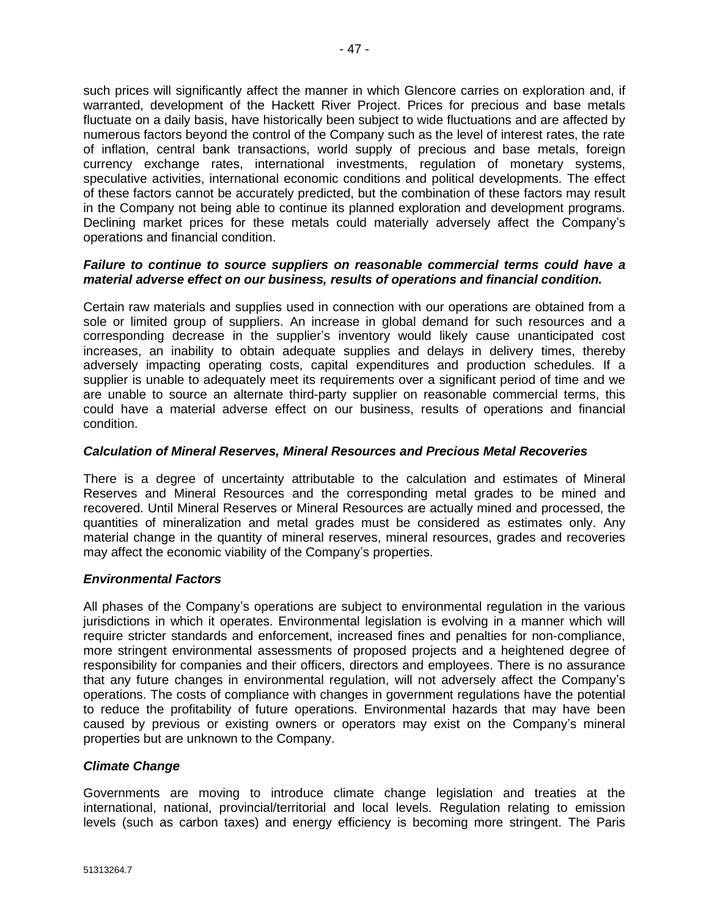such prices will significantly affect the manner in which Glencore carries on exploration and, if warranted, development of the Hackett River Project. Prices for precious and base metals fluctuate on a daily basis, have historically been subject to wide fluctuations and are affected by numerous factors beyond the control of the Company such as the level of interest rates, the rate of inflation, central bank transactions, world supply of precious and base metals, foreign currency exchange rates, international investments, regulation of monetary systems, speculative activities, international economic conditions and political developments. The effect of these factors cannot be accurately predicted, but the combination of these factors may result in the Company not being able to continue its planned exploration and development programs. Declining market prices for these metals could materially adversely affect the Company's operations and financial condition.

***Failure to continue to source suppliers on reasonable commercial terms could have a material adverse effect on our business, results of operations and financial condition.***

Certain raw materials and supplies used in connection with our operations are obtained from a sole or limited group of suppliers. An increase in global demand for such resources and a corresponding decrease in the supplier's inventory would likely cause unanticipated cost increases, an inability to obtain adequate supplies and delays in delivery times, thereby adversely impacting operating costs, capital expenditures and production schedules. If a supplier is unable to adequately meet its requirements over a significant period of time and we are unable to source an alternate third-party supplier on reasonable commercial terms, this could have a material adverse effect on our business, results of operations and financial condition.

***Calculation of Mineral Reserves, Mineral Resources and Precious Metal Recoveries***

There is a degree of uncertainty attributable to the calculation and estimates of Mineral Reserves and Mineral Resources and the corresponding metal grades to be mined and recovered. Until Mineral Reserves or Mineral Resources are actually mined and processed, the quantities of mineralization and metal grades must be considered as estimates only. Any material change in the quantity of mineral reserves, mineral resources, grades and recoveries may affect the economic viability of the Company's properties.

***Environmental Factors***

All phases of the Company's operations are subject to environmental regulation in the various jurisdictions in which it operates. Environmental legislation is evolving in a manner which will require stricter standards and enforcement, increased fines and penalties for non-compliance, more stringent environmental assessments of proposed projects and a heightened degree of responsibility for companies and their officers, directors and employees. There is no assurance that any future changes in environmental regulation, will not adversely affect the Company's operations. The costs of compliance with changes in government regulations have the potential to reduce the profitability of future operations. Environmental hazards that may have been caused by previous or existing owners or operators may exist on the Company's mineral properties but are unknown to the Company.

***Climate Change***

Governments are moving to introduce climate change legislation and treaties at the international, national, provincial/territorial and local levels. Regulation relating to emission levels (such as carbon taxes) and energy efficiency is becoming more stringent. The Paris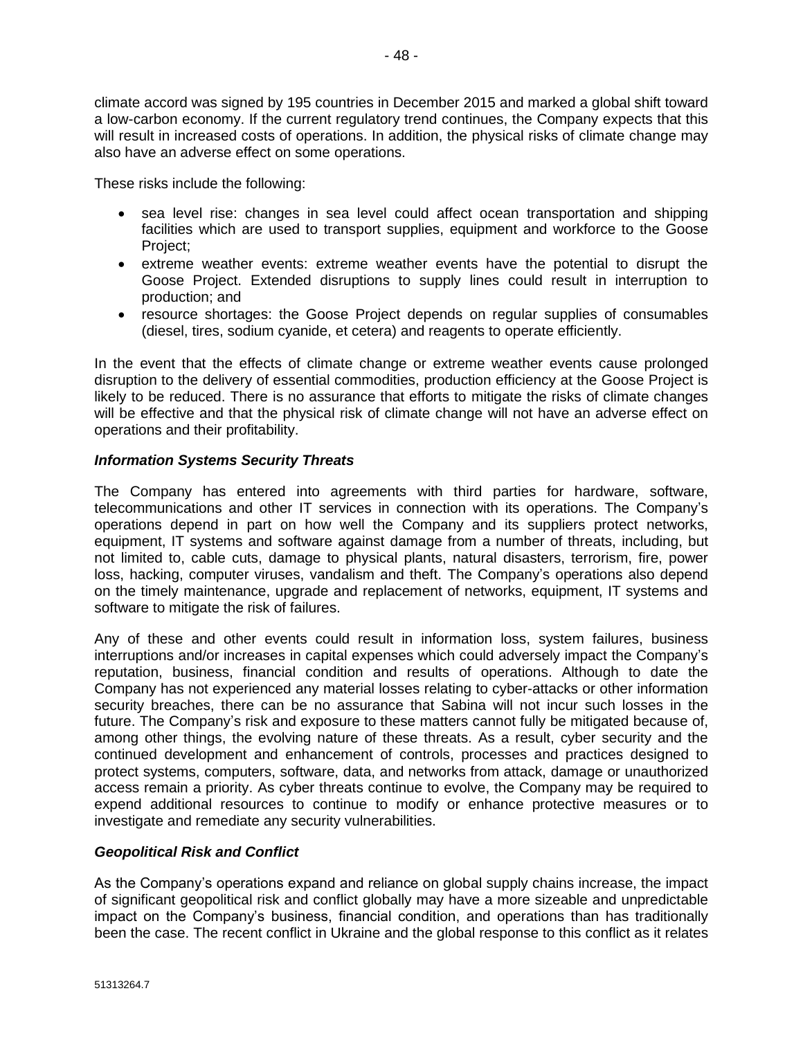climate accord was signed by 195 countries in December 2015 and marked a global shift toward a low-carbon economy. If the current regulatory trend continues, the Company expects that this will result in increased costs of operations. In addition, the physical risks of climate change may also have an adverse effect on some operations.

These risks include the following:

- sea level rise: changes in sea level could affect ocean transportation and shipping facilities which are used to transport supplies, equipment and workforce to the Goose Project;
- extreme weather events: extreme weather events have the potential to disrupt the Goose Project. Extended disruptions to supply lines could result in interruption to production; and
- resource shortages: the Goose Project depends on regular supplies of consumables (diesel, tires, sodium cyanide, et cetera) and reagents to operate efficiently.

In the event that the effects of climate change or extreme weather events cause prolonged disruption to the delivery of essential commodities, production efficiency at the Goose Project is likely to be reduced. There is no assurance that efforts to mitigate the risks of climate changes will be effective and that the physical risk of climate change will not have an adverse effect on operations and their profitability.

### *Information Systems Security Threats*

The Company has entered into agreements with third parties for hardware, software, telecommunications and other IT services in connection with its operations. The Company's operations depend in part on how well the Company and its suppliers protect networks, equipment, IT systems and software against damage from a number of threats, including, but not limited to, cable cuts, damage to physical plants, natural disasters, terrorism, fire, power loss, hacking, computer viruses, vandalism and theft. The Company's operations also depend on the timely maintenance, upgrade and replacement of networks, equipment, IT systems and software to mitigate the risk of failures.

Any of these and other events could result in information loss, system failures, business interruptions and/or increases in capital expenses which could adversely impact the Company's reputation, business, financial condition and results of operations. Although to date the Company has not experienced any material losses relating to cyber-attacks or other information security breaches, there can be no assurance that Sabina will not incur such losses in the future. The Company's risk and exposure to these matters cannot fully be mitigated because of, among other things, the evolving nature of these threats. As a result, cyber security and the continued development and enhancement of controls, processes and practices designed to protect systems, computers, software, data, and networks from attack, damage or unauthorized access remain a priority. As cyber threats continue to evolve, the Company may be required to expend additional resources to continue to modify or enhance protective measures or to investigate and remediate any security vulnerabilities.

### *Geopolitical Risk and Conflict*

As the Company's operations expand and reliance on global supply chains increase, the impact of significant geopolitical risk and conflict globally may have a more sizeable and unpredictable impact on the Company's business, financial condition, and operations than has traditionally been the case. The recent conflict in Ukraine and the global response to this conflict as it relates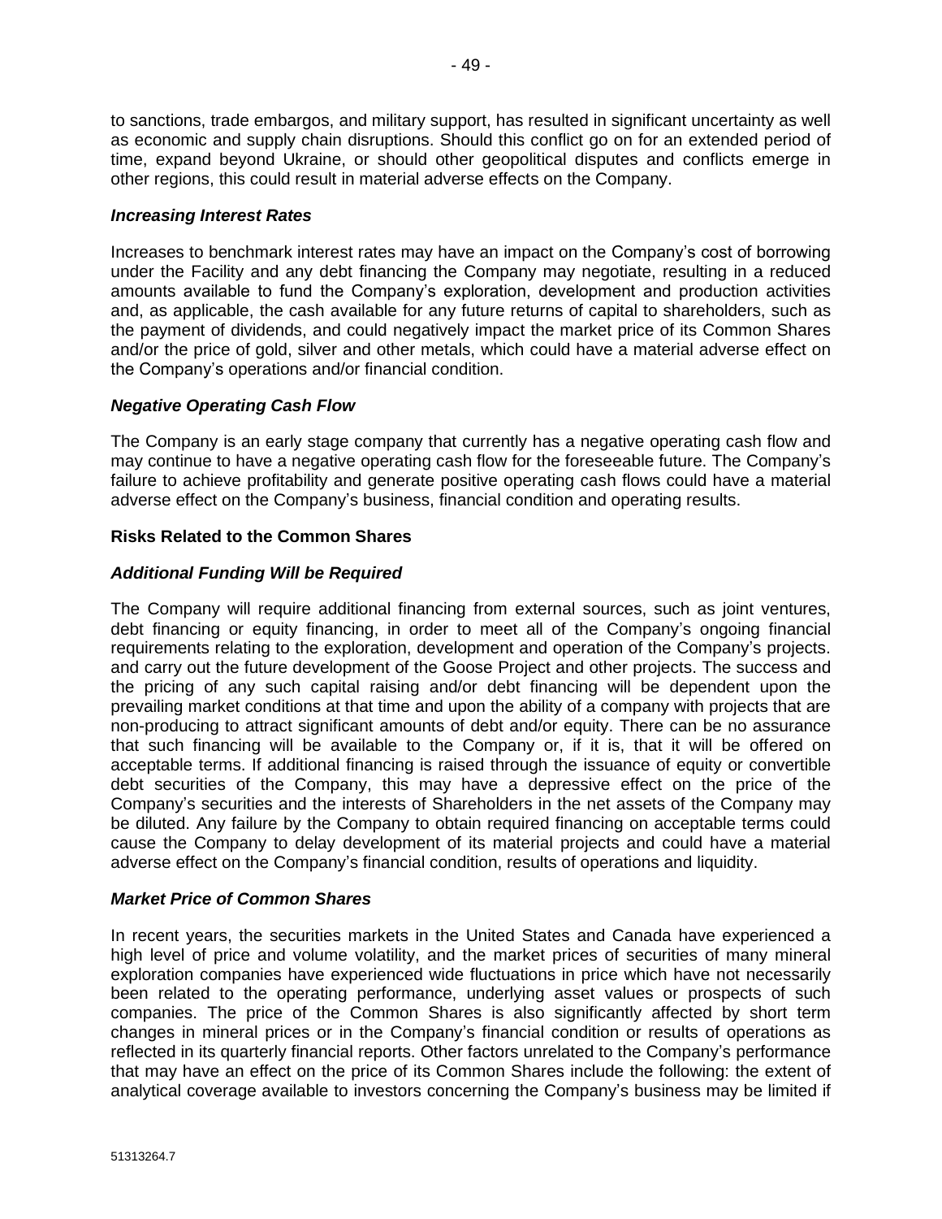to sanctions, trade embargos, and military support, has resulted in significant uncertainty as well as economic and supply chain disruptions. Should this conflict go on for an extended period of time, expand beyond Ukraine, or should other geopolitical disputes and conflicts emerge in other regions, this could result in material adverse effects on the Company.

***Increasing Interest Rates***

Increases to benchmark interest rates may have an impact on the Company's cost of borrowing under the Facility and any debt financing the Company may negotiate, resulting in a reduced amounts available to fund the Company's exploration, development and production activities and, as applicable, the cash available for any future returns of capital to shareholders, such as the payment of dividends, and could negatively impact the market price of its Common Shares and/or the price of gold, silver and other metals, which could have a material adverse effect on the Company's operations and/or financial condition.

***Negative Operating Cash Flow***

The Company is an early stage company that currently has a negative operating cash flow and may continue to have a negative operating cash flow for the foreseeable future. The Company's failure to achieve profitability and generate positive operating cash flows could have a material adverse effect on the Company's business, financial condition and operating results.

**Risks Related to the Common Shares**

***Additional Funding Will be Required***

The Company will require additional financing from external sources, such as joint ventures, debt financing or equity financing, in order to meet all of the Company's ongoing financial requirements relating to the exploration, development and operation of the Company's projects. and carry out the future development of the Goose Project and other projects. The success and the pricing of any such capital raising and/or debt financing will be dependent upon the prevailing market conditions at that time and upon the ability of a company with projects that are non-producing to attract significant amounts of debt and/or equity. There can be no assurance that such financing will be available to the Company or, if it is, that it will be offered on acceptable terms. If additional financing is raised through the issuance of equity or convertible debt securities of the Company, this may have a depressive effect on the price of the Company's securities and the interests of Shareholders in the net assets of the Company may be diluted. Any failure by the Company to obtain required financing on acceptable terms could cause the Company to delay development of its material projects and could have a material adverse effect on the Company's financial condition, results of operations and liquidity.

***Market Price of Common Shares***

In recent years, the securities markets in the United States and Canada have experienced a high level of price and volume volatility, and the market prices of securities of many mineral exploration companies have experienced wide fluctuations in price which have not necessarily been related to the operating performance, underlying asset values or prospects of such companies. The price of the Common Shares is also significantly affected by short term changes in mineral prices or in the Company's financial condition or results of operations as reflected in its quarterly financial reports. Other factors unrelated to the Company's performance that may have an effect on the price of its Common Shares include the following: the extent of analytical coverage available to investors concerning the Company's business may be limited if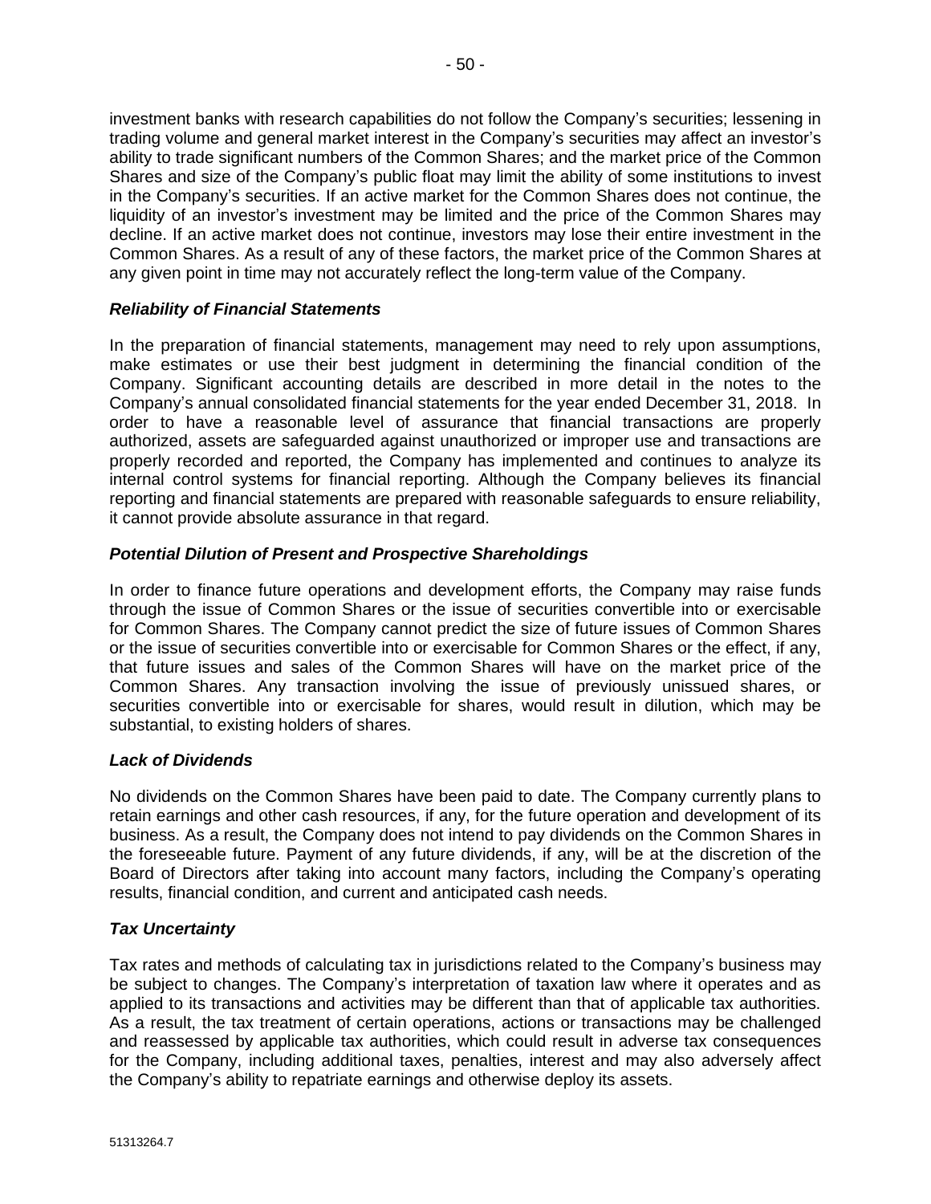investment banks with research capabilities do not follow the Company's securities; lessening in trading volume and general market interest in the Company's securities may affect an investor's ability to trade significant numbers of the Common Shares; and the market price of the Common Shares and size of the Company's public float may limit the ability of some institutions to invest in the Company's securities. If an active market for the Common Shares does not continue, the liquidity of an investor's investment may be limited and the price of the Common Shares may decline. If an active market does not continue, investors may lose their entire investment in the Common Shares. As a result of any of these factors, the market price of the Common Shares at any given point in time may not accurately reflect the long-term value of the Company.

### *Reliability of Financial Statements*

In the preparation of financial statements, management may need to rely upon assumptions, make estimates or use their best judgment in determining the financial condition of the Company. Significant accounting details are described in more detail in the notes to the Company's annual consolidated financial statements for the year ended December 31, 2018. In order to have a reasonable level of assurance that financial transactions are properly authorized, assets are safeguarded against unauthorized or improper use and transactions are properly recorded and reported, the Company has implemented and continues to analyze its internal control systems for financial reporting. Although the Company believes its financial reporting and financial statements are prepared with reasonable safeguards to ensure reliability, it cannot provide absolute assurance in that regard.

### *Potential Dilution of Present and Prospective Shareholdings*

In order to finance future operations and development efforts, the Company may raise funds through the issue of Common Shares or the issue of securities convertible into or exercisable for Common Shares. The Company cannot predict the size of future issues of Common Shares or the issue of securities convertible into or exercisable for Common Shares or the effect, if any, that future issues and sales of the Common Shares will have on the market price of the Common Shares. Any transaction involving the issue of previously unissued shares, or securities convertible into or exercisable for shares, would result in dilution, which may be substantial, to existing holders of shares.

### *Lack of Dividends*

No dividends on the Common Shares have been paid to date. The Company currently plans to retain earnings and other cash resources, if any, for the future operation and development of its business. As a result, the Company does not intend to pay dividends on the Common Shares in the foreseeable future. Payment of any future dividends, if any, will be at the discretion of the Board of Directors after taking into account many factors, including the Company's operating results, financial condition, and current and anticipated cash needs.

### *Tax Uncertainty*

Tax rates and methods of calculating tax in jurisdictions related to the Company's business may be subject to changes. The Company's interpretation of taxation law where it operates and as applied to its transactions and activities may be different than that of applicable tax authorities. As a result, the tax treatment of certain operations, actions or transactions may be challenged and reassessed by applicable tax authorities, which could result in adverse tax consequences for the Company, including additional taxes, penalties, interest and may also adversely affect the Company's ability to repatriate earnings and otherwise deploy its assets.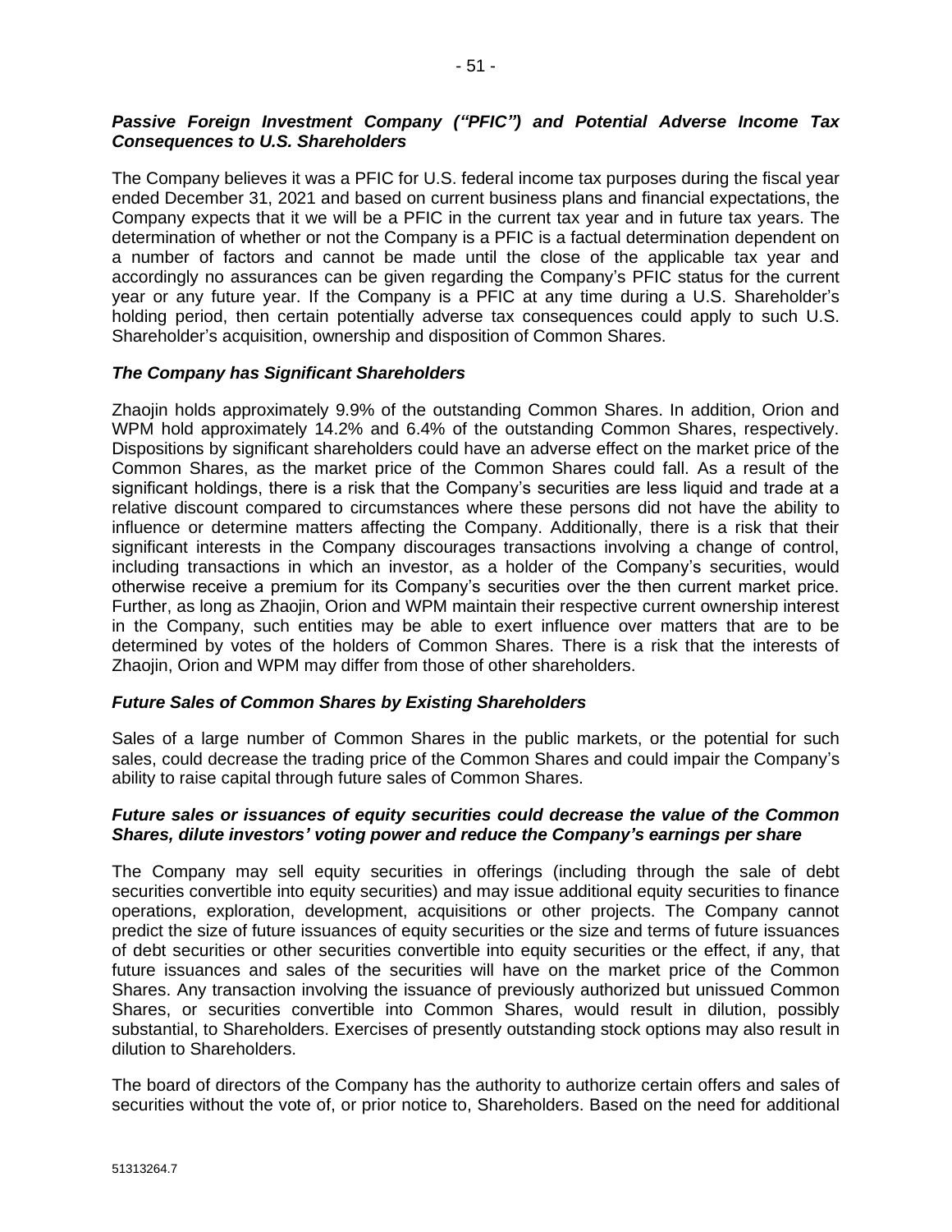### *Passive Foreign Investment Company ("PFIC") and Potential Adverse Income Tax Consequences to U.S. Shareholders*

The Company believes it was a PFIC for U.S. federal income tax purposes during the fiscal year ended December 31, 2021 and based on current business plans and financial expectations, the Company expects that it we will be a PFIC in the current tax year and in future tax years. The determination of whether or not the Company is a PFIC is a factual determination dependent on a number of factors and cannot be made until the close of the applicable tax year and accordingly no assurances can be given regarding the Company's PFIC status for the current year or any future year. If the Company is a PFIC at any time during a U.S. Shareholder's holding period, then certain potentially adverse tax consequences could apply to such U.S. Shareholder's acquisition, ownership and disposition of Common Shares.

### *The Company has Significant Shareholders*

Zhaojin holds approximately 9.9% of the outstanding Common Shares. In addition, Orion and WPM hold approximately 14.2% and 6.4% of the outstanding Common Shares, respectively. Dispositions by significant shareholders could have an adverse effect on the market price of the Common Shares, as the market price of the Common Shares could fall. As a result of the significant holdings, there is a risk that the Company's securities are less liquid and trade at a relative discount compared to circumstances where these persons did not have the ability to influence or determine matters affecting the Company. Additionally, there is a risk that their significant interests in the Company discourages transactions involving a change of control, including transactions in which an investor, as a holder of the Company's securities, would otherwise receive a premium for its Company's securities over the then current market price. Further, as long as Zhaojin, Orion and WPM maintain their respective current ownership interest in the Company, such entities may be able to exert influence over matters that are to be determined by votes of the holders of Common Shares. There is a risk that the interests of Zhaojin, Orion and WPM may differ from those of other shareholders.

### *Future Sales of Common Shares by Existing Shareholders*

Sales of a large number of Common Shares in the public markets, or the potential for such sales, could decrease the trading price of the Common Shares and could impair the Company's ability to raise capital through future sales of Common Shares.

### *Future sales or issuances of equity securities could decrease the value of the Common Shares, dilute investors' voting power and reduce the Company's earnings per share*

The Company may sell equity securities in offerings (including through the sale of debt securities convertible into equity securities) and may issue additional equity securities to finance operations, exploration, development, acquisitions or other projects. The Company cannot predict the size of future issuances of equity securities or the size and terms of future issuances of debt securities or other securities convertible into equity securities or the effect, if any, that future issuances and sales of the securities will have on the market price of the Common Shares. Any transaction involving the issuance of previously authorized but unissued Common Shares, or securities convertible into Common Shares, would result in dilution, possibly substantial, to Shareholders. Exercises of presently outstanding stock options may also result in dilution to Shareholders.

The board of directors of the Company has the authority to authorize certain offers and sales of securities without the vote of, or prior notice to, Shareholders. Based on the need for additional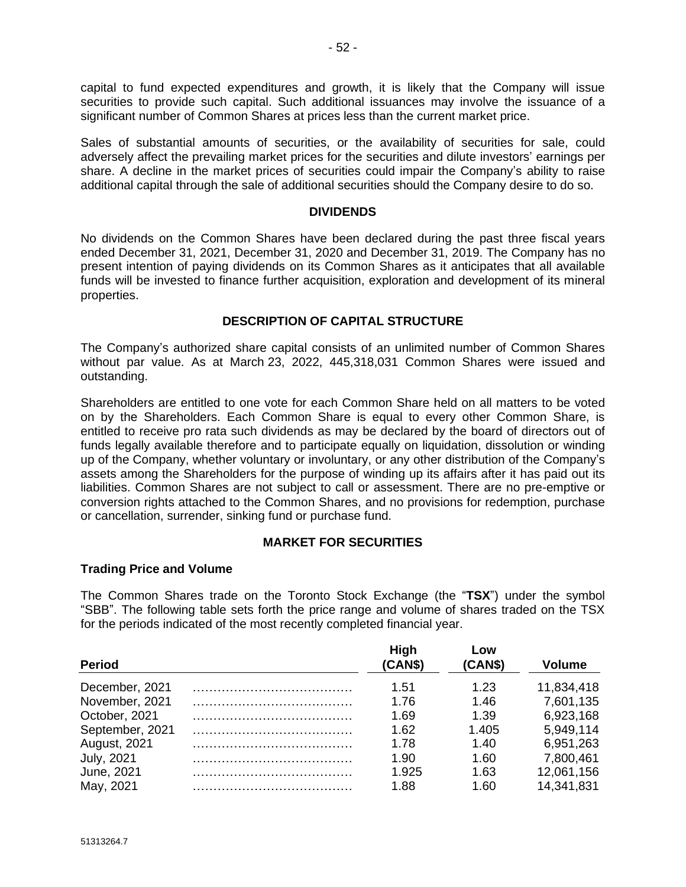capital to fund expected expenditures and growth, it is likely that the Company will issue securities to provide such capital. Such additional issuances may involve the issuance of a significant number of Common Shares at prices less than the current market price.

Sales of substantial amounts of securities, or the availability of securities for sale, could adversely affect the prevailing market prices for the securities and dilute investors' earnings per share. A decline in the market prices of securities could impair the Company's ability to raise additional capital through the sale of additional securities should the Company desire to do so.

## DIVIDENDS

No dividends on the Common Shares have been declared during the past three fiscal years ended December 31, 2021, December 31, 2020 and December 31, 2019. The Company has no present intention of paying dividends on its Common Shares as it anticipates that all available funds will be invested to finance further acquisition, exploration and development of its mineral properties.

## DESCRIPTION OF CAPITAL STRUCTURE

The Company's authorized share capital consists of an unlimited number of Common Shares without par value. As at March 23, 2022, 445,318,031 Common Shares were issued and outstanding.

Shareholders are entitled to one vote for each Common Share held on all matters to be voted on by the Shareholders. Each Common Share is equal to every other Common Share, is entitled to receive pro rata such dividends as may be declared by the board of directors out of funds legally available therefore and to participate equally on liquidation, dissolution or winding up of the Company, whether voluntary or involuntary, or any other distribution of the Company's assets among the Shareholders for the purpose of winding up its affairs after it has paid out its liabilities. Common Shares are not subject to call or assessment. There are no pre-emptive or conversion rights attached to the Common Shares, and no provisions for redemption, purchase or cancellation, surrender, sinking fund or purchase fund.

## MARKET FOR SECURITIES

### Trading Price and Volume

The Common Shares trade on the Toronto Stock Exchange (the "**TSX**") under the symbol "SBB". The following table sets forth the price range and volume of shares traded on the TSX for the periods indicated of the most recently completed financial year.

| Period | High (CAN$) | Low (CAN$) | Volume |
|---|---|---|---|
| December, 2021 | 1.51 | 1.23 | 11,834,418 |
| November, 2021 | 1.76 | 1.46 | 7,601,135 |
| October, 2021 | 1.69 | 1.39 | 6,923,168 |
| September, 2021 | 1.62 | 1.405 | 5,949,114 |
| August, 2021 | 1.78 | 1.40 | 6,951,263 |
| July, 2021 | 1.90 | 1.60 | 7,800,461 |
| June, 2021 | 1.925 | 1.63 | 12,061,156 |
| May, 2021 | 1.88 | 1.60 | 14,341,831 |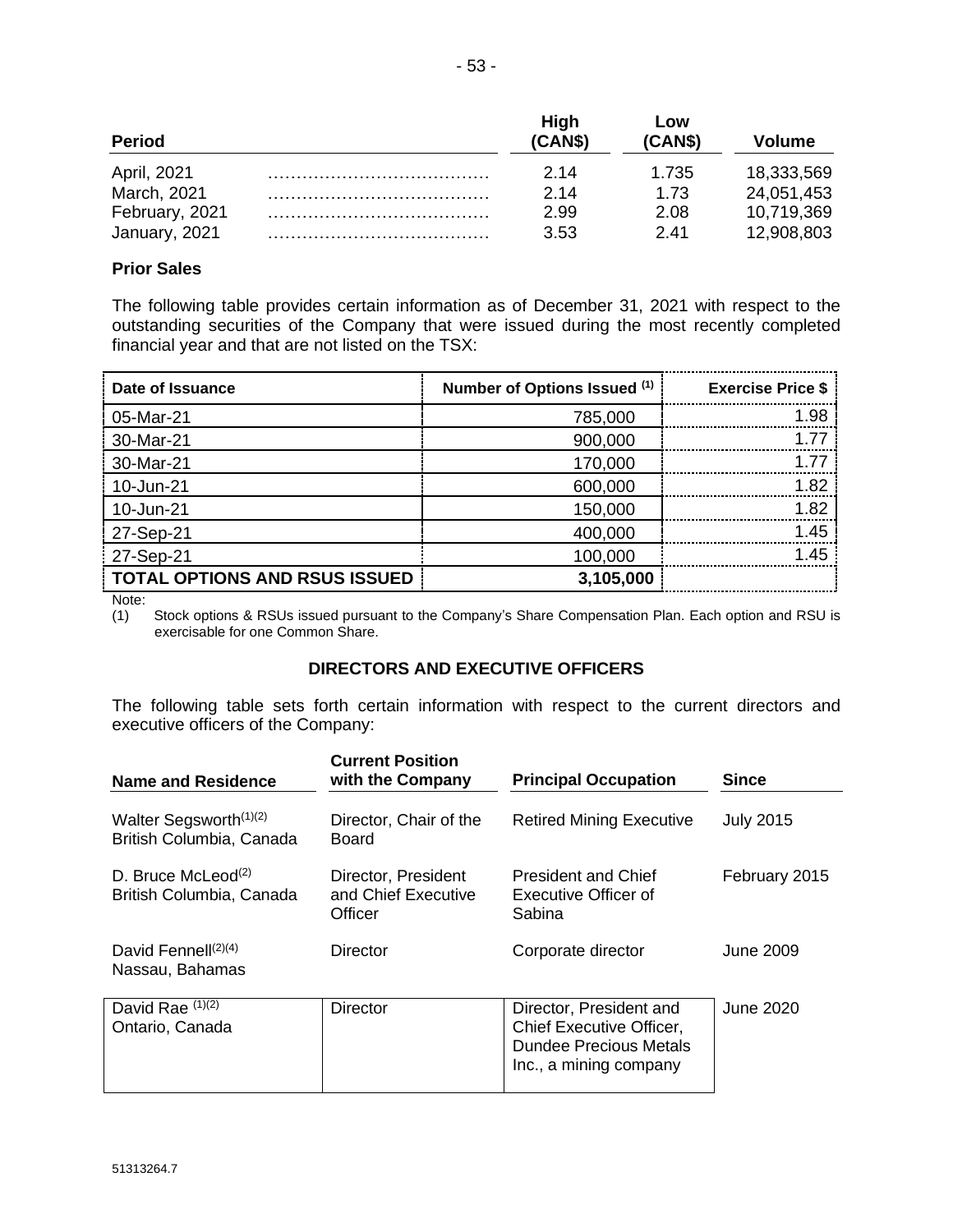| Period | | High (CAN$) | Low (CAN$) | Volume |
|---|---|---|---|---|
| April, 2021 | ……………………………… | 2.14 | 1.735 | 18,333,569 |
| March, 2021 | ……………………………… | 2.14 | 1.73 | 24,051,453 |
| February, 2021 | ……………………………… | 2.99 | 2.08 | 10,719,369 |
| January, 2021 | ……………………………… | 3.53 | 2.41 | 12,908,803 |

### Prior Sales

The following table provides certain information as of December 31, 2021 with respect to the outstanding securities of the Company that were issued during the most recently completed financial year and that are not listed on the TSX:

| Date of Issuance | Number of Options Issued (1) | Exercise Price $ |
|---|---|---|
| 05-Mar-21 | 785,000 | 1.98 |
| 30-Mar-21 | 900,000 | 1.77 |
| 30-Mar-21 | 170,000 | 1.77 |
| 10-Jun-21 | 600,000 | 1.82 |
| 10-Jun-21 | 150,000 | 1.82 |
| 27-Sep-21 | 400,000 | 1.45 |
| 27-Sep-21 | 100,000 | 1.45 |
| **TOTAL OPTIONS AND RSUS ISSUED** | **3,105,000** | |

Note:

(1) Stock options & RSUs issued pursuant to the Company's Share Compensation Plan. Each option and RSU is exercisable for one Common Share.

## DIRECTORS AND EXECUTIVE OFFICERS

The following table sets forth certain information with respect to the current directors and executive officers of the Company:

| Name and Residence | Current Position with the Company | Principal Occupation | Since |
|---|---|---|---|
| Walter Segsworth(1)(2) British Columbia, Canada | Director, Chair of the Board | Retired Mining Executive | July 2015 |
| D. Bruce McLeod(2) British Columbia, Canada | Director, President and Chief Executive Officer | President and Chief Executive Officer of Sabina | February 2015 |
| David Fennell(2)(4) Nassau, Bahamas | Director | Corporate director | June 2009 |
| David Rae (1)(2) Ontario, Canada | Director | Director, President and Chief Executive Officer, Dundee Precious Metals Inc., a mining company | June 2020 |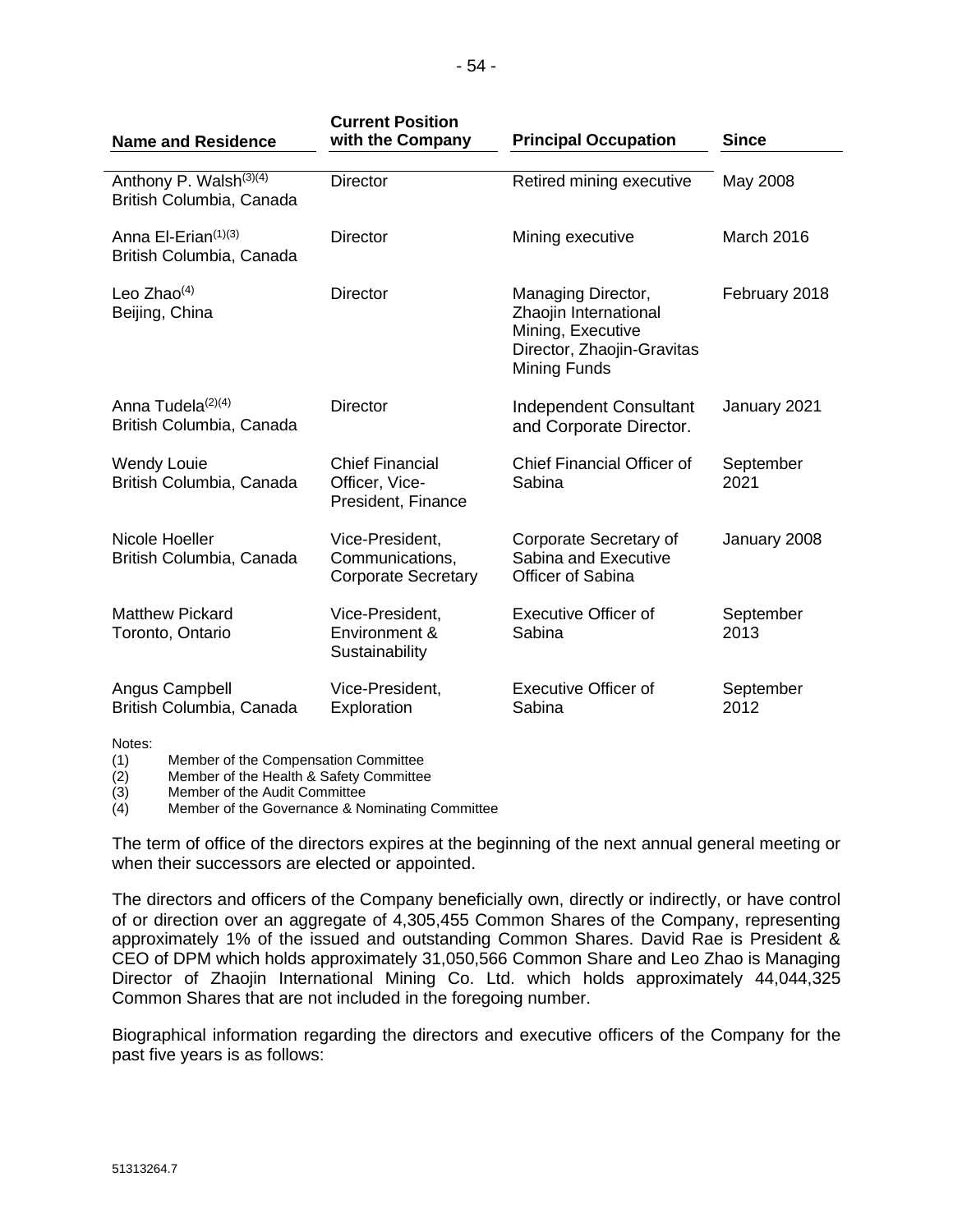| Name and Residence | Current Position with the Company | Principal Occupation | Since |
|---|---|---|---|
| Anthony P. Walsh[(3)(4)] British Columbia, Canada | Director | Retired mining executive | May 2008 |
| Anna El-Erian[(1)(3)] British Columbia, Canada | Director | Mining executive | March 2016 |
| Leo Zhao[(4)] Beijing, China | Director | Managing Director, Zhaojin International Mining, Executive Director, Zhaojin-Gravitas Mining Funds | February 2018 |
| Anna Tudela[(2)(4)] British Columbia, Canada | Director | Independent Consultant and Corporate Director. | January 2021 |
| Wendy Louie British Columbia, Canada | Chief Financial Officer, Vice-President, Finance | Chief Financial Officer of Sabina | September 2021 |
| Nicole Hoeller British Columbia, Canada | Vice-President, Communications, Corporate Secretary | Corporate Secretary of Sabina and Executive Officer of Sabina | January 2008 |
| Matthew Pickard Toronto, Ontario | Vice-President, Environment & Sustainability | Executive Officer of Sabina | September 2013 |
| Angus Campbell British Columbia, Canada | Vice-President, Exploration | Executive Officer of Sabina | September 2012 |

Notes:

(1) Member of the Compensation Committee
(2) Member of the Health & Safety Committee
(3) Member of the Audit Committee
(4) Member of the Governance & Nominating Committee

The term of office of the directors expires at the beginning of the next annual general meeting or when their successors are elected or appointed.

The directors and officers of the Company beneficially own, directly or indirectly, or have control of or direction over an aggregate of 4,305,455 Common Shares of the Company, representing approximately 1% of the issued and outstanding Common Shares. David Rae is President & CEO of DPM which holds approximately 31,050,566 Common Share and Leo Zhao is Managing Director of Zhaojin International Mining Co. Ltd. which holds approximately 44,044,325 Common Shares that are not included in the foregoing number.

Biographical information regarding the directors and executive officers of the Company for the past five years is as follows: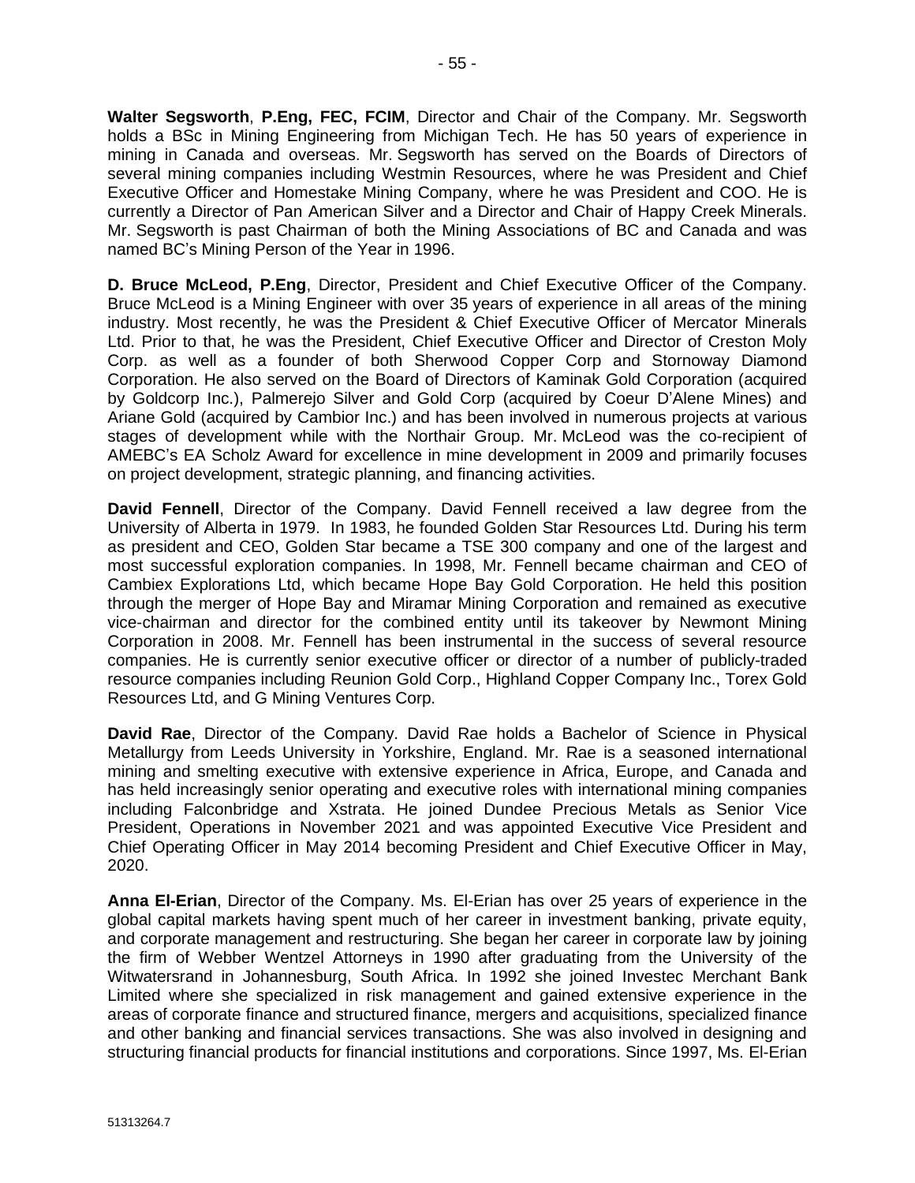**Walter Segsworth**, **P.Eng, FEC, FCIM**, Director and Chair of the Company. Mr. Segsworth holds a BSc in Mining Engineering from Michigan Tech. He has 50 years of experience in mining in Canada and overseas. Mr. Segsworth has served on the Boards of Directors of several mining companies including Westmin Resources, where he was President and Chief Executive Officer and Homestake Mining Company, where he was President and COO. He is currently a Director of Pan American Silver and a Director and Chair of Happy Creek Minerals. Mr. Segsworth is past Chairman of both the Mining Associations of BC and Canada and was named BC's Mining Person of the Year in 1996.

**D. Bruce McLeod, P.Eng**, Director, President and Chief Executive Officer of the Company. Bruce McLeod is a Mining Engineer with over 35 years of experience in all areas of the mining industry. Most recently, he was the President & Chief Executive Officer of Mercator Minerals Ltd. Prior to that, he was the President, Chief Executive Officer and Director of Creston Moly Corp. as well as a founder of both Sherwood Copper Corp and Stornoway Diamond Corporation. He also served on the Board of Directors of Kaminak Gold Corporation (acquired by Goldcorp Inc.), Palmerejo Silver and Gold Corp (acquired by Coeur D'Alene Mines) and Ariane Gold (acquired by Cambior Inc.) and has been involved in numerous projects at various stages of development while with the Northair Group. Mr. McLeod was the co-recipient of AMEBC's EA Scholz Award for excellence in mine development in 2009 and primarily focuses on project development, strategic planning, and financing activities.

**David Fennell**, Director of the Company. David Fennell received a law degree from the University of Alberta in 1979. In 1983, he founded Golden Star Resources Ltd. During his term as president and CEO, Golden Star became a TSE 300 company and one of the largest and most successful exploration companies. In 1998, Mr. Fennell became chairman and CEO of Cambiex Explorations Ltd, which became Hope Bay Gold Corporation. He held this position through the merger of Hope Bay and Miramar Mining Corporation and remained as executive vice-chairman and director for the combined entity until its takeover by Newmont Mining Corporation in 2008. Mr. Fennell has been instrumental in the success of several resource companies. He is currently senior executive officer or director of a number of publicly-traded resource companies including Reunion Gold Corp., Highland Copper Company Inc., Torex Gold Resources Ltd, and G Mining Ventures Corp.

**David Rae**, Director of the Company. David Rae holds a Bachelor of Science in Physical Metallurgy from Leeds University in Yorkshire, England. Mr. Rae is a seasoned international mining and smelting executive with extensive experience in Africa, Europe, and Canada and has held increasingly senior operating and executive roles with international mining companies including Falconbridge and Xstrata. He joined Dundee Precious Metals as Senior Vice President, Operations in November 2021 and was appointed Executive Vice President and Chief Operating Officer in May 2014 becoming President and Chief Executive Officer in May, 2020.

**Anna El-Erian**, Director of the Company. Ms. El-Erian has over 25 years of experience in the global capital markets having spent much of her career in investment banking, private equity, and corporate management and restructuring. She began her career in corporate law by joining the firm of Webber Wentzel Attorneys in 1990 after graduating from the University of the Witwatersrand in Johannesburg, South Africa. In 1992 she joined Investec Merchant Bank Limited where she specialized in risk management and gained extensive experience in the areas of corporate finance and structured finance, mergers and acquisitions, specialized finance and other banking and financial services transactions. She was also involved in designing and structuring financial products for financial institutions and corporations. Since 1997, Ms. El-Erian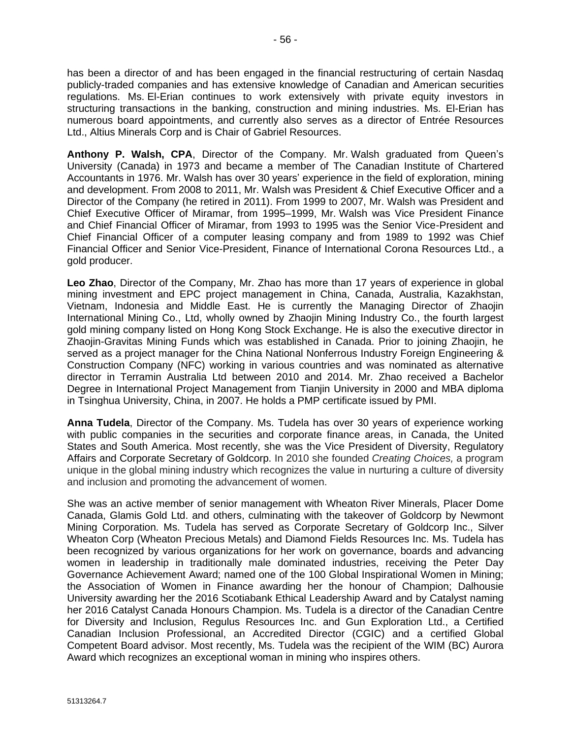has been a director of and has been engaged in the financial restructuring of certain Nasdaq publicly-traded companies and has extensive knowledge of Canadian and American securities regulations. Ms. El-Erian continues to work extensively with private equity investors in structuring transactions in the banking, construction and mining industries. Ms. El-Erian has numerous board appointments, and currently also serves as a director of Entrée Resources Ltd., Altius Minerals Corp and is Chair of Gabriel Resources.

**Anthony P. Walsh, CPA**, Director of the Company. Mr. Walsh graduated from Queen's University (Canada) in 1973 and became a member of The Canadian Institute of Chartered Accountants in 1976. Mr. Walsh has over 30 years' experience in the field of exploration, mining and development. From 2008 to 2011, Mr. Walsh was President & Chief Executive Officer and a Director of the Company (he retired in 2011). From 1999 to 2007, Mr. Walsh was President and Chief Executive Officer of Miramar, from 1995–1999, Mr. Walsh was Vice President Finance and Chief Financial Officer of Miramar, from 1993 to 1995 was the Senior Vice-President and Chief Financial Officer of a computer leasing company and from 1989 to 1992 was Chief Financial Officer and Senior Vice-President, Finance of International Corona Resources Ltd., a gold producer.

**Leo Zhao**, Director of the Company, Mr. Zhao has more than 17 years of experience in global mining investment and EPC project management in China, Canada, Australia, Kazakhstan, Vietnam, Indonesia and Middle East. He is currently the Managing Director of Zhaojin International Mining Co., Ltd, wholly owned by Zhaojin Mining Industry Co., the fourth largest gold mining company listed on Hong Kong Stock Exchange. He is also the executive director in Zhaojin-Gravitas Mining Funds which was established in Canada. Prior to joining Zhaojin, he served as a project manager for the China National Nonferrous Industry Foreign Engineering & Construction Company (NFC) working in various countries and was nominated as alternative director in Terramin Australia Ltd between 2010 and 2014. Mr. Zhao received a Bachelor Degree in International Project Management from Tianjin University in 2000 and MBA diploma in Tsinghua University, China, in 2007. He holds a PMP certificate issued by PMI.

**Anna Tudela**, Director of the Company. Ms. Tudela has over 30 years of experience working with public companies in the securities and corporate finance areas, in Canada, the United States and South America. Most recently, she was the Vice President of Diversity, Regulatory Affairs and Corporate Secretary of Goldcorp. In 2010 she founded *Creating Choices,* a program unique in the global mining industry which recognizes the value in nurturing a culture of diversity and inclusion and promoting the advancement of women.

She was an active member of senior management with Wheaton River Minerals, Placer Dome Canada, Glamis Gold Ltd. and others, culminating with the takeover of Goldcorp by Newmont Mining Corporation. Ms. Tudela has served as Corporate Secretary of Goldcorp Inc., Silver Wheaton Corp (Wheaton Precious Metals) and Diamond Fields Resources Inc. Ms. Tudela has been recognized by various organizations for her work on governance, boards and advancing women in leadership in traditionally male dominated industries, receiving the Peter Day Governance Achievement Award; named one of the 100 Global Inspirational Women in Mining; the Association of Women in Finance awarding her the honour of Champion; Dalhousie University awarding her the 2016 Scotiabank Ethical Leadership Award and by Catalyst naming her 2016 Catalyst Canada Honours Champion. Ms. Tudela is a director of the Canadian Centre for Diversity and Inclusion, Regulus Resources Inc. and Gun Exploration Ltd., a Certified Canadian Inclusion Professional, an Accredited Director (CGIC) and a certified Global Competent Board advisor. Most recently, Ms. Tudela was the recipient of the WIM (BC) Aurora Award which recognizes an exceptional woman in mining who inspires others.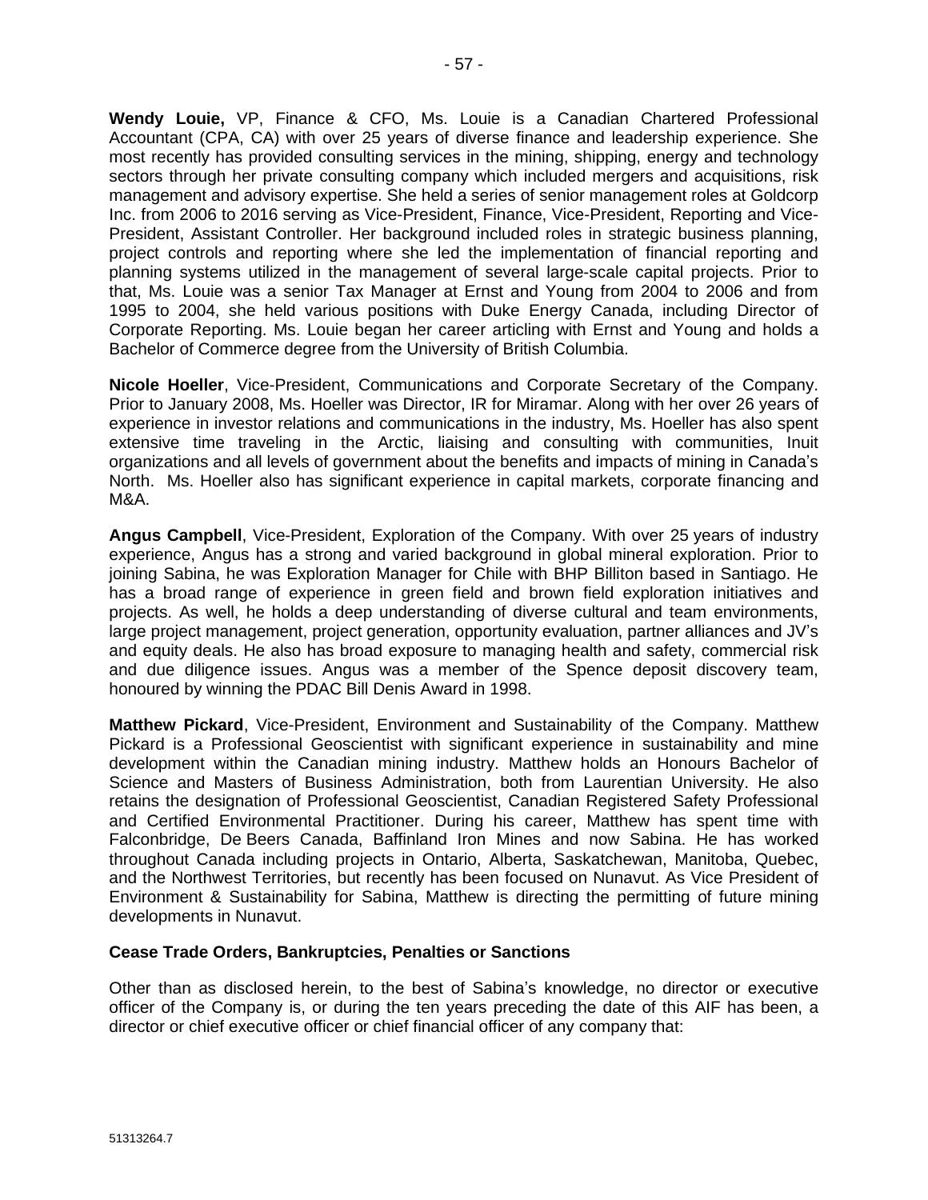**Wendy Louie,** VP, Finance & CFO, Ms. Louie is a Canadian Chartered Professional Accountant (CPA, CA) with over 25 years of diverse finance and leadership experience. She most recently has provided consulting services in the mining, shipping, energy and technology sectors through her private consulting company which included mergers and acquisitions, risk management and advisory expertise. She held a series of senior management roles at Goldcorp Inc. from 2006 to 2016 serving as Vice-President, Finance, Vice-President, Reporting and Vice-President, Assistant Controller. Her background included roles in strategic business planning, project controls and reporting where she led the implementation of financial reporting and planning systems utilized in the management of several large-scale capital projects. Prior to that, Ms. Louie was a senior Tax Manager at Ernst and Young from 2004 to 2006 and from 1995 to 2004, she held various positions with Duke Energy Canada, including Director of Corporate Reporting. Ms. Louie began her career articling with Ernst and Young and holds a Bachelor of Commerce degree from the University of British Columbia.

**Nicole Hoeller**, Vice-President, Communications and Corporate Secretary of the Company. Prior to January 2008, Ms. Hoeller was Director, IR for Miramar. Along with her over 26 years of experience in investor relations and communications in the industry, Ms. Hoeller has also spent extensive time traveling in the Arctic, liaising and consulting with communities, Inuit organizations and all levels of government about the benefits and impacts of mining in Canada's North. Ms. Hoeller also has significant experience in capital markets, corporate financing and M&A.

**Angus Campbell**, Vice-President, Exploration of the Company. With over 25 years of industry experience, Angus has a strong and varied background in global mineral exploration. Prior to joining Sabina, he was Exploration Manager for Chile with BHP Billiton based in Santiago. He has a broad range of experience in green field and brown field exploration initiatives and projects. As well, he holds a deep understanding of diverse cultural and team environments, large project management, project generation, opportunity evaluation, partner alliances and JV's and equity deals. He also has broad exposure to managing health and safety, commercial risk and due diligence issues. Angus was a member of the Spence deposit discovery team, honoured by winning the PDAC Bill Denis Award in 1998.

**Matthew Pickard**, Vice-President, Environment and Sustainability of the Company. Matthew Pickard is a Professional Geoscientist with significant experience in sustainability and mine development within the Canadian mining industry. Matthew holds an Honours Bachelor of Science and Masters of Business Administration, both from Laurentian University. He also retains the designation of Professional Geoscientist, Canadian Registered Safety Professional and Certified Environmental Practitioner. During his career, Matthew has spent time with Falconbridge, De Beers Canada, Baffinland Iron Mines and now Sabina. He has worked throughout Canada including projects in Ontario, Alberta, Saskatchewan, Manitoba, Quebec, and the Northwest Territories, but recently has been focused on Nunavut. As Vice President of Environment & Sustainability for Sabina, Matthew is directing the permitting of future mining developments in Nunavut.

### Cease Trade Orders, Bankruptcies, Penalties or Sanctions

Other than as disclosed herein, to the best of Sabina's knowledge, no director or executive officer of the Company is, or during the ten years preceding the date of this AIF has been, a director or chief executive officer or chief financial officer of any company that: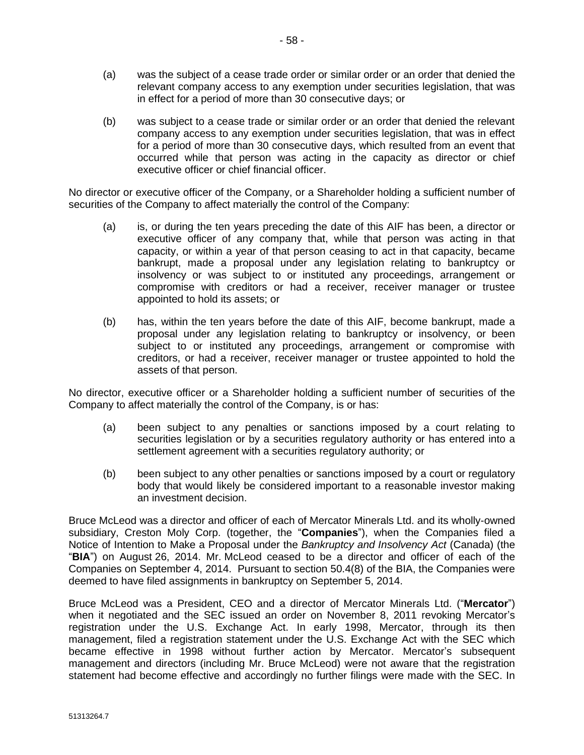(a) was the subject of a cease trade order or similar order or an order that denied the relevant company access to any exemption under securities legislation, that was in effect for a period of more than 30 consecutive days; or

(b) was subject to a cease trade or similar order or an order that denied the relevant company access to any exemption under securities legislation, that was in effect for a period of more than 30 consecutive days, which resulted from an event that occurred while that person was acting in the capacity as director or chief executive officer or chief financial officer.

No director or executive officer of the Company, or a Shareholder holding a sufficient number of securities of the Company to affect materially the control of the Company:

(a) is, or during the ten years preceding the date of this AIF has been, a director or executive officer of any company that, while that person was acting in that capacity, or within a year of that person ceasing to act in that capacity, became bankrupt, made a proposal under any legislation relating to bankruptcy or insolvency or was subject to or instituted any proceedings, arrangement or compromise with creditors or had a receiver, receiver manager or trustee appointed to hold its assets; or

(b) has, within the ten years before the date of this AIF, become bankrupt, made a proposal under any legislation relating to bankruptcy or insolvency, or been subject to or instituted any proceedings, arrangement or compromise with creditors, or had a receiver, receiver manager or trustee appointed to hold the assets of that person.

No director, executive officer or a Shareholder holding a sufficient number of securities of the Company to affect materially the control of the Company, is or has:

(a) been subject to any penalties or sanctions imposed by a court relating to securities legislation or by a securities regulatory authority or has entered into a settlement agreement with a securities regulatory authority; or

(b) been subject to any other penalties or sanctions imposed by a court or regulatory body that would likely be considered important to a reasonable investor making an investment decision.

Bruce McLeod was a director and officer of each of Mercator Minerals Ltd. and its wholly-owned subsidiary, Creston Moly Corp. (together, the "**Companies**"), when the Companies filed a Notice of Intention to Make a Proposal under the *Bankruptcy and Insolvency Act* (Canada) (the "**BIA**") on August 26, 2014. Mr. McLeod ceased to be a director and officer of each of the Companies on September 4, 2014. Pursuant to section 50.4(8) of the BIA, the Companies were deemed to have filed assignments in bankruptcy on September 5, 2014.

Bruce McLeod was a President, CEO and a director of Mercator Minerals Ltd. ("**Mercator**") when it negotiated and the SEC issued an order on November 8, 2011 revoking Mercator's registration under the U.S. Exchange Act. In early 1998, Mercator, through its then management, filed a registration statement under the U.S. Exchange Act with the SEC which became effective in 1998 without further action by Mercator. Mercator's subsequent management and directors (including Mr. Bruce McLeod) were not aware that the registration statement had become effective and accordingly no further filings were made with the SEC. In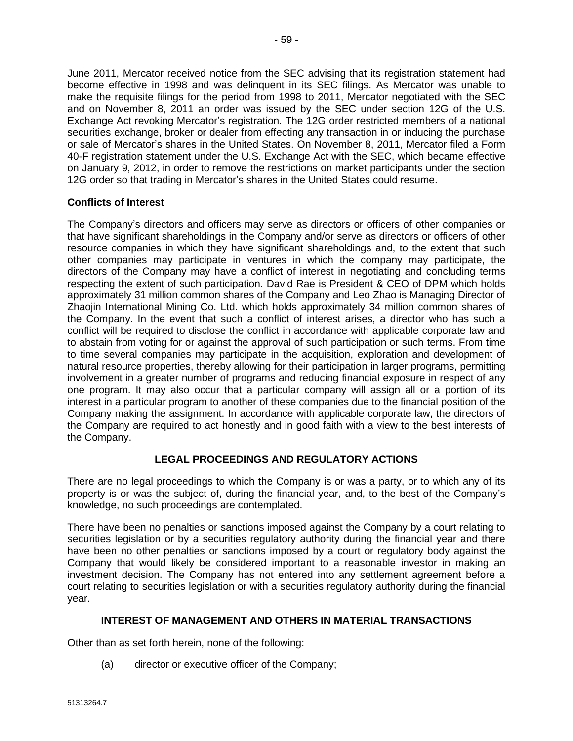June 2011, Mercator received notice from the SEC advising that its registration statement had become effective in 1998 and was delinquent in its SEC filings. As Mercator was unable to make the requisite filings for the period from 1998 to 2011, Mercator negotiated with the SEC and on November 8, 2011 an order was issued by the SEC under section 12G of the U.S. Exchange Act revoking Mercator's registration. The 12G order restricted members of a national securities exchange, broker or dealer from effecting any transaction in or inducing the purchase or sale of Mercator's shares in the United States. On November 8, 2011, Mercator filed a Form 40-F registration statement under the U.S. Exchange Act with the SEC, which became effective on January 9, 2012, in order to remove the restrictions on market participants under the section 12G order so that trading in Mercator's shares in the United States could resume.

**Conflicts of Interest**

The Company's directors and officers may serve as directors or officers of other companies or that have significant shareholdings in the Company and/or serve as directors or officers of other resource companies in which they have significant shareholdings and, to the extent that such other companies may participate in ventures in which the company may participate, the directors of the Company may have a conflict of interest in negotiating and concluding terms respecting the extent of such participation. David Rae is President & CEO of DPM which holds approximately 31 million common shares of the Company and Leo Zhao is Managing Director of Zhaojin International Mining Co. Ltd. which holds approximately 34 million common shares of the Company. In the event that such a conflict of interest arises, a director who has such a conflict will be required to disclose the conflict in accordance with applicable corporate law and to abstain from voting for or against the approval of such participation or such terms. From time to time several companies may participate in the acquisition, exploration and development of natural resource properties, thereby allowing for their participation in larger programs, permitting involvement in a greater number of programs and reducing financial exposure in respect of any one program. It may also occur that a particular company will assign all or a portion of its interest in a particular program to another of these companies due to the financial position of the Company making the assignment. In accordance with applicable corporate law, the directors of the Company are required to act honestly and in good faith with a view to the best interests of the Company.

## LEGAL PROCEEDINGS AND REGULATORY ACTIONS

There are no legal proceedings to which the Company is or was a party, or to which any of its property is or was the subject of, during the financial year, and, to the best of the Company's knowledge, no such proceedings are contemplated.

There have been no penalties or sanctions imposed against the Company by a court relating to securities legislation or by a securities regulatory authority during the financial year and there have been no other penalties or sanctions imposed by a court or regulatory body against the Company that would likely be considered important to a reasonable investor in making an investment decision. The Company has not entered into any settlement agreement before a court relating to securities legislation or with a securities regulatory authority during the financial year.

## INTEREST OF MANAGEMENT AND OTHERS IN MATERIAL TRANSACTIONS

Other than as set forth herein, none of the following:

(a) director or executive officer of the Company;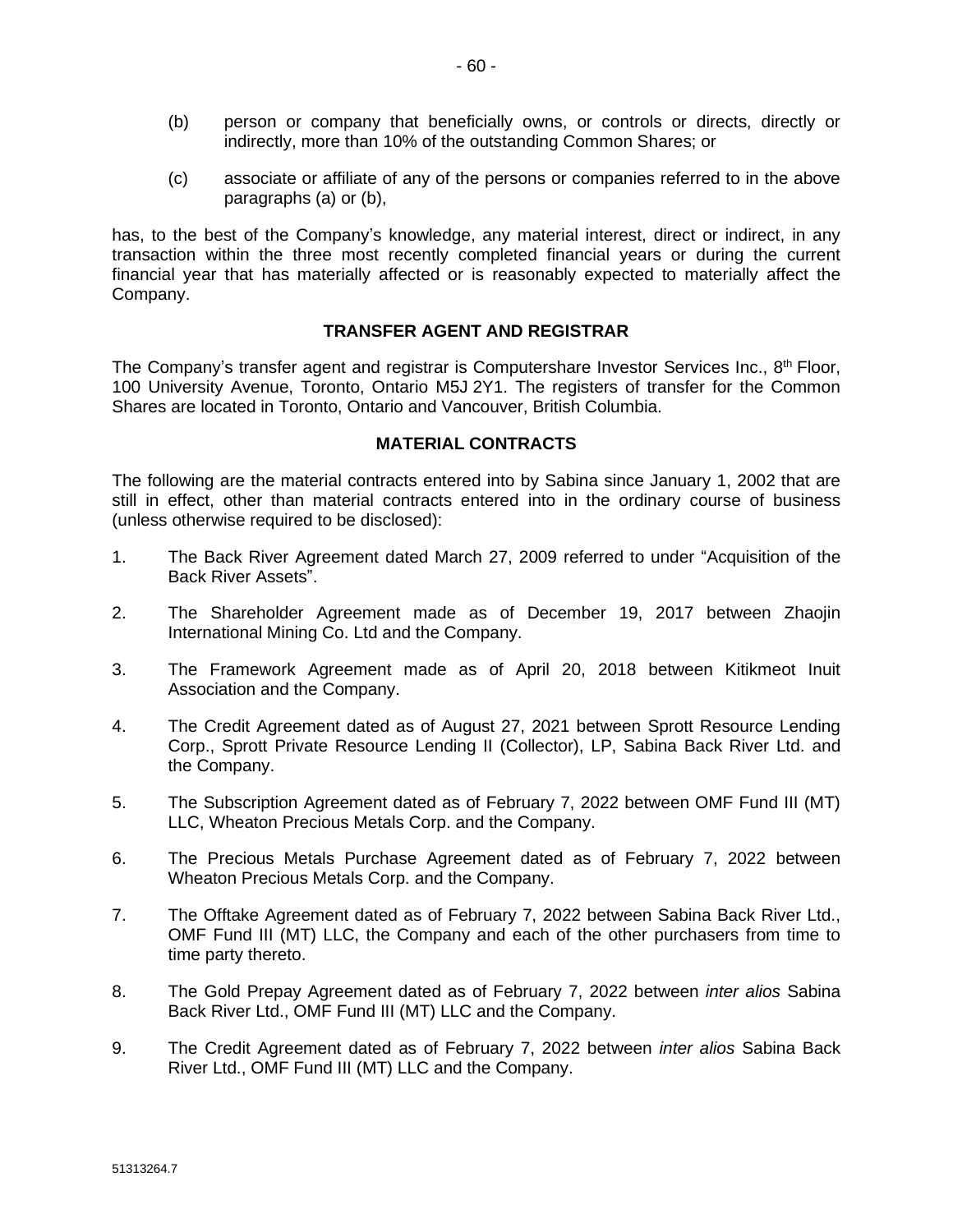(b) person or company that beneficially owns, or controls or directs, directly or indirectly, more than 10% of the outstanding Common Shares; or

(c) associate or affiliate of any of the persons or companies referred to in the above paragraphs (a) or (b),

has, to the best of the Company's knowledge, any material interest, direct or indirect, in any transaction within the three most recently completed financial years or during the current financial year that has materially affected or is reasonably expected to materially affect the Company.

## TRANSFER AGENT AND REGISTRAR

The Company's transfer agent and registrar is Computershare Investor Services Inc., 8th Floor, 100 University Avenue, Toronto, Ontario M5J 2Y1. The registers of transfer for the Common Shares are located in Toronto, Ontario and Vancouver, British Columbia.

## MATERIAL CONTRACTS

The following are the material contracts entered into by Sabina since January 1, 2002 that are still in effect, other than material contracts entered into in the ordinary course of business (unless otherwise required to be disclosed):

1. The Back River Agreement dated March 27, 2009 referred to under "Acquisition of the Back River Assets".
2. The Shareholder Agreement made as of December 19, 2017 between Zhaojin International Mining Co. Ltd and the Company.
3. The Framework Agreement made as of April 20, 2018 between Kitikmeot Inuit Association and the Company.
4. The Credit Agreement dated as of August 27, 2021 between Sprott Resource Lending Corp., Sprott Private Resource Lending II (Collector), LP, Sabina Back River Ltd. and the Company.
5. The Subscription Agreement dated as of February 7, 2022 between OMF Fund III (MT) LLC, Wheaton Precious Metals Corp. and the Company.
6. The Precious Metals Purchase Agreement dated as of February 7, 2022 between Wheaton Precious Metals Corp. and the Company.
7. The Offtake Agreement dated as of February 7, 2022 between Sabina Back River Ltd., OMF Fund III (MT) LLC, the Company and each of the other purchasers from time to time party thereto.
8. The Gold Prepay Agreement dated as of February 7, 2022 between *inter alios* Sabina Back River Ltd., OMF Fund III (MT) LLC and the Company.
9. The Credit Agreement dated as of February 7, 2022 between *inter alios* Sabina Back River Ltd., OMF Fund III (MT) LLC and the Company.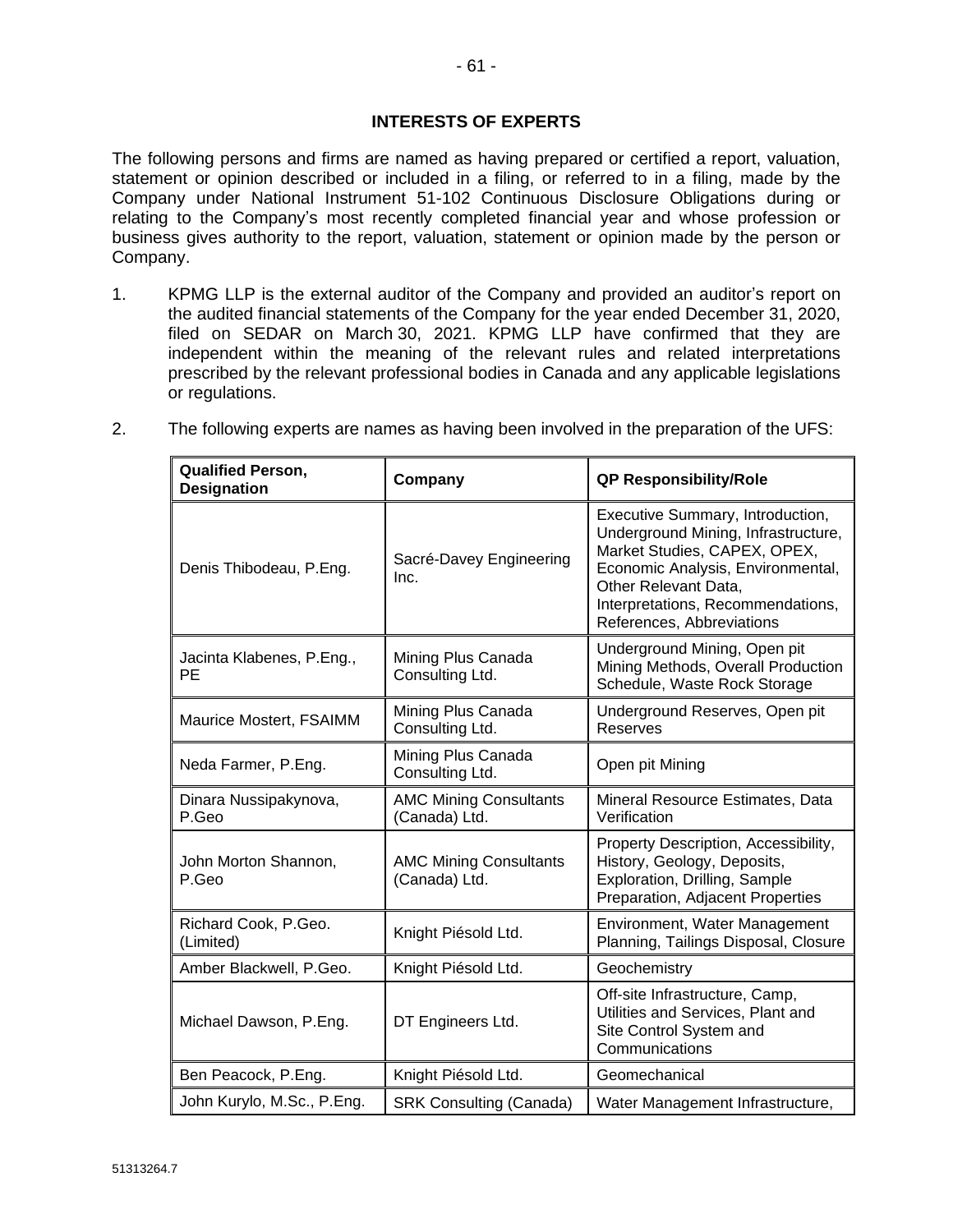## INTERESTS OF EXPERTS

The following persons and firms are named as having prepared or certified a report, valuation, statement or opinion described or included in a filing, or referred to in a filing, made by the Company under National Instrument 51-102 Continuous Disclosure Obligations during or relating to the Company's most recently completed financial year and whose profession or business gives authority to the report, valuation, statement or opinion made by the person or Company.

1. KPMG LLP is the external auditor of the Company and provided an auditor's report on the audited financial statements of the Company for the year ended December 31, 2020, filed on SEDAR on March 30, 2021. KPMG LLP have confirmed that they are independent within the meaning of the relevant rules and related interpretations prescribed by the relevant professional bodies in Canada and any applicable legislations or regulations.

2. The following experts are names as having been involved in the preparation of the UFS:

| Qualified Person, Designation | Company | QP Responsibility/Role |
|---|---|---|
| Denis Thibodeau, P.Eng. | Sacré-Davey Engineering Inc. | Executive Summary, Introduction, Underground Mining, Infrastructure, Market Studies, CAPEX, OPEX, Economic Analysis, Environmental, Other Relevant Data, Interpretations, Recommendations, References, Abbreviations |
| Jacinta Klabenes, P.Eng., PE | Mining Plus Canada Consulting Ltd. | Underground Mining, Open pit Mining Methods, Overall Production Schedule, Waste Rock Storage |
| Maurice Mostert, FSAIMM | Mining Plus Canada Consulting Ltd. | Underground Reserves, Open pit Reserves |
| Neda Farmer, P.Eng. | Mining Plus Canada Consulting Ltd. | Open pit Mining |
| Dinara Nussipakynova, P.Geo | AMC Mining Consultants (Canada) Ltd. | Mineral Resource Estimates, Data Verification |
| John Morton Shannon, P.Geo | AMC Mining Consultants (Canada) Ltd. | Property Description, Accessibility, History, Geology, Deposits, Exploration, Drilling, Sample Preparation, Adjacent Properties |
| Richard Cook, P.Geo. (Limited) | Knight Piésold Ltd. | Environment, Water Management Planning, Tailings Disposal, Closure |
| Amber Blackwell, P.Geo. | Knight Piésold Ltd. | Geochemistry |
| Michael Dawson, P.Eng. | DT Engineers Ltd. | Off-site Infrastructure, Camp, Utilities and Services, Plant and Site Control System and Communications |
| Ben Peacock, P.Eng. | Knight Piésold Ltd. | Geomechanical |
| John Kurylo, M.Sc., P.Eng. | SRK Consulting (Canada) | Water Management Infrastructure, |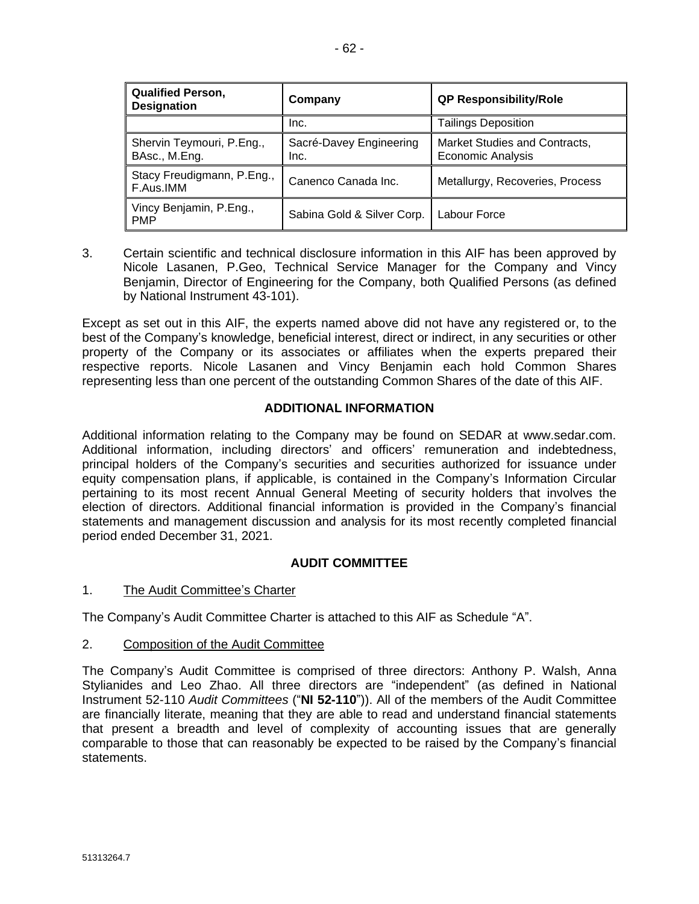| Qualified Person, Designation | Company | QP Responsibility/Role |
| --- | --- | --- |
| | Inc. | Tailings Deposition |
| Shervin Teymouri, P.Eng., BAsc., M.Eng. | Sacré-Davey Engineering Inc. | Market Studies and Contracts, Economic Analysis |
| Stacy Freudigmann, P.Eng., F.Aus.IMM | Canenco Canada Inc. | Metallurgy, Recoveries, Process |
| Vincy Benjamin, P.Eng., PMP | Sabina Gold & Silver Corp. | Labour Force |

3. Certain scientific and technical disclosure information in this AIF has been approved by Nicole Lasanen, P.Geo, Technical Service Manager for the Company and Vincy Benjamin, Director of Engineering for the Company, both Qualified Persons (as defined by National Instrument 43-101).

Except as set out in this AIF, the experts named above did not have any registered or, to the best of the Company's knowledge, beneficial interest, direct or indirect, in any securities or other property of the Company or its associates or affiliates when the experts prepared their respective reports. Nicole Lasanen and Vincy Benjamin each hold Common Shares representing less than one percent of the outstanding Common Shares of the date of this AIF.

## ADDITIONAL INFORMATION

Additional information relating to the Company may be found on SEDAR at www.sedar.com. Additional information, including directors' and officers' remuneration and indebtedness, principal holders of the Company's securities and securities authorized for issuance under equity compensation plans, if applicable, is contained in the Company's Information Circular pertaining to its most recent Annual General Meeting of security holders that involves the election of directors. Additional financial information is provided in the Company's financial statements and management discussion and analysis for its most recently completed financial period ended December 31, 2021.

## AUDIT COMMITTEE

1. The Audit Committee's Charter

The Company's Audit Committee Charter is attached to this AIF as Schedule "A".

2. Composition of the Audit Committee

The Company's Audit Committee is comprised of three directors: Anthony P. Walsh, Anna Stylianides and Leo Zhao. All three directors are "independent" (as defined in National Instrument 52-110 *Audit Committees* ("**NI 52-110**")). All of the members of the Audit Committee are financially literate, meaning that they are able to read and understand financial statements that present a breadth and level of complexity of accounting issues that are generally comparable to those that can reasonably be expected to be raised by the Company's financial statements.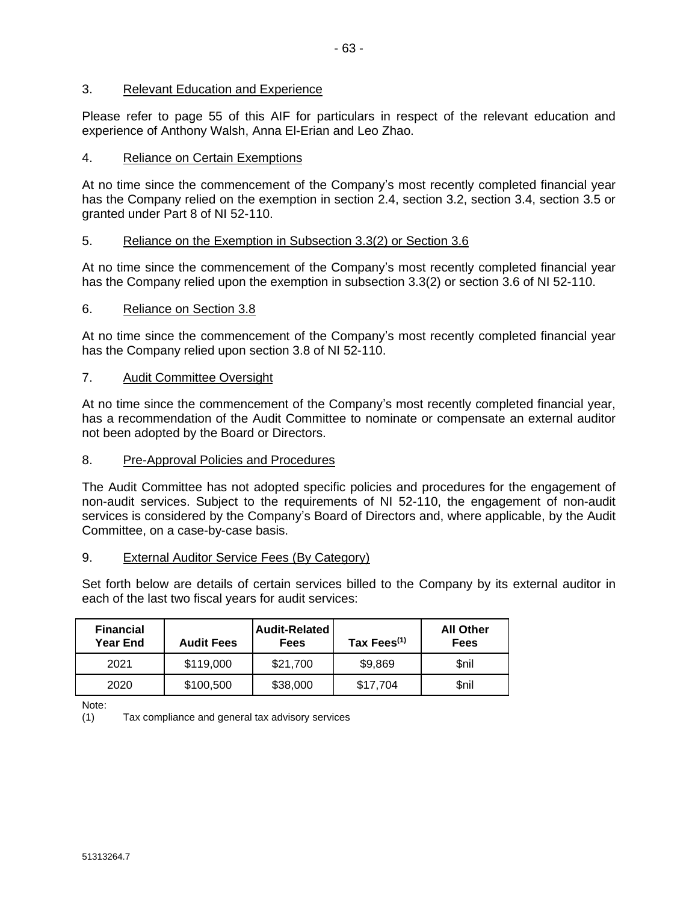### 3. Relevant Education and Experience

Please refer to page 55 of this AIF for particulars in respect of the relevant education and experience of Anthony Walsh, Anna El-Erian and Leo Zhao.

### 4. Reliance on Certain Exemptions

At no time since the commencement of the Company's most recently completed financial year has the Company relied on the exemption in section 2.4, section 3.2, section 3.4, section 3.5 or granted under Part 8 of NI 52-110.

### 5. Reliance on the Exemption in Subsection 3.3(2) or Section 3.6

At no time since the commencement of the Company's most recently completed financial year has the Company relied upon the exemption in subsection 3.3(2) or section 3.6 of NI 52-110.

### 6. Reliance on Section 3.8

At no time since the commencement of the Company's most recently completed financial year has the Company relied upon section 3.8 of NI 52-110.

### 7. Audit Committee Oversight

At no time since the commencement of the Company's most recently completed financial year, has a recommendation of the Audit Committee to nominate or compensate an external auditor not been adopted by the Board or Directors.

### 8. Pre-Approval Policies and Procedures

The Audit Committee has not adopted specific policies and procedures for the engagement of non-audit services. Subject to the requirements of NI 52-110, the engagement of non-audit services is considered by the Company's Board of Directors and, where applicable, by the Audit Committee, on a case-by-case basis.

### 9. External Auditor Service Fees (By Category)

Set forth below are details of certain services billed to the Company by its external auditor in each of the last two fiscal years for audit services:

| Financial Year End | Audit Fees | Audit-Related Fees | Tax Fees[1] | All Other Fees |
|---|---|---|---|---|
| 2021 | $119,000 | $21,700 | $9,869 | $nil |
| 2020 | $100,500 | $38,000 | $17,704 | $nil |

Note:

(1) Tax compliance and general tax advisory services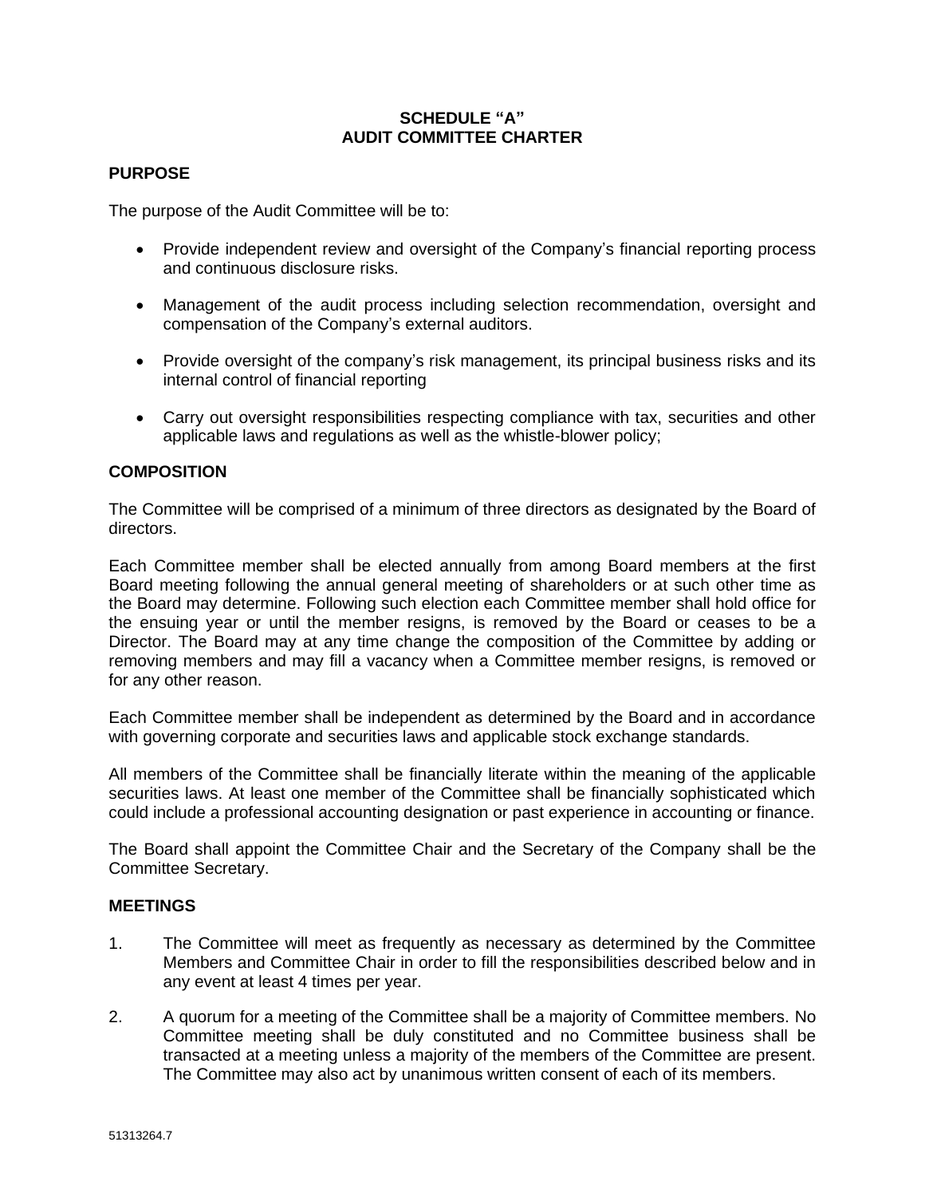**SCHEDULE “A”**
**AUDIT COMMITTEE CHARTER**

## PURPOSE

The purpose of the Audit Committee will be to:

- Provide independent review and oversight of the Company’s financial reporting process and continuous disclosure risks.
- Management of the audit process including selection recommendation, oversight and compensation of the Company’s external auditors.
- Provide oversight of the company’s risk management, its principal business risks and its internal control of financial reporting
- Carry out oversight responsibilities respecting compliance with tax, securities and other applicable laws and regulations as well as the whistle-blower policy;

## COMPOSITION

The Committee will be comprised of a minimum of three directors as designated by the Board of directors.

Each Committee member shall be elected annually from among Board members at the first Board meeting following the annual general meeting of shareholders or at such other time as the Board may determine. Following such election each Committee member shall hold office for the ensuing year or until the member resigns, is removed by the Board or ceases to be a Director. The Board may at any time change the composition of the Committee by adding or removing members and may fill a vacancy when a Committee member resigns, is removed or for any other reason.

Each Committee member shall be independent as determined by the Board and in accordance with governing corporate and securities laws and applicable stock exchange standards.

All members of the Committee shall be financially literate within the meaning of the applicable securities laws. At least one member of the Committee shall be financially sophisticated which could include a professional accounting designation or past experience in accounting or finance.

The Board shall appoint the Committee Chair and the Secretary of the Company shall be the Committee Secretary.

## MEETINGS

1. The Committee will meet as frequently as necessary as determined by the Committee Members and Committee Chair in order to fill the responsibilities described below and in any event at least 4 times per year.
2. A quorum for a meeting of the Committee shall be a majority of Committee members. No Committee meeting shall be duly constituted and no Committee business shall be transacted at a meeting unless a majority of the members of the Committee are present. The Committee may also act by unanimous written consent of each of its members.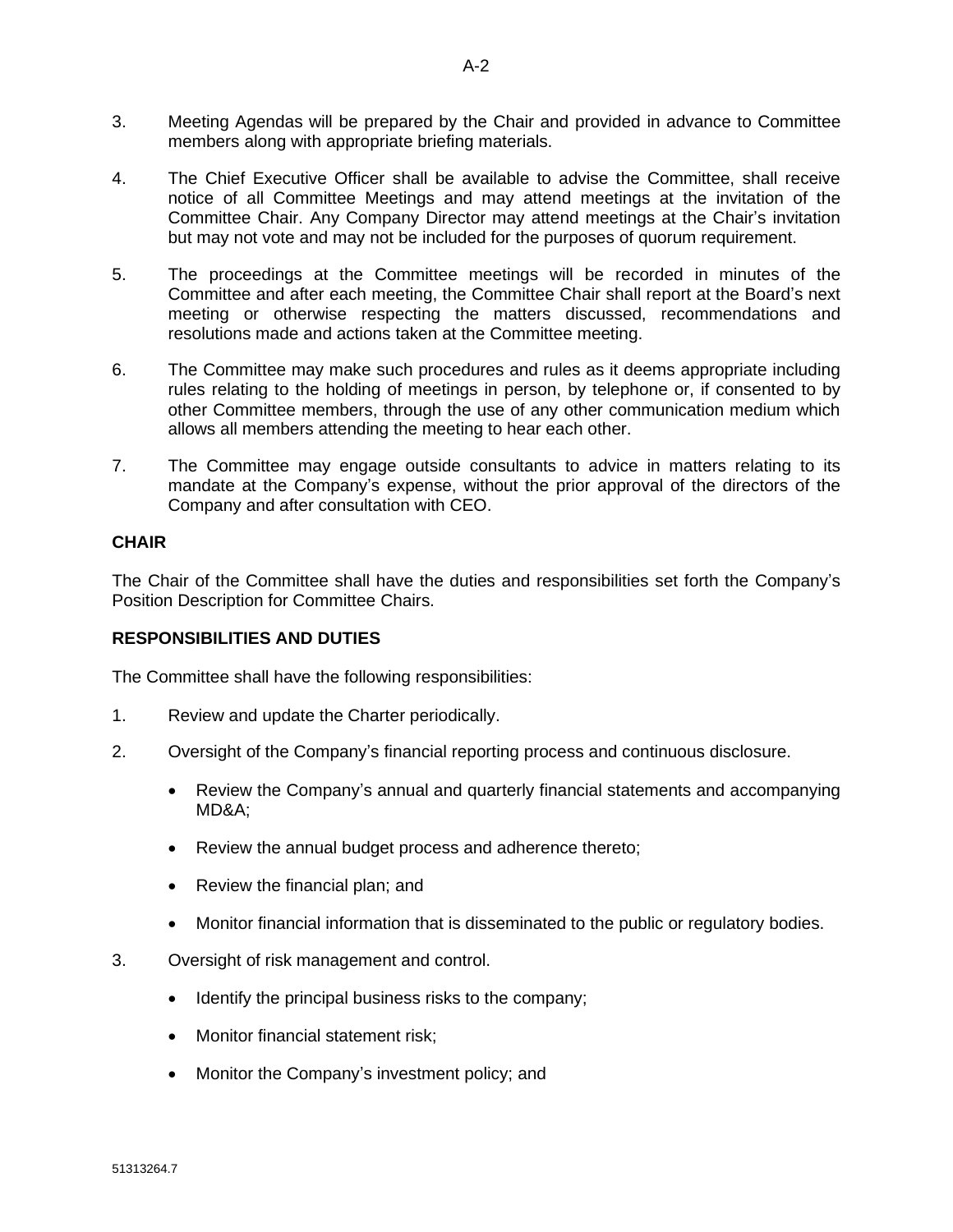3. Meeting Agendas will be prepared by the Chair and provided in advance to Committee members along with appropriate briefing materials.

4. The Chief Executive Officer shall be available to advise the Committee, shall receive notice of all Committee Meetings and may attend meetings at the invitation of the Committee Chair. Any Company Director may attend meetings at the Chair's invitation but may not vote and may not be included for the purposes of quorum requirement.

5. The proceedings at the Committee meetings will be recorded in minutes of the Committee and after each meeting, the Committee Chair shall report at the Board's next meeting or otherwise respecting the matters discussed, recommendations and resolutions made and actions taken at the Committee meeting.

6. The Committee may make such procedures and rules as it deems appropriate including rules relating to the holding of meetings in person, by telephone or, if consented to by other Committee members, through the use of any other communication medium which allows all members attending the meeting to hear each other.

7. The Committee may engage outside consultants to advice in matters relating to its mandate at the Company's expense, without the prior approval of the directors of the Company and after consultation with CEO.

**CHAIR**

The Chair of the Committee shall have the duties and responsibilities set forth the Company's Position Description for Committee Chairs.

**RESPONSIBILITIES AND DUTIES**

The Committee shall have the following responsibilities:

1. Review and update the Charter periodically.

2. Oversight of the Company's financial reporting process and continuous disclosure.

   - Review the Company's annual and quarterly financial statements and accompanying MD&A;
   - Review the annual budget process and adherence thereto;
   - Review the financial plan; and
   - Monitor financial information that is disseminated to the public or regulatory bodies.

3. Oversight of risk management and control.

   - Identify the principal business risks to the company;
   - Monitor financial statement risk;
   - Monitor the Company's investment policy; and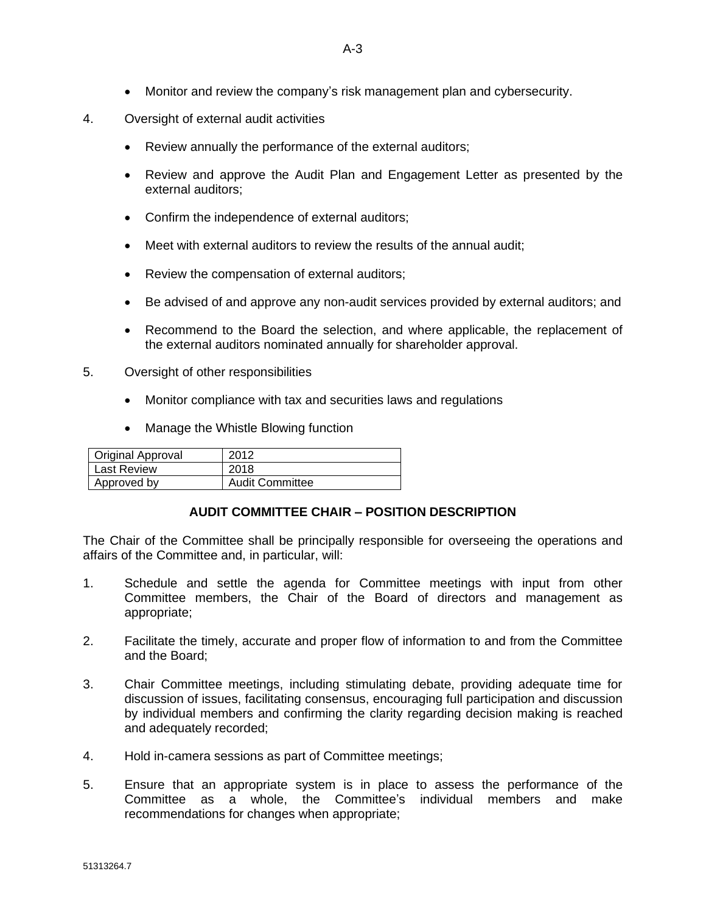- Monitor and review the company's risk management plan and cybersecurity.

4. Oversight of external audit activities

    - Review annually the performance of the external auditors;
    - Review and approve the Audit Plan and Engagement Letter as presented by the external auditors;
    - Confirm the independence of external auditors;
    - Meet with external auditors to review the results of the annual audit;
    - Review the compensation of external auditors;
    - Be advised of and approve any non-audit services provided by external auditors; and
    - Recommend to the Board the selection, and where applicable, the replacement of the external auditors nominated annually for shareholder approval.

5. Oversight of other responsibilities

    - Monitor compliance with tax and securities laws and regulations
    - Manage the Whistle Blowing function

| Original Approval | 2012 |
|---|---|
| Last Review | 2018 |
| Approved by | Audit Committee |

**AUDIT COMMITTEE CHAIR – POSITION DESCRIPTION**

The Chair of the Committee shall be principally responsible for overseeing the operations and affairs of the Committee and, in particular, will:

1. Schedule and settle the agenda for Committee meetings with input from other Committee members, the Chair of the Board of directors and management as appropriate;

2. Facilitate the timely, accurate and proper flow of information to and from the Committee and the Board;

3. Chair Committee meetings, including stimulating debate, providing adequate time for discussion of issues, facilitating consensus, encouraging full participation and discussion by individual members and confirming the clarity regarding decision making is reached and adequately recorded;

4. Hold in-camera sessions as part of Committee meetings;

5. Ensure that an appropriate system is in place to assess the performance of the Committee as a whole, the Committee's individual members and make recommendations for changes when appropriate;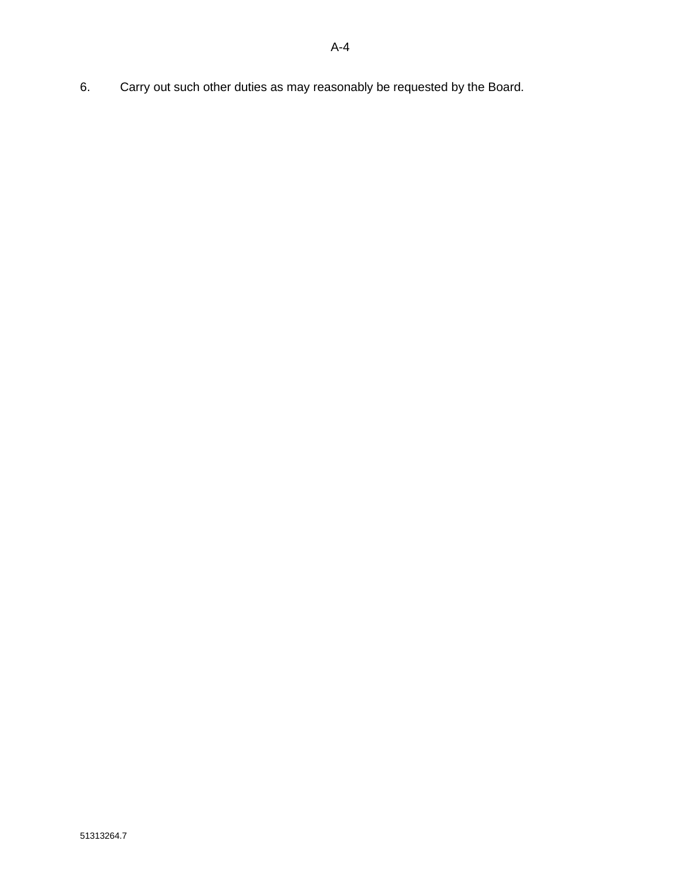6. Carry out such other duties as may reasonably be requested by the Board.